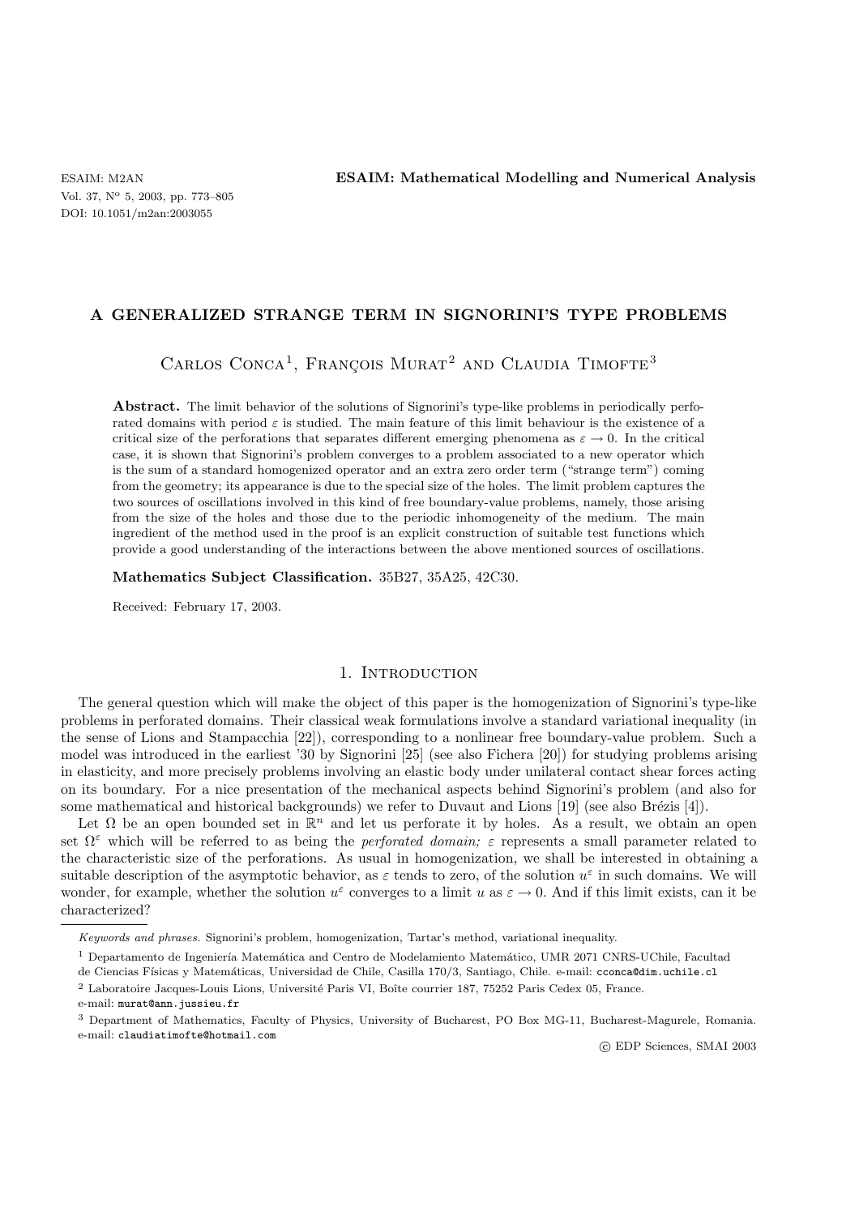# A GENERALIZED STRANGE TERM IN SIGNORINI'S TYPE PROBLEMS

Carlos Conca[1], François Murat[2] and Claudia Timofte[3]

**Abstract.** The limit behavior of the solutions of Signorini's type-like problems in periodically perforated domains with period $\varepsilon$ is studied. The main feature of this limit behaviour is the existence of a critical size of the perforations that separates different emerging phenomena as $\varepsilon \to 0$. In the critical case, it is shown that Signorini's problem converges to a problem associated to a new operator which is the sum of a standard homogenized operator and an extra zero order term ("strange term") coming from the geometry; its appearance is due to the special size of the holes. The limit problem captures the two sources of oscillations involved in this kind of free boundary-value problems, namely, those arising from the size of the holes and those due to the periodic inhomogeneity of the medium. The main ingredient of the method used in the proof is an explicit construction of suitable test functions which provide a good understanding of the interactions between the above mentioned sources of oscillations.

**Mathematics Subject Classification.** 35B27, 35A25, 42C30.

Received: February 17, 2003.

## 1. Introduction

The general question which will make the object of this paper is the homogenization of Signorini's type-like problems in perforated domains. Their classical weak formulations involve a standard variational inequality (in the sense of Lions and Stampacchia [22]), corresponding to a nonlinear free boundary-value problem. Such a model was introduced in the earliest '30 by Signorini [25] (see also Fichera [20]) for studying problems arising in elasticity, and more precisely problems involving an elastic body under unilateral contact shear forces acting on its boundary. For a nice presentation of the mechanical aspects behind Signorini's problem (and also for some mathematical and historical backgrounds) we refer to Duvaut and Lions [19] (see also Brézis [4]).

Let $\Omega$ be an open bounded set in $\mathbb{R}^n$ and let us perforate it by holes. As a result, we obtain an open set $\Omega^\varepsilon$ which will be referred to as being the *perforated domain;* $\varepsilon$ represents a small parameter related to the characteristic size of the perforations. As usual in homogenization, we shall be interested in obtaining a suitable description of the asymptotic behavior, as $\varepsilon$ tends to zero, of the solution $u^\varepsilon$ in such domains. We will wonder, for example, whether the solution $u^\varepsilon$ converges to a limit $u$ as $\varepsilon \to 0$. And if this limit exists, can it be characterized?

*Keywords and phrases.* Signorini's problem, homogenization, Tartar's method, variational inequality.

[1] Departamento de Ingeniería Matemática and Centro de Modelamiento Matemático, UMR 2071 CNRS-UChile, Facultad de Ciencias Físicas y Matemáticas, Universidad de Chile, Casilla 170/3, Santiago, Chile. e-mail: cconca@dim.uchile.cl

[2] Laboratoire Jacques-Louis Lions, Université Paris VI, Boîte courrier 187, 75252 Paris Cedex 05, France. e-mail: murat@ann.jussieu.fr

[3] Department of Mathematics, Faculty of Physics, University of Bucharest, PO Box MG-11, Bucharest-Magurele, Romania. e-mail: claudiatimofte@hotmail.com

© EDP Sciences, SMAI 2003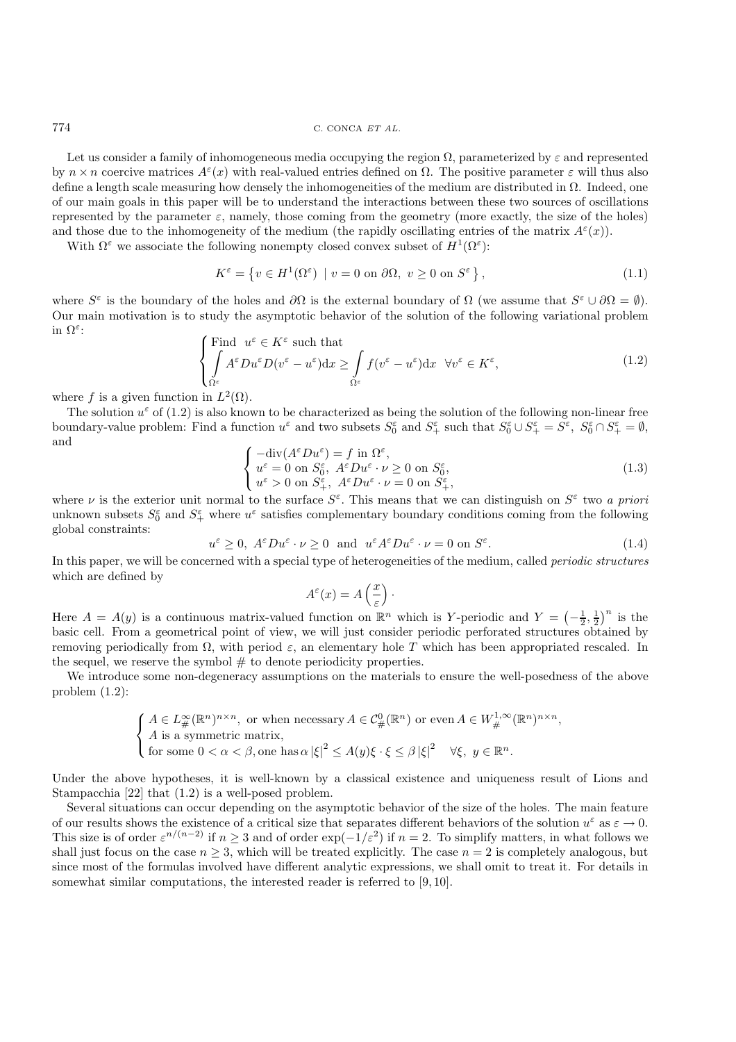Let us consider a family of inhomogeneous media occupying the region $\Omega$, parameterized by $\varepsilon$ and represented by $n \times n$ coercive matrices $A^\varepsilon(x)$ with real-valued entries defined on $\Omega$. The positive parameter $\varepsilon$ will thus also define a length scale measuring how densely the inhomogeneities of the medium are distributed in $\Omega$. Indeed, one of our main goals in this paper will be to understand the interactions between these two sources of oscillations represented by the parameter $\varepsilon$, namely, those coming from the geometry (more exactly, the size of the holes) and those due to the inhomogeneity of the medium (the rapidly oscillating entries of the matrix $A^\varepsilon(x)$).

With $\Omega^\varepsilon$ we associate the following nonempty closed convex subset of $H^1(\Omega^\varepsilon)$:

$$K^\varepsilon = \left\{ v \in H^1(\Omega^\varepsilon) \mid v = 0 \text{ on } \partial\Omega,\ v \geq 0 \text{ on } S^\varepsilon \right\}, \tag{1.1}$$

where $S^\varepsilon$ is the boundary of the holes and $\partial\Omega$ is the external boundary of $\Omega$ (we assume that $S^\varepsilon \cup \partial\Omega = \emptyset$). Our main motivation is to study the asymptotic behavior of the solution of the following variational problem in $\Omega^\varepsilon$:

$$\begin{cases} \text{Find } \ u^\varepsilon \in K^\varepsilon \text{ such that} \\ \displaystyle\int_{\Omega^\varepsilon} A^\varepsilon Du^\varepsilon D(v^\varepsilon - u^\varepsilon)\mathrm{d}x \geq \int_{\Omega^\varepsilon} f(v^\varepsilon - u^\varepsilon)\mathrm{d}x \quad \forall v^\varepsilon \in K^\varepsilon, \end{cases} \tag{1.2}$$

where $f$ is a given function in $L^2(\Omega)$.

The solution $u^\varepsilon$ of (1.2) is also known to be characterized as being the solution of the following non-linear free boundary-value problem: Find a function $u^\varepsilon$ and two subsets $S_0^\varepsilon$ and $S_+^\varepsilon$ such that $S_0^\varepsilon \cup S_+^\varepsilon = S^\varepsilon$, $S_0^\varepsilon \cap S_+^\varepsilon = \emptyset$, and

$$\begin{cases} -\mathrm{div}(A^\varepsilon Du^\varepsilon) = f \text{ in } \Omega^\varepsilon, \\ u^\varepsilon = 0 \text{ on } S_0^\varepsilon,\ A^\varepsilon Du^\varepsilon \cdot \nu \geq 0 \text{ on } S_0^\varepsilon, \\ u^\varepsilon > 0 \text{ on } S_+^\varepsilon,\ A^\varepsilon Du^\varepsilon \cdot \nu = 0 \text{ on } S_+^\varepsilon, \end{cases} \tag{1.3}$$

where $\nu$ is the exterior unit normal to the surface $S^\varepsilon$. This means that we can distinguish on $S^\varepsilon$ two *a priori* unknown subsets $S_0^\varepsilon$ and $S_+^\varepsilon$ where $u^\varepsilon$ satisfies complementary boundary conditions coming from the following global constraints:

$$u^\varepsilon \geq 0,\ A^\varepsilon Du^\varepsilon \cdot \nu \geq 0 \ \text{ and } \ u^\varepsilon A^\varepsilon Du^\varepsilon \cdot \nu = 0 \text{ on } S^\varepsilon. \tag{1.4}$$

In this paper, we will be concerned with a special type of heterogeneities of the medium, called *periodic structures* which are defined by

$$A^\varepsilon(x) = A\left(\frac{x}{\varepsilon}\right) \cdot$$

Here $A = A(y)$ is a continuous matrix-valued function on $\mathbb{R}^n$ which is $Y$-periodic and $Y = \left(-\frac{1}{2}, \frac{1}{2}\right)^n$ is the basic cell. From a geometrical point of view, we will just consider periodic perforated structures obtained by removing periodically from $\Omega$, with period $\varepsilon$, an elementary hole $T$ which has been appropriated rescaled. In the sequel, we reserve the symbol # to denote periodicity properties.

We introduce some non-degeneracy assumptions on the materials to ensure the well-posedness of the above problem (1.2):

$$\begin{cases} A \in L^\infty_\#(\mathbb{R}^n)^{n\times n}, \text{ or when necessary } A \in \mathcal{C}^0_\#(\mathbb{R}^n) \text{ or even } A \in W^{1,\infty}_\#(\mathbb{R}^n)^{n\times n}, \\ A \text{ is a symmetric matrix}, \\ \text{for some } 0 < \alpha < \beta, \text{one has } \alpha \left|\xi\right|^2 \leq A(y)\xi \cdot \xi \leq \beta \left|\xi\right|^2 \quad \forall \xi,\ y \in \mathbb{R}^n. \end{cases}$$

Under the above hypotheses, it is well-known by a classical existence and uniqueness result of Lions and Stampacchia [22] that (1.2) is a well-posed problem.

Several situations can occur depending on the asymptotic behavior of the size of the holes. The main feature of our results shows the existence of a critical size that separates different behaviors of the solution $u^\varepsilon$ as $\varepsilon \to 0$. This size is of order $\varepsilon^{n/(n-2)}$ if $n \geq 3$ and of order $\exp(-1/\varepsilon^2)$ if $n = 2$. To simplify matters, in what follows we shall just focus on the case $n \geq 3$, which will be treated explicitly. The case $n = 2$ is completely analogous, but since most of the formulas involved have different analytic expressions, we shall omit to treat it. For details in somewhat similar computations, the interested reader is referred to [9, 10].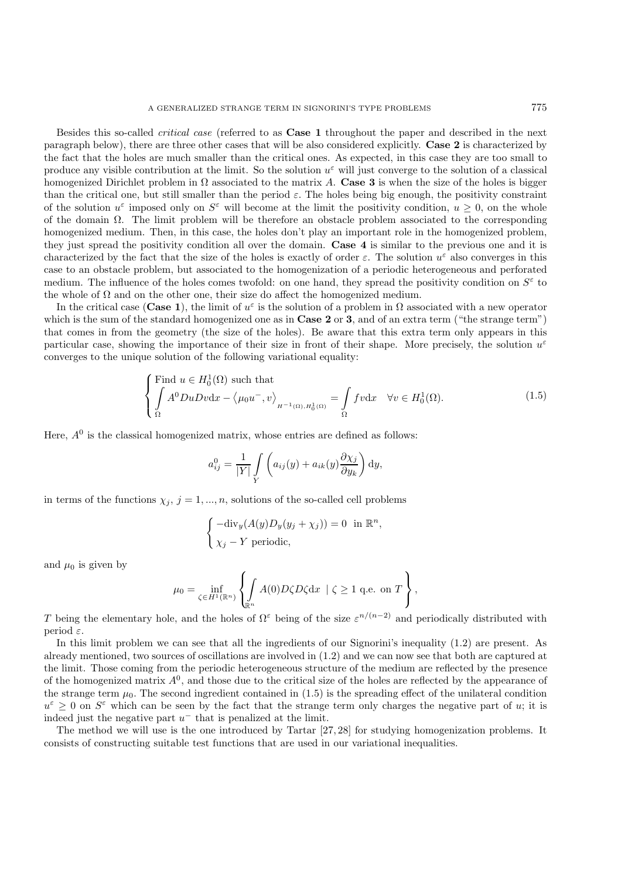Besides this so-called *critical case* (referred to as **Case 1** throughout the paper and described in the next paragraph below), there are three other cases that will be also considered explicitly. **Case 2** is characterized by the fact that the holes are much smaller than the critical ones. As expected, in this case they are too small to produce any visible contribution at the limit. So the solution $u^\varepsilon$ will just converge to the solution of a classical homogenized Dirichlet problem in $\Omega$ associated to the matrix $A$. **Case 3** is when the size of the holes is bigger than the critical one, but still smaller than the period $\varepsilon$. The holes being big enough, the positivity constraint of the solution $u^\varepsilon$ imposed only on $S^\varepsilon$ will become at the limit the positivity condition, $u \geq 0$, on the whole of the domain $\Omega$. The limit problem will be therefore an obstacle problem associated to the corresponding homogenized medium. Then, in this case, the holes don't play an important role in the homogenized problem, they just spread the positivity condition all over the domain. **Case 4** is similar to the previous one and it is characterized by the fact that the size of the holes is exactly of order $\varepsilon$. The solution $u^\varepsilon$ also converges in this case to an obstacle problem, but associated to the homogenization of a periodic heterogeneous and perforated medium. The influence of the holes comes twofold: on one hand, they spread the positivity condition on $S^\varepsilon$ to the whole of $\Omega$ and on the other one, their size do affect the homogenized medium.

In the critical case (**Case 1**), the limit of $u^\varepsilon$ is the solution of a problem in $\Omega$ associated with a new operator which is the sum of the standard homogenized one as in **Case 2** or **3**, and of an extra term ("the strange term") that comes in from the geometry (the size of the holes). Be aware that this extra term only appears in this particular case, showing the importance of their size in front of their shape. More precisely, the solution $u^\varepsilon$ converges to the unique solution of the following variational equality:

$$
\begin{cases}
\text{Find } u \in H_0^1(\Omega) \text{ such that} \\
\displaystyle\int_\Omega A^0 Du Dv \mathrm{d}x - \left\langle \mu_0 u^-, v \right\rangle_{H^{-1}(\Omega), H_0^1(\Omega)} = \int_\Omega f v \mathrm{d}x \quad \forall v \in H_0^1(\Omega).
\end{cases}
\tag{1.5}
$$

Here, $A^0$ is the classical homogenized matrix, whose entries are defined as follows:

$$
a_{ij}^0 = \frac{1}{|Y|} \int_Y \left( a_{ij}(y) + a_{ik}(y) \frac{\partial \chi_j}{\partial y_k} \right) \mathrm{d}y,
$$

in terms of the functions $\chi_j$, $j = 1, ..., n$, solutions of the so-called cell problems

$$
\begin{cases}
-\mathrm{div}_y(A(y) D_y(y_j + \chi_j)) = 0 \ \text{ in } \mathbb{R}^n, \\
\chi_j - Y \text{ periodic},
\end{cases}
$$

and $\mu_0$ is given by

$$
\mu_0 = \inf_{\zeta \in H^1(\mathbb{R}^n)} \left\{ \int_{\mathbb{R}^n} A(0) D\zeta D\zeta \mathrm{d}x \ \mid \zeta \geq 1 \text{ q.e. on } T \right\},
$$

$T$ being the elementary hole, and the holes of $\Omega^\varepsilon$ being of the size $\varepsilon^{n/(n-2)}$ and periodically distributed with period $\varepsilon$.

In this limit problem we can see that all the ingredients of our Signorini's inequality (1.2) are present. As already mentioned, two sources of oscillations are involved in (1.2) and we can now see that both are captured at the limit. Those coming from the periodic heterogeneous structure of the medium are reflected by the presence of the homogenized matrix $A^0$, and those due to the critical size of the holes are reflected by the appearance of the strange term $\mu_0$. The second ingredient contained in (1.5) is the spreading effect of the unilateral condition $u^\varepsilon \geq 0$ on $S^\varepsilon$ which can be seen by the fact that the strange term only charges the negative part of $u$; it is indeed just the negative part $u^-$ that is penalized at the limit.

The method we will use is the one introduced by Tartar [27, 28] for studying homogenization problems. It consists of constructing suitable test functions that are used in our variational inequalities.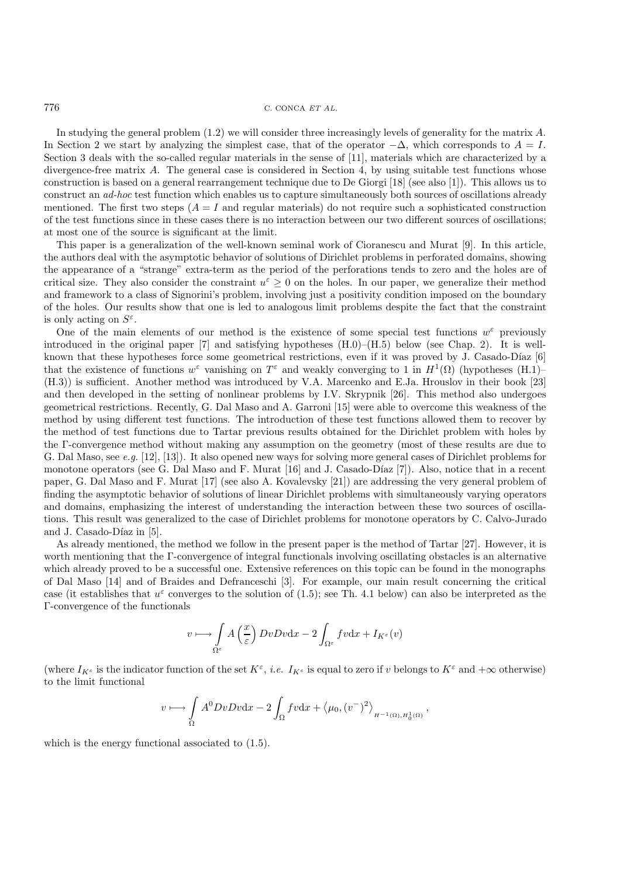In studying the general problem (1.2) we will consider three increasingly levels of generality for the matrix $A$. In Section 2 we start by analyzing the simplest case, that of the operator $-\Delta$, which corresponds to $A = I$. Section 3 deals with the so-called regular materials in the sense of [11], materials which are characterized by a divergence-free matrix $A$. The general case is considered in Section 4, by using suitable test functions whose construction is based on a general rearrangement technique due to De Giorgi [18] (see also [1]). This allows us to construct an *ad-hoc* test function which enables us to capture simultaneously both sources of oscillations already mentioned. The first two steps ($A = I$ and regular materials) do not require such a sophisticated construction of the test functions since in these cases there is no interaction between our two different sources of oscillations; at most one of the source is significant at the limit.

This paper is a generalization of the well-known seminal work of Cioranescu and Murat [9]. In this article, the authors deal with the asymptotic behavior of solutions of Dirichlet problems in perforated domains, showing the appearance of a "strange" extra-term as the period of the perforations tends to zero and the holes are of critical size. They also consider the constraint $u^\varepsilon \geq 0$ on the holes. In our paper, we generalize their method and framework to a class of Signorini's problem, involving just a positivity condition imposed on the boundary of the holes. Our results show that one is led to analogous limit problems despite the fact that the constraint is only acting on $S^\varepsilon$.

One of the main elements of our method is the existence of some special test functions $w^\varepsilon$ previously introduced in the original paper [7] and satisfying hypotheses (H.0)–(H.5) below (see Chap. 2). It is well-known that these hypotheses force some geometrical restrictions, even if it was proved by J. Casado-Díaz [6] that the existence of functions $w^\varepsilon$ vanishing on $T^\varepsilon$ and weakly converging to 1 in $H^1(\Omega)$ (hypotheses (H.1)–(H.3)) is sufficient. Another method was introduced by V.A. Marcenko and E.Ja. Hrouslov in their book [23] and then developed in the setting of nonlinear problems by I.V. Skrypnik [26]. This method also undergoes geometrical restrictions. Recently, G. Dal Maso and A. Garroni [15] were able to overcome this weakness of the method by using different test functions. The introduction of these test functions allowed them to recover by the method of test functions due to Tartar previous results obtained for the Dirichlet problem with holes by the Γ-convergence method without making any assumption on the geometry (most of these results are due to G. Dal Maso, see *e.g.* [12], [13]). It also opened new ways for solving more general cases of Dirichlet problems for monotone operators (see G. Dal Maso and F. Murat [16] and J. Casado-Díaz [7]). Also, notice that in a recent paper, G. Dal Maso and F. Murat [17] (see also A. Kovalevsky [21]) are addressing the very general problem of finding the asymptotic behavior of solutions of linear Dirichlet problems with simultaneously varying operators and domains, emphasizing the interest of understanding the interaction between these two sources of oscillations. This result was generalized to the case of Dirichlet problems for monotone operators by C. Calvo-Jurado and J. Casado-Díaz in [5].

As already mentioned, the method we follow in the present paper is the method of Tartar [27]. However, it is worth mentioning that the Γ-convergence of integral functionals involving oscillating obstacles is an alternative which already proved to be a successful one. Extensive references on this topic can be found in the monographs of Dal Maso [14] and of Braides and Defranceschi [3]. For example, our main result concerning the critical case (it establishes that $u^\varepsilon$ converges to the solution of (1.5); see Th. 4.1 below) can also be interpreted as the Γ-convergence of the functionals

$$v \longmapsto \int\limits_{\Omega^\varepsilon} A\left(\frac{x}{\varepsilon}\right) DvDv\mathrm{d}x - 2\int_{\Omega^\varepsilon} fv\mathrm{d}x + I_{K^\varepsilon}(v)$$

(where $I_{K^\varepsilon}$ is the indicator function of the set $K^\varepsilon$, *i.e.* $I_{K^\varepsilon}$ is equal to zero if $v$ belongs to $K^\varepsilon$ and $+\infty$ otherwise) to the limit functional

$$v \longmapsto \int\limits_{\Omega} A^0 DvDv\mathrm{d}x - 2\int_{\Omega} fv\mathrm{d}x + \left\langle \mu_0, (v^-)^2 \right\rangle_{H^{-1}(\Omega), H_0^1(\Omega)},$$

which is the energy functional associated to (1.5).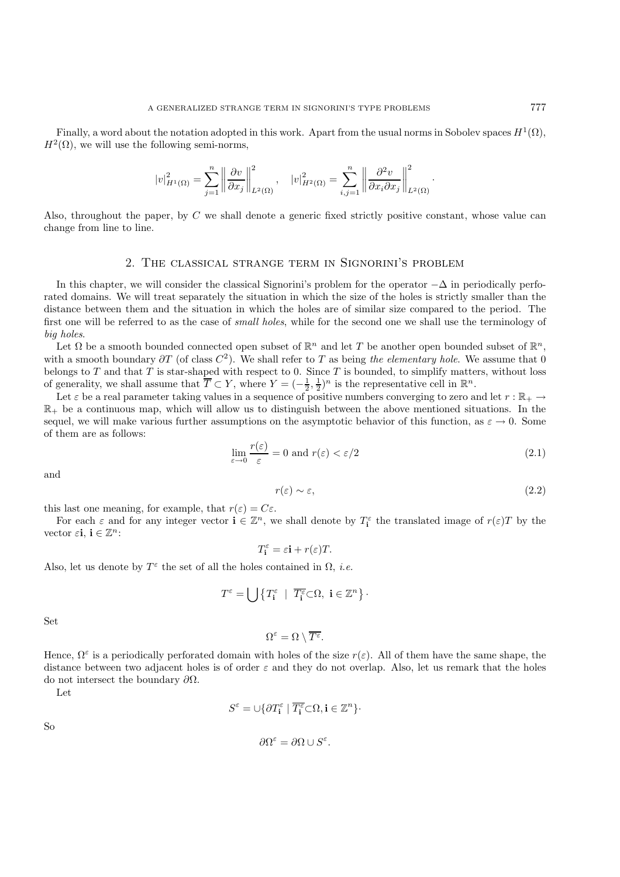Finally, a word about the notation adopted in this work. Apart from the usual norms in Sobolev spaces $H^1(\Omega)$, $H^2(\Omega)$, we will use the following semi-norms,

$$|v|^2_{H^1(\Omega)} = \sum_{j=1}^{n} \left\| \frac{\partial v}{\partial x_j} \right\|^2_{L^2(\Omega)}, \quad |v|^2_{H^2(\Omega)} = \sum_{i,j=1}^{n} \left\| \frac{\partial^2 v}{\partial x_i \partial x_j} \right\|^2_{L^2(\Omega)}.$$

Also, throughout the paper, by $C$ we shall denote a generic fixed strictly positive constant, whose value can change from line to line.

## 2. The classical strange term in Signorini's problem

In this chapter, we will consider the classical Signorini's problem for the operator $-\Delta$ in periodically perforated domains. We will treat separately the situation in which the size of the holes is strictly smaller than the distance between them and the situation in which the holes are of similar size compared to the period. The first one will be referred to as the case of *small holes*, while for the second one we shall use the terminology of *big holes*.

Let $\Omega$ be a smooth bounded connected open subset of $\mathbb{R}^n$ and let $T$ be another open bounded subset of $\mathbb{R}^n$, with a smooth boundary $\partial T$ (of class $C^2$). We shall refer to $T$ as being *the elementary hole*. We assume that 0 belongs to $T$ and that $T$ is star-shaped with respect to 0. Since $T$ is bounded, to simplify matters, without loss of generality, we shall assume that $\overline{T} \subset Y$, where $Y = (-\frac{1}{2}, \frac{1}{2})^n$ is the representative cell in $\mathbb{R}^n$.

Let $\varepsilon$ be a real parameter taking values in a sequence of positive numbers converging to zero and let $r : \mathbb{R}_+ \to \mathbb{R}_+$ be a continuous map, which will allow us to distinguish between the above mentioned situations. In the sequel, we will make various further assumptions on the asymptotic behavior of this function, as $\varepsilon \to 0$. Some of them are as follows:

$$\lim_{\varepsilon \to 0} \frac{r(\varepsilon)}{\varepsilon} = 0 \text{ and } r(\varepsilon) < \varepsilon/2 \tag{2.1}$$

and

$$r(\varepsilon) \sim \varepsilon, \tag{2.2}$$

this last one meaning, for example, that $r(\varepsilon) = C\varepsilon$.

For each $\varepsilon$ and for any integer vector $\mathbf{i} \in \mathbb{Z}^n$, we shall denote by $T^\varepsilon_{\mathbf{i}}$ the translated image of $r(\varepsilon)T$ by the vector $\varepsilon\mathbf{i}$, $\mathbf{i} \in \mathbb{Z}^n$:

$$T^\varepsilon_{\mathbf{i}} = \varepsilon\mathbf{i} + r(\varepsilon)T.$$

Also, let us denote by $T^\varepsilon$ the set of all the holes contained in $\Omega$, *i.e.*

$$T^\varepsilon = \bigcup \left\{ T^\varepsilon_{\mathbf{i}} \;\mid\; \overline{T^\varepsilon_{\mathbf{i}}} \subset \Omega,\ \mathbf{i} \in \mathbb{Z}^n \right\}.$$

Set

$$\Omega^\varepsilon = \Omega \setminus \overline{T^\varepsilon}.$$

Hence, $\Omega^\varepsilon$ is a periodically perforated domain with holes of the size $r(\varepsilon)$. All of them have the same shape, the distance between two adjacent holes is of order $\varepsilon$ and they do not overlap. Also, let us remark that the holes do not intersect the boundary $\partial\Omega$.

Let

$$S^\varepsilon = \cup \{ \partial T^\varepsilon_{\mathbf{i}} \mid \overline{T^\varepsilon_{\mathbf{i}}} \subset \Omega, \mathbf{i} \in \mathbb{Z}^n \}.$$

So

$$\partial\Omega^\varepsilon = \partial\Omega \cup S^\varepsilon.$$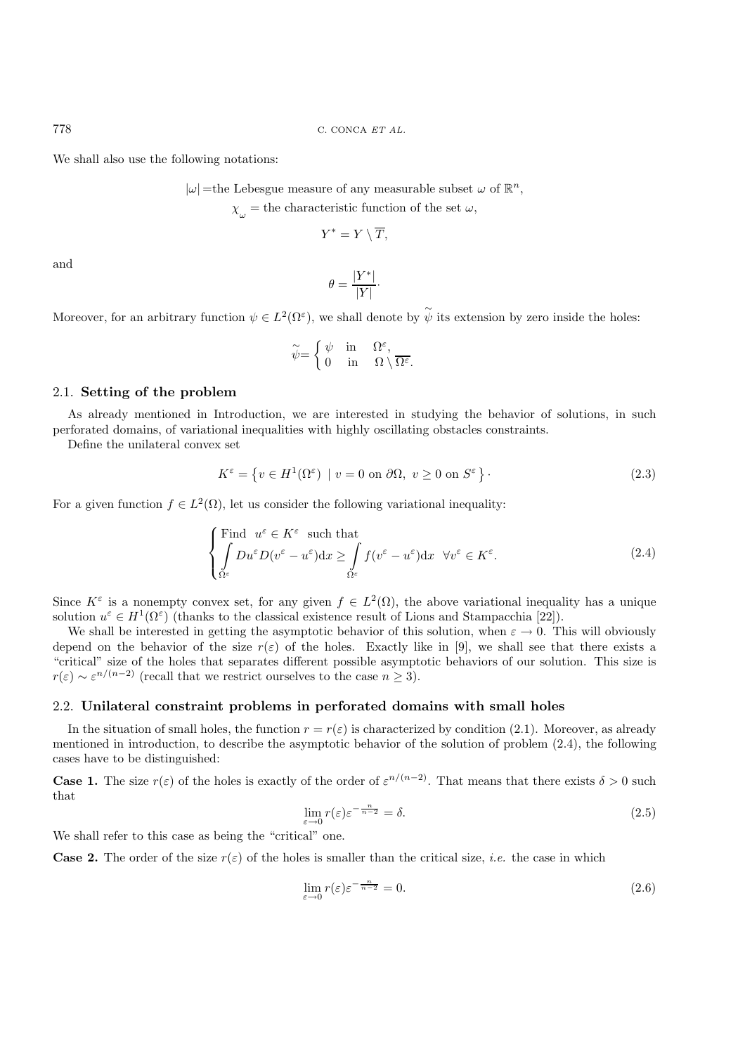We shall also use the following notations:

$$|\omega| = \text{the Lebesgue measure of any measurable subset } \omega \text{ of } \mathbb{R}^n,$$

$$\chi_{\omega} = \text{the characteristic function of the set } \omega,$$

$$Y^* = Y \setminus \overline{T},$$

and

$$\theta = \frac{|Y^*|}{|Y|}.$$

Moreover, for an arbitrary function $\psi \in L^2(\Omega^\varepsilon)$, we shall denote by $\widetilde{\psi}$ its extension by zero inside the holes:

$$\widetilde{\psi} = \begin{cases} \psi & \text{in} \quad \Omega^\varepsilon, \\ 0 & \text{in} \quad \Omega \setminus \overline{\Omega^\varepsilon}. \end{cases}$$

### 2.1. **Setting of the problem**

As already mentioned in Introduction, we are interested in studying the behavior of solutions, in such perforated domains, of variational inequalities with highly oscillating obstacles constraints.

Define the unilateral convex set

$$K^\varepsilon = \left\{ v \in H^1(\Omega^\varepsilon) \mid v = 0 \text{ on } \partial\Omega, \ v \geq 0 \text{ on } S^\varepsilon \right\} \cdot \tag{2.3}$$

For a given function $f \in L^2(\Omega)$, let us consider the following variational inequality:

$$\begin{cases} \text{Find } \ u^\varepsilon \in K^\varepsilon \ \text{ such that} \\ \displaystyle\int_{\Omega^\varepsilon} Du^\varepsilon D(v^\varepsilon - u^\varepsilon)\mathrm{d}x \geq \int_{\Omega^\varepsilon} f(v^\varepsilon - u^\varepsilon)\mathrm{d}x \ \ \forall v^\varepsilon \in K^\varepsilon. \end{cases} \tag{2.4}$$

Since $K^\varepsilon$ is a nonempty convex set, for any given $f \in L^2(\Omega)$, the above variational inequality has a unique solution $u^\varepsilon \in H^1(\Omega^\varepsilon)$ (thanks to the classical existence result of Lions and Stampacchia [22]).

We shall be interested in getting the asymptotic behavior of this solution, when $\varepsilon \to 0$. This will obviously depend on the behavior of the size $r(\varepsilon)$ of the holes. Exactly like in [9], we shall see that there exists a "critical" size of the holes that separates different possible asymptotic behaviors of our solution. This size is $r(\varepsilon) \sim \varepsilon^{n/(n-2)}$ (recall that we restrict ourselves to the case $n \geq 3$).

### 2.2. **Unilateral constraint problems in perforated domains with small holes**

In the situation of small holes, the function $r = r(\varepsilon)$ is characterized by condition (2.1). Moreover, as already mentioned in introduction, to describe the asymptotic behavior of the solution of problem (2.4), the following cases have to be distinguished:

**Case 1.** The size $r(\varepsilon)$ of the holes is exactly of the order of $\varepsilon^{n/(n-2)}$. That means that there exists $\delta > 0$ such that

$$\lim_{\varepsilon \to 0} r(\varepsilon)\varepsilon^{-\frac{n}{n-2}} = \delta. \tag{2.5}$$

We shall refer to this case as being the "critical" one.

**Case 2.** The order of the size $r(\varepsilon)$ of the holes is smaller than the critical size, *i.e.* the case in which

$$\lim_{\varepsilon \to 0} r(\varepsilon)\varepsilon^{-\frac{n}{n-2}} = 0. \tag{2.6}$$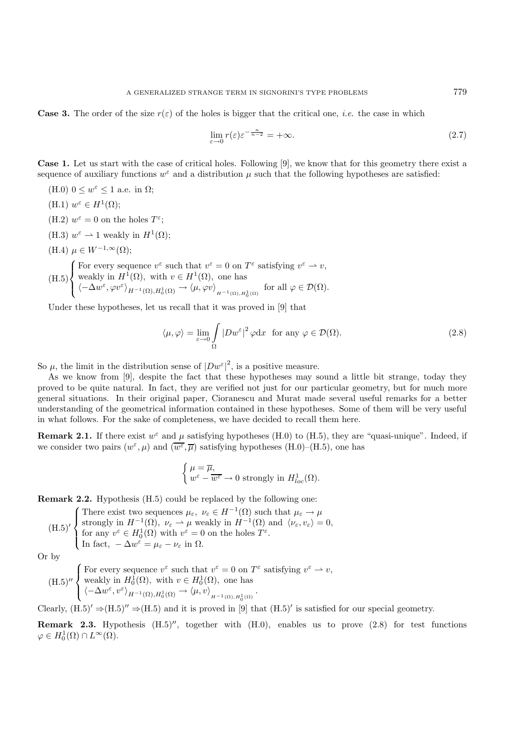**Case 3.** The order of the size $r(\varepsilon)$ of the holes is bigger that the critical one, *i.e.* the case in which

$$\lim_{\varepsilon\to 0} r(\varepsilon)\varepsilon^{-\frac{n}{n-2}} = +\infty. \tag{2.7}$$

**Case 1.** Let us start with the case of critical holes. Following [9], we know that for this geometry there exist a sequence of auxiliary functions $w^\varepsilon$ and a distribution $\mu$ such that the following hypotheses are satisfied:

(H.0) $0 \le w^\varepsilon \le 1$ a.e. in $\Omega$;

(H.1) $w^\varepsilon \in H^1(\Omega)$;

(H.2) $w^\varepsilon = 0$ on the holes $T^\varepsilon$;

(H.3) $w^\varepsilon \rightharpoonup 1$ weakly in $H^1(\Omega)$;

(H.4) $\mu \in W^{-1,\infty}(\Omega)$;

$$\text{(H.5)}\begin{cases} \text{For every sequence } v^\varepsilon \text{ such that } v^\varepsilon = 0 \text{ on } T^\varepsilon \text{ satisfying } v^\varepsilon \rightharpoonup v, \\ \text{weakly in } H^1(\Omega), \text{ with } v \in H^1(\Omega), \text{ one has} \\ \langle -\Delta w^\varepsilon, \varphi v^\varepsilon\rangle_{H^{-1}(\Omega),H_0^1(\Omega)} \to \langle \mu, \varphi v\rangle_{H^{-1}(\Omega),H_0^1(\Omega)} \ \text{ for all } \varphi \in \mathcal{D}(\Omega). \end{cases}$$

Under these hypotheses, let us recall that it was proved in [9] that

$$\langle \mu, \varphi\rangle = \lim_{\varepsilon\to 0} \int_\Omega |Dw^\varepsilon|^2 \varphi \mathrm{d}x \ \text{ for any } \varphi \in \mathcal{D}(\Omega). \tag{2.8}$$

So $\mu$, the limit in the distribution sense of $|Dw^\varepsilon|^2$, is a positive measure.

As we know from [9], despite the fact that these hypotheses may sound a little bit strange, today they proved to be quite natural. In fact, they are verified not just for our particular geometry, but for much more general situations. In their original paper, Cioranescu and Murat made several useful remarks for a better understanding of the geometrical information contained in these hypotheses. Some of them will be very useful in what follows. For the sake of completeness, we have decided to recall them here.

**Remark 2.1.** If there exist $w^\varepsilon$ and $\mu$ satisfying hypotheses (H.0) to (H.5), they are "quasi-unique". Indeed, if we consider two pairs $(w^\varepsilon, \mu)$ and $(\overline{w^\varepsilon}, \overline{\mu})$ satisfying hypotheses (H.0)–(H.5), one has

$$\begin{cases} \mu = \overline{\mu}, \\ w^\varepsilon - \overline{w^\varepsilon} \to 0 \text{ strongly in } H^1_{loc}(\Omega). \end{cases}$$

**Remark 2.2.** Hypothesis (H.5) could be replaced by the following one:

$$\text{(H.5)}'\begin{cases} \text{There exist two sequences } \mu_\varepsilon,\ \nu_\varepsilon \in H^{-1}(\Omega) \text{ such that } \mu_\varepsilon \to \mu \\ \text{strongly in } H^{-1}(\Omega),\ \nu_\varepsilon \rightharpoonup \mu \text{ weakly in } H^{-1}(\Omega) \text{ and } \langle \nu_\varepsilon, v_\varepsilon\rangle = 0, \\ \text{for any } v^\varepsilon \in H_0^1(\Omega) \text{ with } v^\varepsilon = 0 \text{ on the holes } T^\varepsilon. \\ \text{In fact, } -\Delta w^\varepsilon = \mu_\varepsilon - \nu_\varepsilon \text{ in } \Omega. \end{cases}$$

Or by

$$\text{(H.5)}''\begin{cases} \text{For every sequence } v^\varepsilon \text{ such that } v^\varepsilon = 0 \text{ on } T^\varepsilon \text{ satisfying } v^\varepsilon \rightharpoonup v, \\ \text{weakly in } H_0^1(\Omega), \text{ with } v \in H_0^1(\Omega), \text{ one has} \\ \langle -\Delta w^\varepsilon, v^\varepsilon\rangle_{H^{-1}(\Omega),H_0^1(\Omega)} \to \langle \mu, v\rangle_{H^{-1}(\Omega),H_0^1(\Omega)}. \end{cases}$$

Clearly, (H.5)$'$ $\Rightarrow$(H.5)$''$ $\Rightarrow$(H.5) and it is proved in [9] that (H.5)$'$ is satisfied for our special geometry.

**Remark 2.3.** Hypothesis (H.5)$''$, together with (H.0), enables us to prove (2.8) for test functions $\varphi \in H_0^1(\Omega) \cap L^\infty(\Omega)$.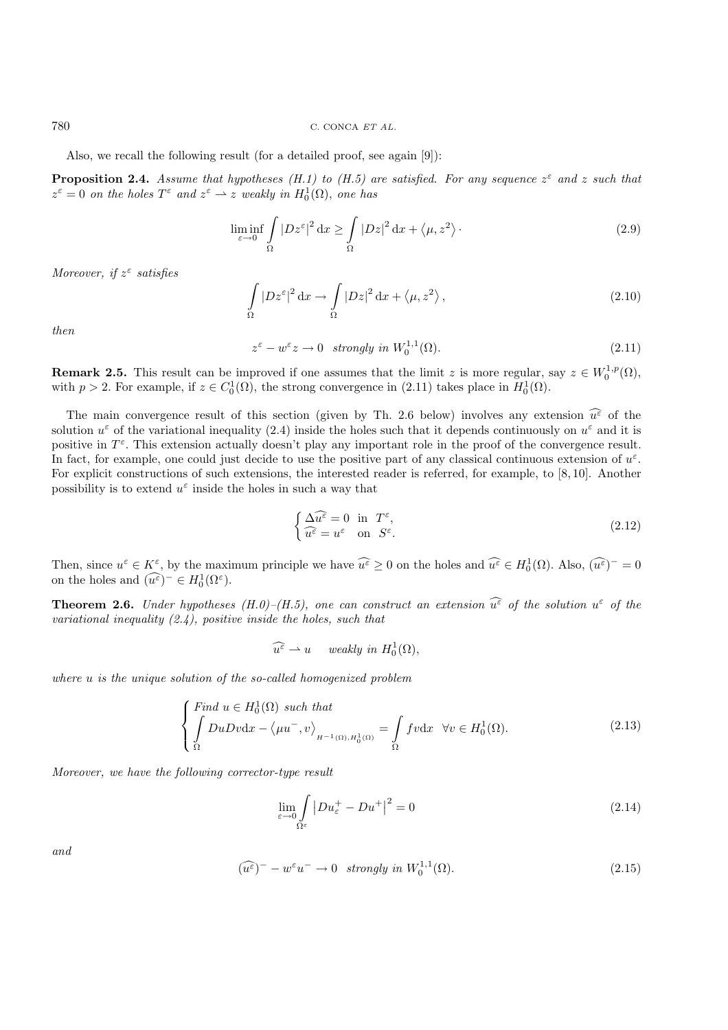Also, we recall the following result (for a detailed proof, see again [9]):

**Proposition 2.4.** *Assume that hypotheses (H.1) to (H.5) are satisfied. For any sequence $z^\varepsilon$ and $z$ such that $z^\varepsilon = 0$ on the holes $T^\varepsilon$ and $z^\varepsilon \rightharpoonup z$ weakly in $H_0^1(\Omega)$, one has*

$$\liminf_{\varepsilon\to 0} \int_\Omega |Dz^\varepsilon|^2 \,\mathrm{d}x \geq \int_\Omega |Dz|^2 \,\mathrm{d}x + \left\langle \mu, z^2 \right\rangle \cdot \tag{2.9}$$

*Moreover, if $z^\varepsilon$ satisfies*

$$\int_\Omega |Dz^\varepsilon|^2 \,\mathrm{d}x \to \int_\Omega |Dz|^2 \,\mathrm{d}x + \left\langle \mu, z^2 \right\rangle, \tag{2.10}$$

*then*

$$z^\varepsilon - w^\varepsilon z \to 0 \quad \textit{strongly in } W_0^{1,1}(\Omega). \tag{2.11}$$

**Remark 2.5.** This result can be improved if one assumes that the limit $z$ is more regular, say $z \in W_0^{1,p}(\Omega)$, with $p > 2$. For example, if $z \in C_0^1(\Omega)$, the strong convergence in (2.11) takes place in $H_0^1(\Omega)$.

The main convergence result of this section (given by Th. 2.6 below) involves any extension $\widehat{u^\varepsilon}$ of the solution $u^\varepsilon$ of the variational inequality (2.4) inside the holes such that it depends continuously on $u^\varepsilon$ and it is positive in $T^\varepsilon$. This extension actually doesn't play any important role in the proof of the convergence result. In fact, for example, one could just decide to use the positive part of any classical continuous extension of $u^\varepsilon$. For explicit constructions of such extensions, the interested reader is referred, for example, to [8, 10]. Another possibility is to extend $u^\varepsilon$ inside the holes in such a way that

$$\begin{cases} \Delta \widehat{u^\varepsilon} = 0 & \text{in } T^\varepsilon, \\ \widehat{u^\varepsilon} = u^\varepsilon & \text{on } S^\varepsilon. \end{cases} \tag{2.12}$$

Then, since $u^\varepsilon \in K^\varepsilon$, by the maximum principle we have $\widehat{u^\varepsilon} \geq 0$ on the holes and $\widehat{u^\varepsilon} \in H_0^1(\Omega)$. Also, $(\widehat{u^\varepsilon})^- = 0$ on the holes and $(\widehat{u^\varepsilon})^- \in H_0^1(\Omega^\varepsilon)$.

**Theorem 2.6.** *Under hypotheses (H.0)–(H.5), one can construct an extension $\widehat{u^\varepsilon}$ of the solution $u^\varepsilon$ of the variational inequality (2.4), positive inside the holes, such that*

$$\widehat{u^\varepsilon} \rightharpoonup u \quad \textit{weakly in } H_0^1(\Omega),$$

*where $u$ is the unique solution of the so-called homogenized problem*

$$\begin{cases} \textit{Find } u \in H_0^1(\Omega) \textit{ such that} \\ \displaystyle\int_\Omega DuDv\mathrm{d}x - \left\langle \mu u^-, v \right\rangle_{H^{-1}(\Omega), H_0^1(\Omega)} = \int_\Omega fv\mathrm{d}x \quad \forall v \in H_0^1(\Omega). \end{cases} \tag{2.13}$$

*Moreover, we have the following corrector-type result*

$$\lim_{\varepsilon\to 0} \int_{\Omega^\varepsilon} \left| Du_\varepsilon^+ - Du^+ \right|^2 = 0 \tag{2.14}$$

*and*

$$(\widehat{u^\varepsilon})^- - w^\varepsilon u^- \to 0 \quad \textit{strongly in } W_0^{1,1}(\Omega). \tag{2.15}$$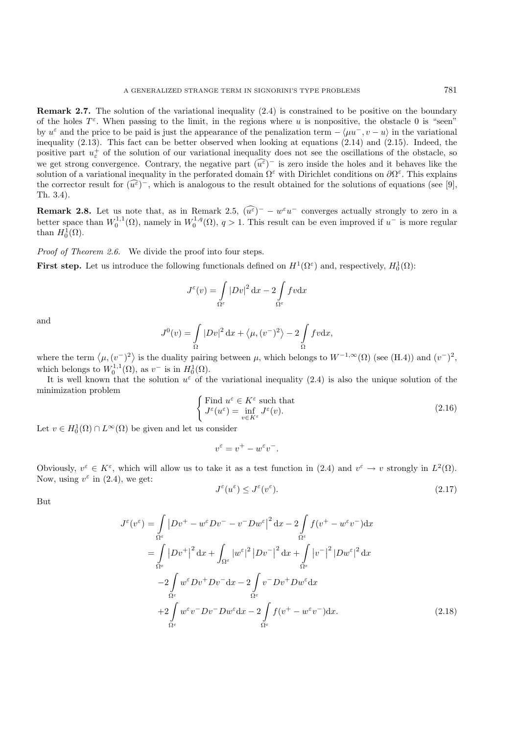**Remark 2.7.** The solution of the variational inequality (2.4) is constrained to be positive on the boundary of the holes $T^\varepsilon$. When passing to the limit, in the regions where $u$ is nonpositive, the obstacle 0 is "seen" by $u^\varepsilon$ and the price to be paid is just the appearance of the penalization term $-\langle \mu u^-, v-u\rangle$ in the variational inequality (2.13). This fact can be better observed when looking at equations (2.14) and (2.15). Indeed, the positive part $u_\varepsilon^+$ of the solution of our variational inequality does not see the oscillations of the obstacle, so we get strong convergence. Contrary, the negative part $(\widehat{u^\varepsilon})^-$ is zero inside the holes and it behaves like the solution of a variational inequality in the perforated domain $\Omega^\varepsilon$ with Dirichlet conditions on $\partial\Omega^\varepsilon$. This explains the corrector result for $(\widehat{u^\varepsilon})^-$, which is analogous to the result obtained for the solutions of equations (see [9], Th. 3.4).

**Remark 2.8.** Let us note that, as in Remark 2.5, $(\widehat{u^\varepsilon})^- - w^\varepsilon u^-$ converges actually strongly to zero in a better space than $W_0^{1,1}(\Omega)$, namely in $W_0^{1,q}(\Omega)$, $q>1$. This result can be even improved if $u^-$ is more regular than $H_0^1(\Omega)$.

*Proof of Theorem 2.6.* We divide the proof into four steps.

**First step.** Let us introduce the following functionals defined on $H^1(\Omega^\varepsilon)$ and, respectively, $H_0^1(\Omega)$:

$$J^\varepsilon(v) = \int_{\Omega^\varepsilon} |Dv|^2\,\mathrm{d}x - 2\int_{\Omega^\varepsilon} fv\mathrm{d}x$$

and

$$J^0(v) = \int_{\Omega} |Dv|^2\,\mathrm{d}x + \left\langle \mu, (v^-)^2\right\rangle - 2\int_{\Omega} fv\mathrm{d}x,$$

where the term $\left\langle \mu, (v^-)^2\right\rangle$ is the duality pairing between $\mu$, which belongs to $W^{-1,\infty}(\Omega)$ (see (H.4)) and $(v^-)^2$, which belongs to $W_0^{1,1}(\Omega)$, as $v^-$ is in $H_0^1(\Omega)$.

It is well known that the solution $u^\varepsilon$ of the variational inequality (2.4) is also the unique solution of the minimization problem

$$\begin{cases} \text{Find } u^\varepsilon \in K^\varepsilon \text{ such that} \\ J^\varepsilon(u^\varepsilon) = \inf\limits_{v\in K^\varepsilon} J^\varepsilon(v). \end{cases} \tag{2.16}$$

Let $v \in H_0^1(\Omega)\cap L^\infty(\Omega)$ be given and let us consider

$$v^\varepsilon = v^+ - w^\varepsilon v^-.$$

Obviously, $v^\varepsilon \in K^\varepsilon$, which will allow us to take it as a test function in (2.4) and $v^\varepsilon \to v$ strongly in $L^2(\Omega)$. Now, using $v^\varepsilon$ in (2.4), we get:

$$J^\varepsilon(u^\varepsilon) \le J^\varepsilon(v^\varepsilon). \tag{2.17}$$

But

$$\begin{aligned} J^\varepsilon(v^\varepsilon) &= \int_{\Omega^\varepsilon} \left|Dv^+ - w^\varepsilon Dv^- - v^- Dw^\varepsilon\right|^2\mathrm{d}x - 2\int_{\Omega^\varepsilon} f(v^+ - w^\varepsilon v^-)\mathrm{d}x \\ &= \int_{\Omega^\varepsilon} \left|Dv^+\right|^2\mathrm{d}x + \int_{\Omega^\varepsilon} |w^\varepsilon|^2\left|Dv^-\right|^2\mathrm{d}x + \int_{\Omega^\varepsilon}\left|v^-\right|^2|Dw^\varepsilon|^2\,\mathrm{d}x \\ &\quad -2\int_{\Omega^\varepsilon} w^\varepsilon Dv^+ Dv^-\mathrm{d}x - 2\int_{\Omega^\varepsilon} v^- Dv^+ Dw^\varepsilon \mathrm{d}x \\ &\quad +2\int_{\Omega^\varepsilon} w^\varepsilon v^- Dv^- Dw^\varepsilon\mathrm{d}x - 2\int_{\Omega^\varepsilon} f(v^+ - w^\varepsilon v^-)\mathrm{d}x. \end{aligned} \tag{2.18}$$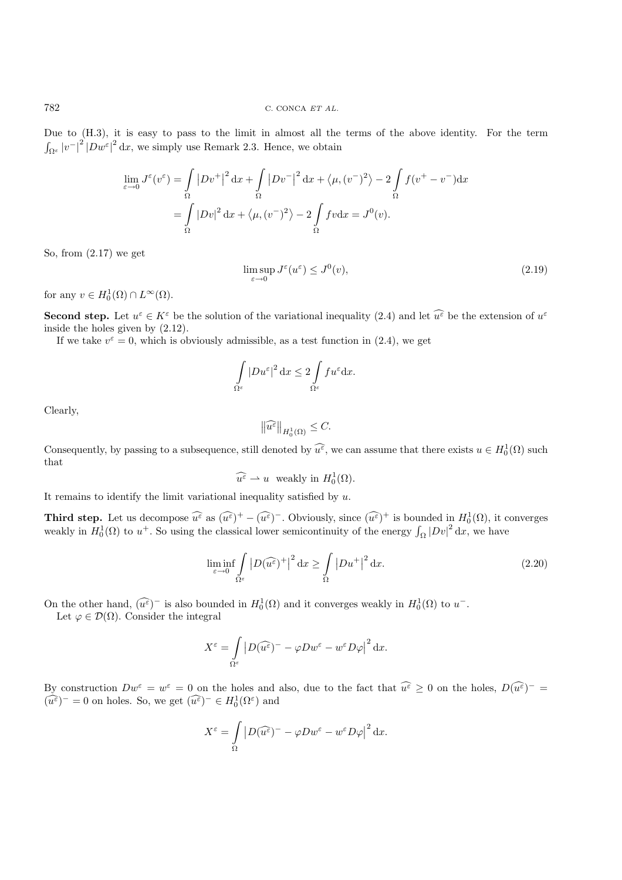Due to (H.3), it is easy to pass to the limit in almost all the terms of the above identity. For the term $\int_{\Omega^\varepsilon} |v^-|^2 |Dw^\varepsilon|^2 \,\mathrm{d}x$, we simply use Remark 2.3. Hence, we obtain

$$
\begin{aligned}
\lim_{\varepsilon \to 0} J^\varepsilon(v^\varepsilon) &= \int_\Omega |Dv^+|^2 \,\mathrm{d}x + \int_\Omega |Dv^-|^2 \,\mathrm{d}x + \langle \mu, (v^-)^2 \rangle - 2 \int_\Omega f(v^+ - v^-) \mathrm{d}x \\
&= \int_\Omega |Dv|^2 \,\mathrm{d}x + \langle \mu, (v^-)^2 \rangle - 2 \int_\Omega f v \mathrm{d}x = J^0(v).
\end{aligned}
$$

So, from (2.17) we get

$$
\limsup_{\varepsilon \to 0} J^\varepsilon(u^\varepsilon) \le J^0(v), \tag{2.19}
$$

for any $v \in H^1_0(\Omega) \cap L^\infty(\Omega)$.

**Second step.** Let $u^\varepsilon \in K^\varepsilon$ be the solution of the variational inequality (2.4) and let $\widehat{u^\varepsilon}$ be the extension of $u^\varepsilon$ inside the holes given by (2.12).

If we take $v^\varepsilon = 0$, which is obviously admissible, as a test function in (2.4), we get

$$
\int_{\Omega^\varepsilon} |Du^\varepsilon|^2 \,\mathrm{d}x \le 2 \int_{\Omega^\varepsilon} f u^\varepsilon \mathrm{d}x.
$$

Clearly,

$$
\|\widehat{u^\varepsilon}\|_{H^1_0(\Omega)} \le C.
$$

Consequently, by passing to a subsequence, still denoted by $\widehat{u^\varepsilon}$, we can assume that there exists $u \in H^1_0(\Omega)$ such that

$$
\widehat{u^\varepsilon} \rightharpoonup u \;\text{ weakly in } H^1_0(\Omega).
$$

It remains to identify the limit variational inequality satisfied by $u$.

**Third step.** Let us decompose $\widehat{u^\varepsilon}$ as $(\widehat{u^\varepsilon})^+ - (\widehat{u^\varepsilon})^-$. Obviously, since $(\widehat{u^\varepsilon})^+$ is bounded in $H^1_0(\Omega)$, it converges weakly in $H^1_0(\Omega)$ to $u^+$. So using the classical lower semicontinuity of the energy $\int_\Omega |Dv|^2 \,\mathrm{d}x$, we have

$$
\liminf_{\varepsilon \to 0} \int_{\Omega^\varepsilon} |D(\widehat{u^\varepsilon})^+|^2 \,\mathrm{d}x \ge \int_\Omega |Du^+|^2 \,\mathrm{d}x. \tag{2.20}
$$

On the other hand, $(\widehat{u^\varepsilon})^-$ is also bounded in $H^1_0(\Omega)$ and it converges weakly in $H^1_0(\Omega)$ to $u^-$.

Let $\varphi \in \mathcal{D}(\Omega)$. Consider the integral

$$
X^\varepsilon = \int_{\Omega^\varepsilon} |D(\widehat{u^\varepsilon})^- - \varphi D w^\varepsilon - w^\varepsilon D\varphi|^2 \,\mathrm{d}x.
$$

By construction $Dw^\varepsilon = w^\varepsilon = 0$ on the holes and also, due to the fact that $\widehat{u^\varepsilon} \ge 0$ on the holes, $D(\widehat{u^\varepsilon})^- = (\widehat{u^\varepsilon})^- = 0$ on holes. So, we get $(\widehat{u^\varepsilon})^- \in H^1_0(\Omega^\varepsilon)$ and

$$
X^\varepsilon = \int_\Omega |D(\widehat{u^\varepsilon})^- - \varphi D w^\varepsilon - w^\varepsilon D\varphi|^2 \,\mathrm{d}x.
$$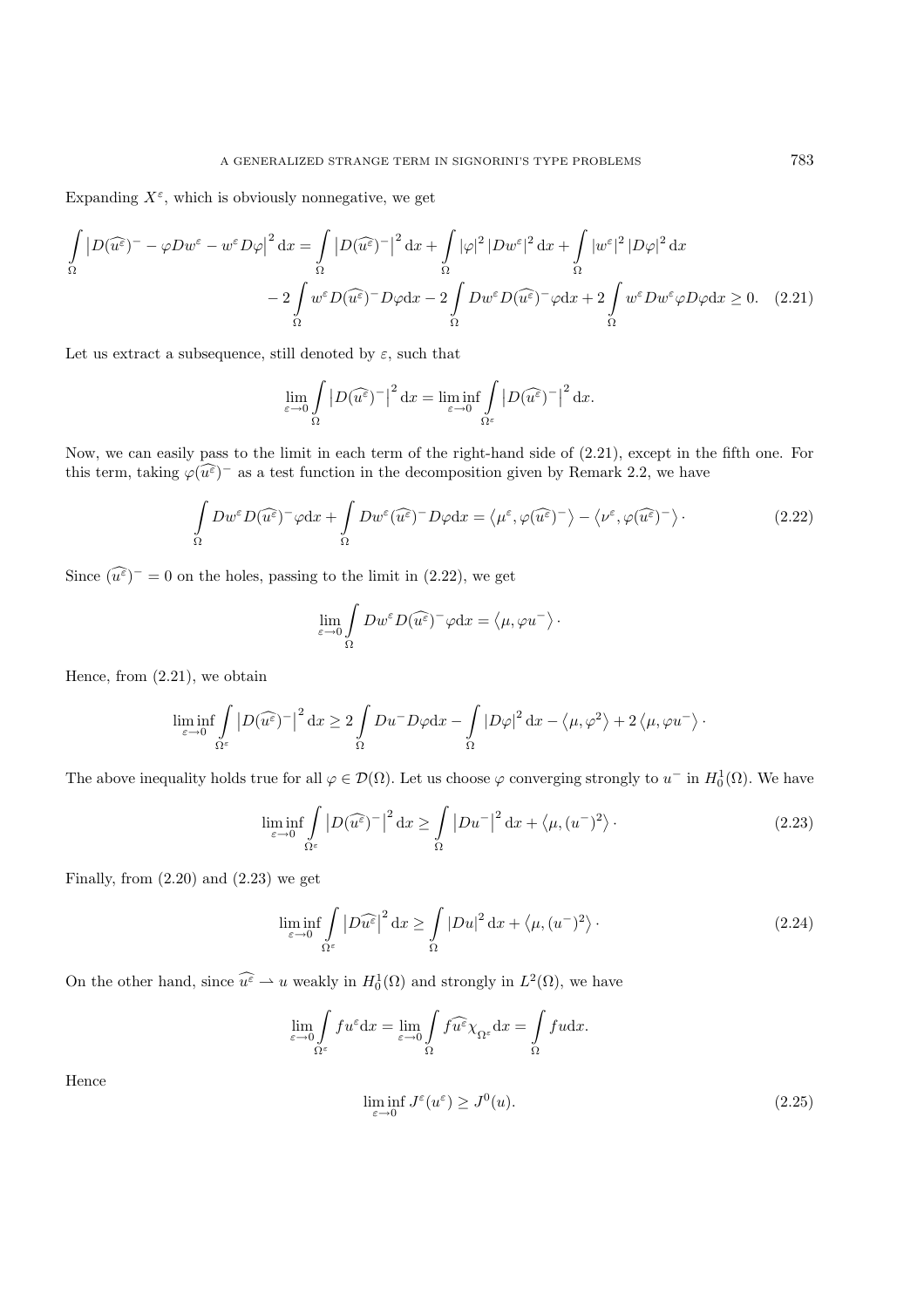Expanding $X^\varepsilon$, which is obviously nonnegative, we get

$$
\begin{aligned}
\int_\Omega \left| D(\widehat{u^\varepsilon})^- - \varphi D w^\varepsilon - w^\varepsilon D\varphi \right|^2 \mathrm{d}x &= \int_\Omega \left| D(\widehat{u^\varepsilon})^- \right|^2 \mathrm{d}x + \int_\Omega |\varphi|^2 \left| D w^\varepsilon \right|^2 \mathrm{d}x + \int_\Omega |w^\varepsilon|^2 |D\varphi|^2 \mathrm{d}x \\
&\quad - 2\int_\Omega w^\varepsilon D(\widehat{u^\varepsilon})^- D\varphi \mathrm{d}x - 2\int_\Omega D w^\varepsilon D(\widehat{u^\varepsilon})^- \varphi \mathrm{d}x + 2\int_\Omega w^\varepsilon D w^\varepsilon \varphi D\varphi \mathrm{d}x \geq 0. \quad (2.21)
\end{aligned}
$$

Let us extract a subsequence, still denoted by $\varepsilon$, such that

$$
\lim_{\varepsilon\to 0} \int_\Omega \left| D(\widehat{u^\varepsilon})^- \right|^2 \mathrm{d}x = \liminf_{\varepsilon \to 0} \int_{\Omega^\varepsilon} \left| D(\widehat{u^\varepsilon})^- \right|^2 \mathrm{d}x.
$$

Now, we can easily pass to the limit in each term of the right-hand side of (2.21), except in the fifth one. For this term, taking $\varphi(\widehat{u^\varepsilon})^-$ as a test function in the decomposition given by Remark 2.2, we have

$$
\int_\Omega D w^\varepsilon D(\widehat{u^\varepsilon})^- \varphi \mathrm{d}x + \int_\Omega D w^\varepsilon (\widehat{u^\varepsilon})^- D\varphi \mathrm{d}x = \left\langle \mu^\varepsilon, \varphi(\widehat{u^\varepsilon})^- \right\rangle - \left\langle \nu^\varepsilon, \varphi(\widehat{u^\varepsilon})^- \right\rangle \cdot \quad (2.22)
$$

Since $(\widehat{u^\varepsilon})^- = 0$ on the holes, passing to the limit in (2.22), we get

$$
\lim_{\varepsilon \to 0} \int_\Omega D w^\varepsilon D(\widehat{u^\varepsilon})^- \varphi \mathrm{d}x = \left\langle \mu, \varphi u^- \right\rangle \cdot
$$

Hence, from (2.21), we obtain

$$
\liminf_{\varepsilon \to 0} \int_{\Omega^\varepsilon} \left| D(\widehat{u^\varepsilon})^- \right|^2 \mathrm{d}x \geq 2\int_\Omega D u^- D\varphi \mathrm{d}x - \int_\Omega |D\varphi|^2 \mathrm{d}x - \left\langle \mu, \varphi^2 \right\rangle + 2\left\langle \mu, \varphi u^- \right\rangle \cdot
$$

The above inequality holds true for all $\varphi \in \mathcal{D}(\Omega)$. Let us choose $\varphi$ converging strongly to $u^-$ in $H_0^1(\Omega)$. We have

$$
\liminf_{\varepsilon \to 0} \int_{\Omega^\varepsilon} \left| D(\widehat{u^\varepsilon})^- \right|^2 \mathrm{d}x \geq \int_\Omega \left| D u^- \right|^2 \mathrm{d}x + \left\langle \mu, (u^-)^2 \right\rangle \cdot \quad (2.23)
$$

Finally, from (2.20) and (2.23) we get

$$
\liminf_{\varepsilon \to 0} \int_{\Omega^\varepsilon} \left| D\widehat{u^\varepsilon} \right|^2 \mathrm{d}x \geq \int_\Omega |D u|^2 \mathrm{d}x + \left\langle \mu, (u^-)^2 \right\rangle \cdot \quad (2.24)
$$

On the other hand, since $\widehat{u^\varepsilon} \rightharpoonup u$ weakly in $H_0^1(\Omega)$ and strongly in $L^2(\Omega)$, we have

$$
\lim_{\varepsilon \to 0} \int_{\Omega^\varepsilon} f u^\varepsilon \mathrm{d}x = \lim_{\varepsilon \to 0} \int_\Omega f \widehat{u^\varepsilon} \chi_{\Omega^\varepsilon} \mathrm{d}x = \int_\Omega f u \mathrm{d}x.
$$

Hence

$$
\liminf_{\varepsilon \to 0} J^\varepsilon(u^\varepsilon) \geq J^0(u). \quad (2.25)
$$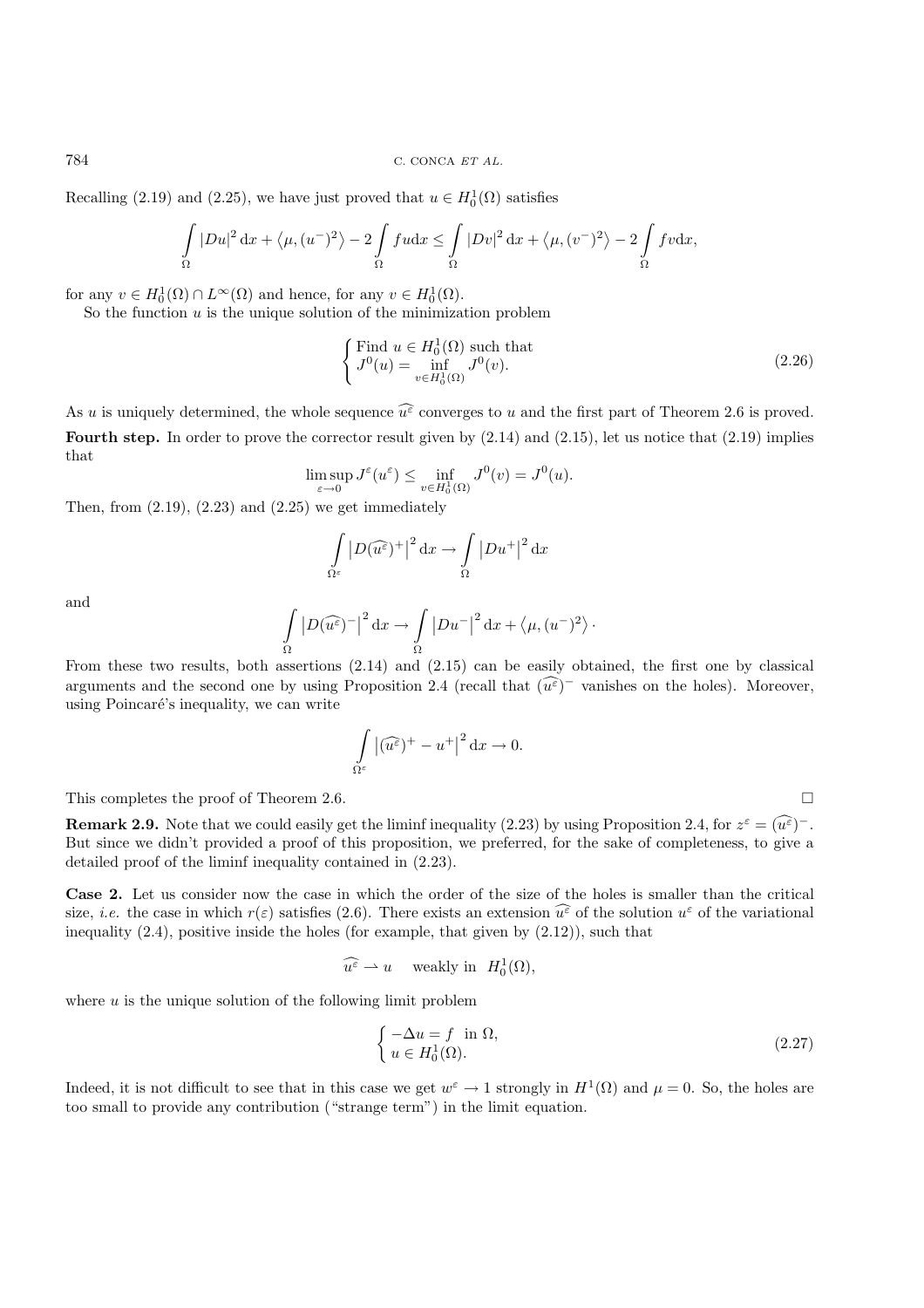Recalling (2.19) and (2.25), we have just proved that $u \in H_0^1(\Omega)$ satisfies

$$\int_\Omega |Du|^2 \, \mathrm{d}x + \langle \mu, (u^-)^2 \rangle - 2 \int_\Omega f u \mathrm{d}x \leq \int_\Omega |Dv|^2 \, \mathrm{d}x + \langle \mu, (v^-)^2 \rangle - 2 \int_\Omega f v \mathrm{d}x,$$

for any $v \in H_0^1(\Omega) \cap L^\infty(\Omega)$ and hence, for any $v \in H_0^1(\Omega)$.

So the function $u$ is the unique solution of the minimization problem

$$\begin{cases} \text{Find } u \in H_0^1(\Omega) \text{ such that} \\ J^0(u) = \inf\limits_{v \in H_0^1(\Omega)} J^0(v). \end{cases} \tag{2.26}$$

As $u$ is uniquely determined, the whole sequence $\widehat{u^\varepsilon}$ converges to $u$ and the first part of Theorem 2.6 is proved.

**Fourth step.** In order to prove the corrector result given by (2.14) and (2.15), let us notice that (2.19) implies that

$$\limsup_{\varepsilon \to 0} J^\varepsilon(u^\varepsilon) \leq \inf_{v \in H_0^1(\Omega)} J^0(v) = J^0(u).$$

Then, from (2.19), (2.23) and (2.25) we get immediately

$$\int_{\Omega^\varepsilon} \left| D(\widehat{u^\varepsilon})^+ \right|^2 \mathrm{d}x \to \int_\Omega \left| Du^+ \right|^2 \mathrm{d}x$$

and

$$\int_\Omega \left| D(\widehat{u^\varepsilon})^- \right|^2 \mathrm{d}x \to \int_\Omega \left| Du^- \right|^2 \mathrm{d}x + \langle \mu, (u^-)^2 \rangle \cdot$$

From these two results, both assertions (2.14) and (2.15) can be easily obtained, the first one by classical arguments and the second one by using Proposition 2.4 (recall that $(\widehat{u^\varepsilon})^-$ vanishes on the holes). Moreover, using Poincaré's inequality, we can write

$$\int_{\Omega^\varepsilon} \left| (\widehat{u^\varepsilon})^+ - u^+ \right|^2 \mathrm{d}x \to 0.$$

This completes the proof of Theorem 2.6. □

**Remark 2.9.** Note that we could easily get the liminf inequality (2.23) by using Proposition 2.4, for $z^\varepsilon = (\widehat{u^\varepsilon})^-$. But since we didn't provided a proof of this proposition, we preferred, for the sake of completeness, to give a detailed proof of the liminf inequality contained in (2.23).

**Case 2.** Let us consider now the case in which the order of the size of the holes is smaller than the critical size, *i.e.* the case in which $r(\varepsilon)$ satisfies (2.6). There exists an extension $\widehat{u^\varepsilon}$ of the solution $u^\varepsilon$ of the variational inequality (2.4), positive inside the holes (for example, that given by (2.12)), such that

$$\widehat{u^\varepsilon} \rightharpoonup u \quad \text{weakly in } \; H_0^1(\Omega),$$

where $u$ is the unique solution of the following limit problem

$$\begin{cases} -\Delta u = f \;\; \text{in } \Omega, \\ u \in H_0^1(\Omega). \end{cases} \tag{2.27}$$

Indeed, it is not difficult to see that in this case we get $w^\varepsilon \to 1$ strongly in $H^1(\Omega)$ and $\mu = 0$. So, the holes are too small to provide any contribution ("strange term") in the limit equation.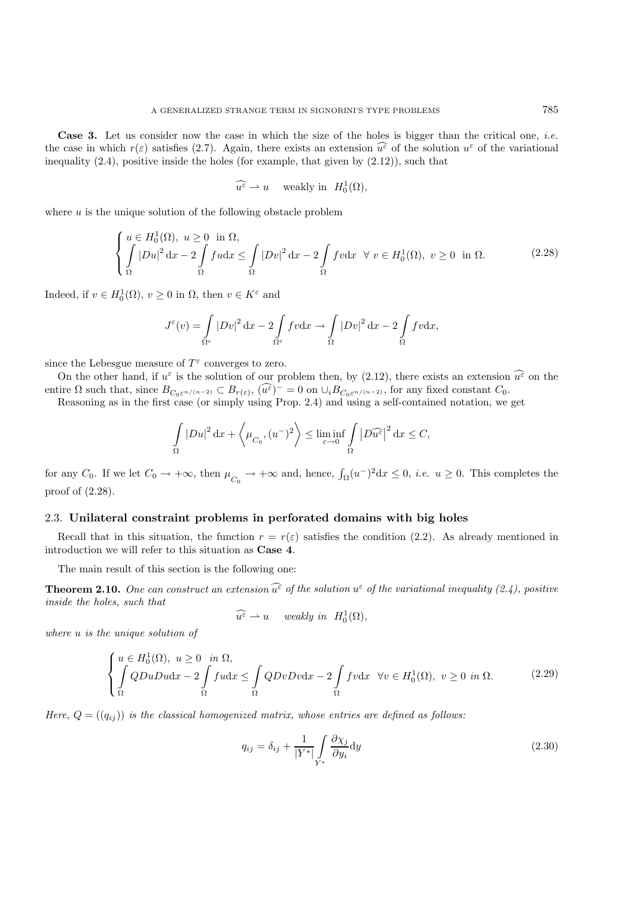**Case 3.** Let us consider now the case in which the size of the holes is bigger than the critical one, *i.e.* the case in which $r(\varepsilon)$ satisfies (2.7). Again, there exists an extension $\widehat{u^\varepsilon}$ of the solution $u^\varepsilon$ of the variational inequality (2.4), positive inside the holes (for example, that given by (2.12)), such that

$$\widehat{u^\varepsilon} \rightharpoonup u \quad \text{weakly in } H_0^1(\Omega),$$

where $u$ is the unique solution of the following obstacle problem

$$\begin{cases} u \in H_0^1(\Omega),\ u \geq 0 \ \text{ in } \Omega, \\ \displaystyle\int_\Omega |Du|^2 \mathrm{d}x - 2\int_\Omega fu \mathrm{d}x \leq \int_\Omega |Dv|^2 \mathrm{d}x - 2\int_\Omega fv \mathrm{d}x \ \ \forall\, v \in H_0^1(\Omega),\ v \geq 0 \ \text{ in } \Omega. \end{cases} \tag{2.28}$$

Indeed, if $v \in H_0^1(\Omega)$, $v \geq 0$ in $\Omega$, then $v \in K^\varepsilon$ and

$$J^\varepsilon(v) = \int_{\Omega^\varepsilon} |Dv|^2 \mathrm{d}x - 2\int_{\Omega^\varepsilon} fv \mathrm{d}x \to \int_\Omega |Dv|^2 \mathrm{d}x - 2\int_\Omega fv \mathrm{d}x,$$

since the Lebesgue measure of $T^\varepsilon$ converges to zero.

On the other hand, if $u^\varepsilon$ is the solution of our problem then, by (2.12), there exists an extension $\widehat{u^\varepsilon}$ on the entire $\Omega$ such that, since $B_{C_0\varepsilon^{n/(n-2)}} \subset B_{r(\varepsilon)}$, $(\widehat{u^\varepsilon})^- = 0$ on $\cup_i B_{C_0\varepsilon^{n/(n-2)}}$, for any fixed constant $C_0$.

Reasoning as in the first case (or simply using Prop. 2.4) and using a self-contained notation, we get

$$\int_\Omega |Du|^2 \mathrm{d}x + \left\langle \mu_{C_0}, (u^-)^2 \right\rangle \leq \liminf_{\varepsilon \to 0} \int_\Omega \left|D\widehat{u^\varepsilon}\right|^2 \mathrm{d}x \leq C,$$

for any $C_0$. If we let $C_0 \to +\infty$, then $\mu_{C_0} \to +\infty$ and, hence, $\int_\Omega (u^-)^2 \mathrm{d}x \leq 0$, *i.e.* $u \geq 0$. This completes the proof of (2.28).

### 2.3. Unilateral constraint problems in perforated domains with big holes

Recall that in this situation, the function $r = r(\varepsilon)$ satisfies the condition (2.2). As already mentioned in introduction we will refer to this situation as **Case 4**.

The main result of this section is the following one:

**Theorem 2.10.** *One can construct an extension $\widehat{u^\varepsilon}$ of the solution $u^\varepsilon$ of the variational inequality (2.4), positive inside the holes, such that*

$$\widehat{u^\varepsilon} \rightharpoonup u \quad \text{weakly in } H_0^1(\Omega),$$

*where $u$ is the unique solution of*

$$\begin{cases} u \in H_0^1(\Omega),\ u \geq 0 \ \text{ in } \Omega, \\ \displaystyle\int_\Omega QDuDu \mathrm{d}x - 2\int_\Omega fu \mathrm{d}x \leq \int_\Omega QDvDv \mathrm{d}x - 2\int_\Omega fv \mathrm{d}x \ \ \forall v \in H_0^1(\Omega),\ v \geq 0 \ \text{ in } \Omega. \end{cases} \tag{2.29}$$

*Here, $Q = ((q_{ij}))$ is the classical homogenized matrix, whose entries are defined as follows:*

$$q_{ij} = \delta_{ij} + \frac{1}{|Y^*|} \int_{Y^*} \frac{\partial \chi_j}{\partial y_i} \mathrm{d}y \tag{2.30}$$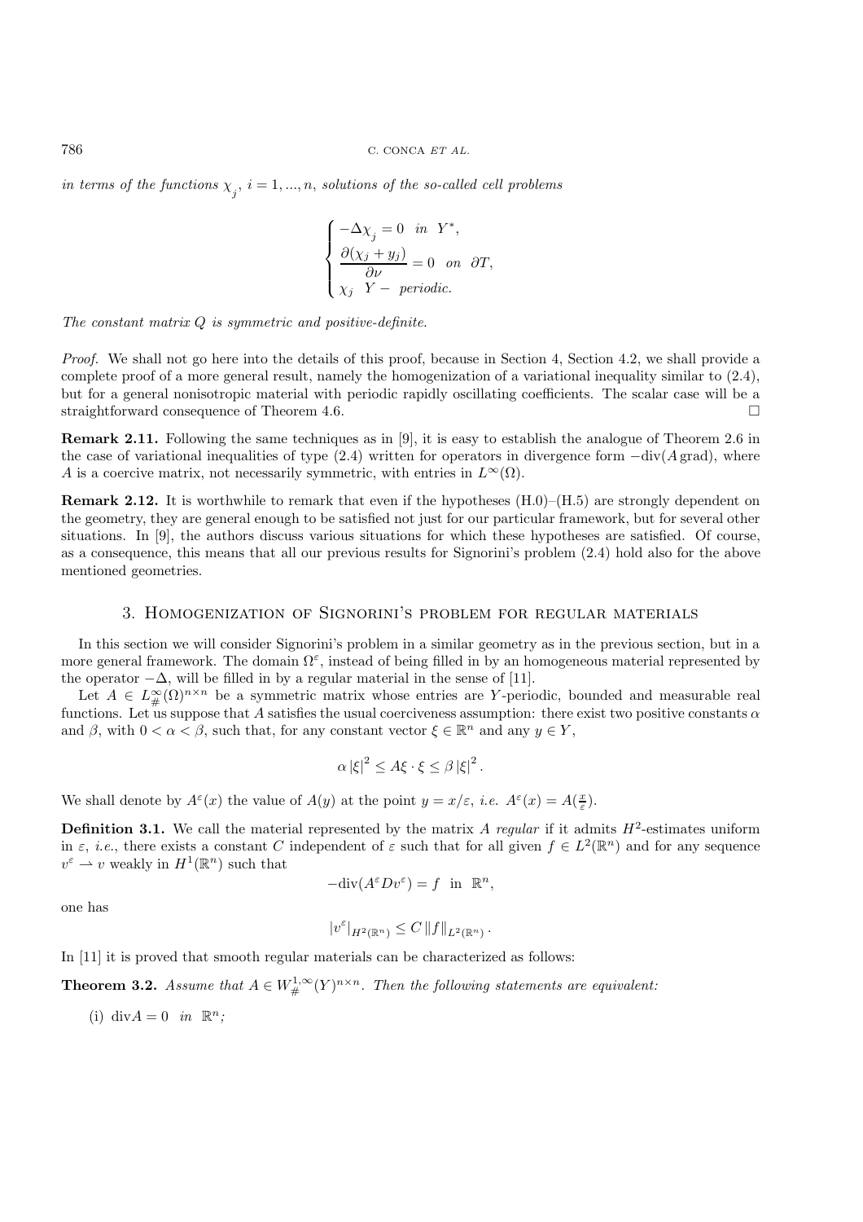*in terms of the functions $\chi_j$, $i = 1, ..., n$, solutions of the so-called cell problems*

$$\begin{cases} -\Delta\chi_j = 0 \quad in \ \ Y^*, \\ \dfrac{\partial(\chi_j + y_j)}{\partial\nu} = 0 \quad on \ \ \partial T, \\ \chi_j \ \ Y - \ periodic. \end{cases}$$

*The constant matrix $Q$ is symmetric and positive-definite.*

*Proof.* We shall not go here into the details of this proof, because in Section 4, Section 4.2, we shall provide a complete proof of a more general result, namely the homogenization of a variational inequality similar to (2.4), but for a general nonisotropic material with periodic rapidly oscillating coefficients. The scalar case will be a straightforward consequence of Theorem 4.6. □

**Remark 2.11.** Following the same techniques as in [9], it is easy to establish the analogue of Theorem 2.6 in the case of variational inequalities of type (2.4) written for operators in divergence form $-\text{div}(A\,\text{grad})$, where $A$ is a coercive matrix, not necessarily symmetric, with entries in $L^\infty(\Omega)$.

**Remark 2.12.** It is worthwhile to remark that even if the hypotheses (H.0)–(H.5) are strongly dependent on the geometry, they are general enough to be satisfied not just for our particular framework, but for several other situations. In [9], the authors discuss various situations for which these hypotheses are satisfied. Of course, as a consequence, this means that all our previous results for Signorini's problem (2.4) hold also for the above mentioned geometries.

## 3. Homogenization of Signorini's problem for regular materials

In this section we will consider Signorini's problem in a similar geometry as in the previous section, but in a more general framework. The domain $\Omega^\varepsilon$, instead of being filled in by an homogeneous material represented by the operator $-\Delta$, will be filled in by a regular material in the sense of [11].

Let $A \in L^\infty_\#(\Omega)^{n\times n}$ be a symmetric matrix whose entries are $Y$-periodic, bounded and measurable real functions. Let us suppose that $A$ satisfies the usual coerciveness assumption: there exist two positive constants $\alpha$ and $\beta$, with $0 < \alpha < \beta$, such that, for any constant vector $\xi \in \mathbb{R}^n$ and any $y \in Y$,

$$\alpha\,|\xi|^2 \leq A\xi\cdot\xi \leq \beta\,|\xi|^2\,.$$

We shall denote by $A^\varepsilon(x)$ the value of $A(y)$ at the point $y = x/\varepsilon$, *i.e.* $A^\varepsilon(x) = A(\frac{x}{\varepsilon})$.

**Definition 3.1.** We call the material represented by the matrix $A$ *regular* if it admits $H^2$-estimates uniform in $\varepsilon$, *i.e.*, there exists a constant $C$ independent of $\varepsilon$ such that for all given $f \in L^2(\mathbb{R}^n)$ and for any sequence $v^\varepsilon \rightharpoonup v$ weakly in $H^1(\mathbb{R}^n)$ such that

$$-\text{div}(A^\varepsilon Dv^\varepsilon) = f \quad \text{in} \ \ \mathbb{R}^n,$$

one has

$$|v^\varepsilon|_{H^2(\mathbb{R}^n)} \leq C\,\|f\|_{L^2(\mathbb{R}^n)}\,.$$

In [11] it is proved that smooth regular materials can be characterized as follows:

**Theorem 3.2.** *Assume that $A \in W^{1,\infty}_\#(Y)^{n\times n}$. Then the following statements are equivalent:*

(i) $\text{div}A = 0$ *in* $\mathbb{R}^n$*;*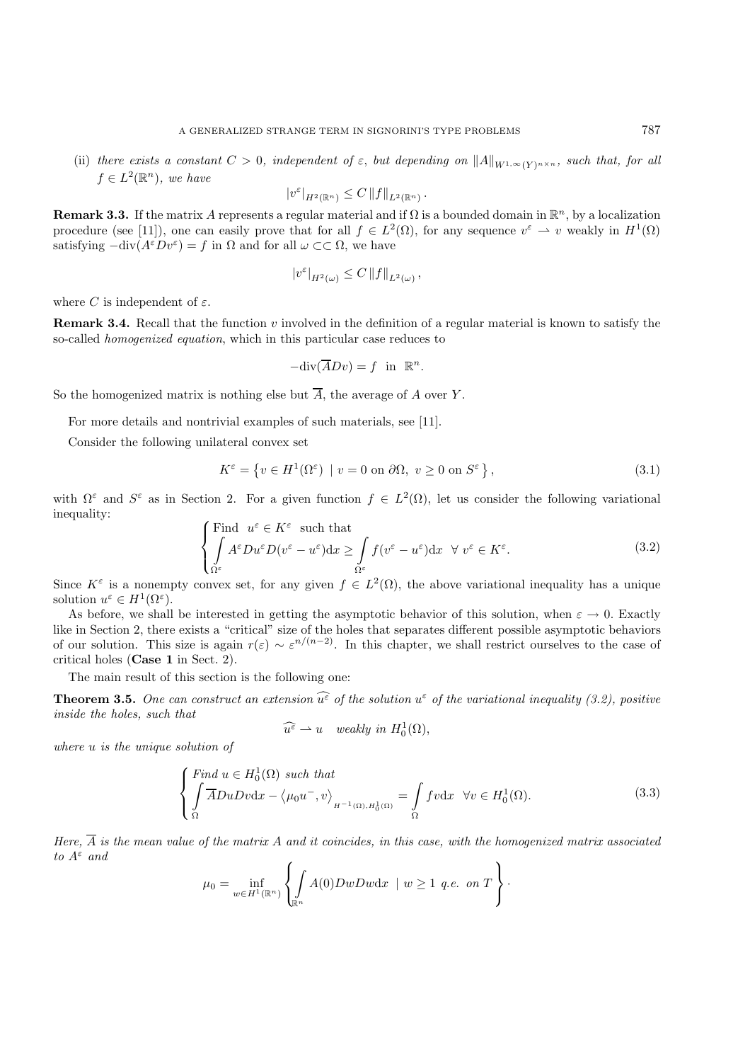(ii) *there exists a constant $C > 0$, independent of $\varepsilon$, but depending on $\|A\|_{W^{1,\infty}(Y)^{n\times n}}$, such that, for all $f \in L^2(\mathbb{R}^n)$, we have*

$$|v^\varepsilon|_{H^2(\mathbb{R}^n)} \leq C \|f\|_{L^2(\mathbb{R}^n)} .$$

**Remark 3.3.** If the matrix $A$ represents a regular material and if $\Omega$ is a bounded domain in $\mathbb{R}^n$, by a localization procedure (see [11]), one can easily prove that for all $f \in L^2(\Omega)$, for any sequence $v^\varepsilon \rightharpoonup v$ weakly in $H^1(\Omega)$ satisfying $-\mathrm{div}(A^\varepsilon D v^\varepsilon) = f$ in $\Omega$ and for all $\omega \subset\subset \Omega$, we have

$$|v^\varepsilon|_{H^2(\omega)} \leq C \|f\|_{L^2(\omega)} ,$$

where $C$ is independent of $\varepsilon$.

**Remark 3.4.** Recall that the function $v$ involved in the definition of a regular material is known to satisfy the so-called *homogenized equation*, which in this particular case reduces to

$$-\mathrm{div}(\overline{A} D v) = f \;\; \text{in} \;\; \mathbb{R}^n.$$

So the homogenized matrix is nothing else but $\overline{A}$, the average of $A$ over $Y$.

For more details and nontrivial examples of such materials, see [11].

Consider the following unilateral convex set

$$K^\varepsilon = \left\{ v \in H^1(\Omega^\varepsilon) \mid v = 0 \text{ on } \partial\Omega, \; v \geq 0 \text{ on } S^\varepsilon \right\}, \tag{3.1}$$

with $\Omega^\varepsilon$ and $S^\varepsilon$ as in Section 2. For a given function $f \in L^2(\Omega)$, let us consider the following variational inequality:

$$\begin{cases} \text{Find } \; u^\varepsilon \in K^\varepsilon \;\; \text{such that} \\ \displaystyle\int_{\Omega^\varepsilon} A^\varepsilon D u^\varepsilon D(v^\varepsilon - u^\varepsilon) \mathrm{d}x \geq \int_{\Omega^\varepsilon} f(v^\varepsilon - u^\varepsilon) \mathrm{d}x \;\; \forall \; v^\varepsilon \in K^\varepsilon. \end{cases} \tag{3.2}$$

Since $K^\varepsilon$ is a nonempty convex set, for any given $f \in L^2(\Omega)$, the above variational inequality has a unique solution $u^\varepsilon \in H^1(\Omega^\varepsilon)$.

As before, we shall be interested in getting the asymptotic behavior of this solution, when $\varepsilon \to 0$. Exactly like in Section 2, there exists a "critical" size of the holes that separates different possible asymptotic behaviors of our solution. This size is again $r(\varepsilon) \sim \varepsilon^{n/(n-2)}$. In this chapter, we shall restrict ourselves to the case of critical holes (**Case 1** in Sect. 2).

The main result of this section is the following one:

**Theorem 3.5.** *One can construct an extension $\widehat{u^\varepsilon}$ of the solution $u^\varepsilon$ of the variational inequality (3.2), positive inside the holes, such that*

$$\widehat{u^\varepsilon} \rightharpoonup u \quad \textit{weakly in } H_0^1(\Omega),$$

*where $u$ is the unique solution of*

$$\begin{cases} \textit{Find } u \in H_0^1(\Omega) \textit{ such that} \\ \displaystyle\int_{\Omega} \overline{A} D u D v \mathrm{d}x - \left\langle \mu_0 u^-, v \right\rangle_{H^{-1}(\Omega), H_0^1(\Omega)} = \int_{\Omega} f v \mathrm{d}x \;\; \forall v \in H_0^1(\Omega). \end{cases} \tag{3.3}$$

*Here, $\overline{A}$ is the mean value of the matrix $A$ and it coincides, in this case, with the homogenized matrix associated to $A^\varepsilon$ and*

$$\mu_0 = \inf_{w \in H^1(\mathbb{R}^n)} \left\{ \int_{\mathbb{R}^n} A(0) D w D w \mathrm{d}x \;\mid\; w \geq 1 \textit{ q.e. on } T \right\} \cdot$$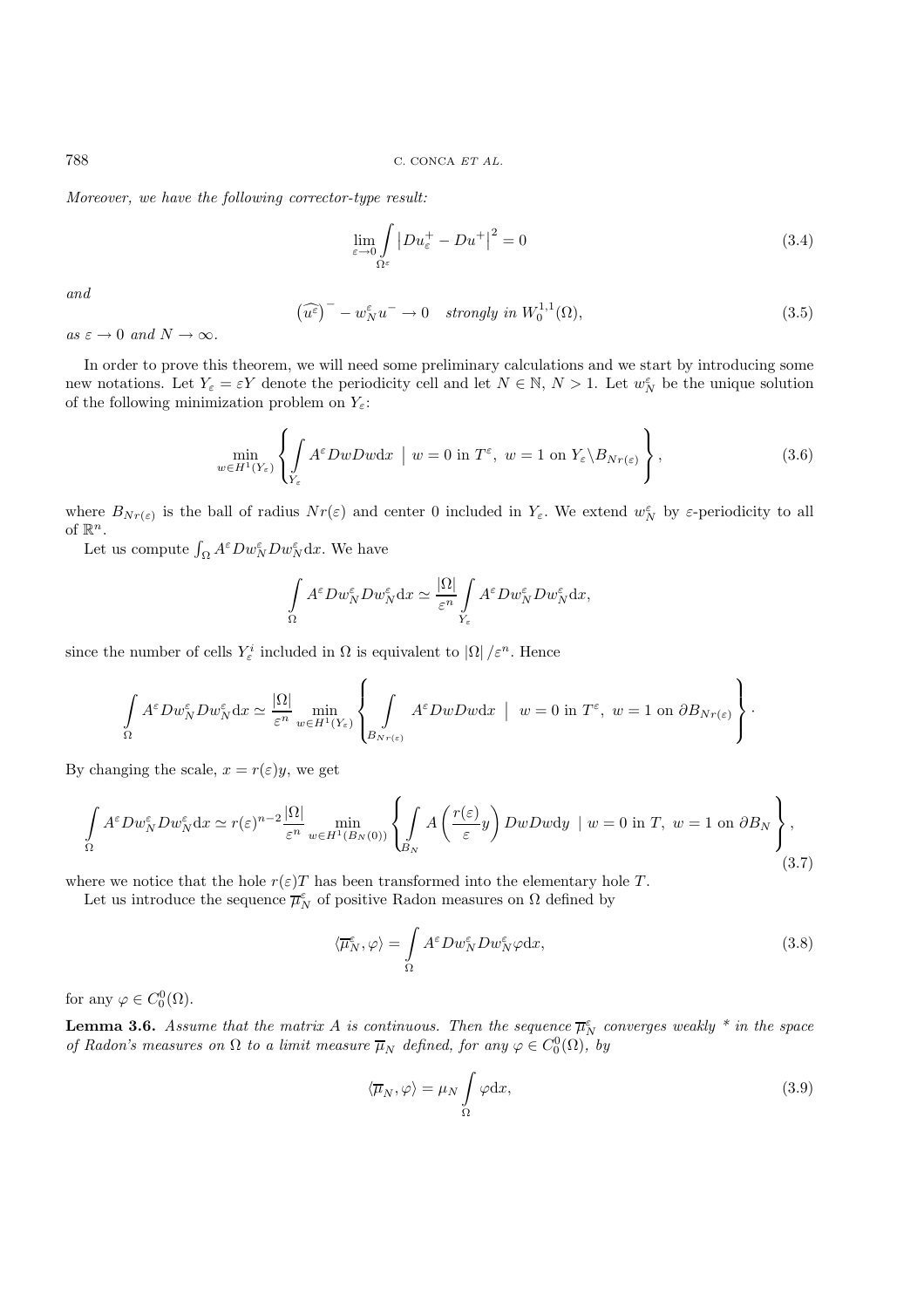*Moreover, we have the following corrector-type result:*

$$\lim_{\varepsilon \to 0} \int_{\Omega^\varepsilon} \left| Du_\varepsilon^+ - Du^+ \right|^2 = 0 \tag{3.4}$$

*and*

$$\left(\widehat{u^\varepsilon}\right)^- - w_N^\varepsilon u^- \to 0 \quad \textit{strongly in } W_0^{1,1}(\Omega), \tag{3.5}$$

*as* $\varepsilon \to 0$ *and* $N \to \infty$.

In order to prove this theorem, we will need some preliminary calculations and we start by introducing some new notations. Let $Y_\varepsilon = \varepsilon Y$ denote the periodicity cell and let $N \in \mathbb{N}$, $N > 1$. Let $w_N^\varepsilon$ be the unique solution of the following minimization problem on $Y_\varepsilon$:

$$\min_{w \in H^1(Y_\varepsilon)} \left\{ \int_{Y_\varepsilon} A^\varepsilon Dw Dw \mathrm{d}x \;\middle|\; w = 0 \text{ in } T^\varepsilon,\ w = 1 \text{ on } Y_\varepsilon \backslash B_{Nr(\varepsilon)} \right\}, \tag{3.6}$$

where $B_{Nr(\varepsilon)}$ is the ball of radius $Nr(\varepsilon)$ and center 0 included in $Y_\varepsilon$. We extend $w_N^\varepsilon$ by $\varepsilon$-periodicity to all of $\mathbb{R}^n$.

Let us compute $\int_\Omega A^\varepsilon Dw_N^\varepsilon Dw_N^\varepsilon \mathrm{d}x$. We have

$$\int_\Omega A^\varepsilon Dw_N^\varepsilon Dw_N^\varepsilon \mathrm{d}x \simeq \frac{|\Omega|}{\varepsilon^n} \int_{Y_\varepsilon} A^\varepsilon Dw_N^\varepsilon Dw_N^\varepsilon \mathrm{d}x,$$

since the number of cells $Y_\varepsilon^i$ included in $\Omega$ is equivalent to $|\Omega| / \varepsilon^n$. Hence

$$\int_\Omega A^\varepsilon Dw_N^\varepsilon Dw_N^\varepsilon \mathrm{d}x \simeq \frac{|\Omega|}{\varepsilon^n} \min_{w \in H^1(Y_\varepsilon)} \left\{ \int_{B_{Nr(\varepsilon)}} A^\varepsilon Dw Dw \mathrm{d}x \;\middle|\; w = 0 \text{ in } T^\varepsilon,\ w = 1 \text{ on } \partial B_{Nr(\varepsilon)} \right\}.$$

By changing the scale, $x = r(\varepsilon)y$, we get

$$\int_\Omega A^\varepsilon Dw_N^\varepsilon Dw_N^\varepsilon \mathrm{d}x \simeq r(\varepsilon)^{n-2} \frac{|\Omega|}{\varepsilon^n} \min_{w \in H^1(B_N(0))} \left\{ \int_{B_N} A\left(\frac{r(\varepsilon)}{\varepsilon} y\right) Dw Dw \mathrm{d}y \;\middle|\; w = 0 \text{ in } T,\ w = 1 \text{ on } \partial B_N \right\}, \tag{3.7}$$

where we notice that the hole $r(\varepsilon)T$ has been transformed into the elementary hole $T$.

Let us introduce the sequence $\overline{\mu}_N^\varepsilon$ of positive Radon measures on $\Omega$ defined by

$$\langle \overline{\mu}_N^\varepsilon, \varphi \rangle = \int_\Omega A^\varepsilon Dw_N^\varepsilon Dw_N^\varepsilon \varphi \mathrm{d}x, \tag{3.8}$$

for any $\varphi \in C_0^0(\Omega)$.

**Lemma 3.6.** *Assume that the matrix $A$ is continuous. Then the sequence $\overline{\mu}_N^\varepsilon$ converges weakly * in the space of Radon's measures on $\Omega$ to a limit measure $\overline{\mu}_N$ defined, for any $\varphi \in C_0^0(\Omega)$, by*

$$\langle \overline{\mu}_N, \varphi \rangle = \mu_N \int_\Omega \varphi \mathrm{d}x, \tag{3.9}$$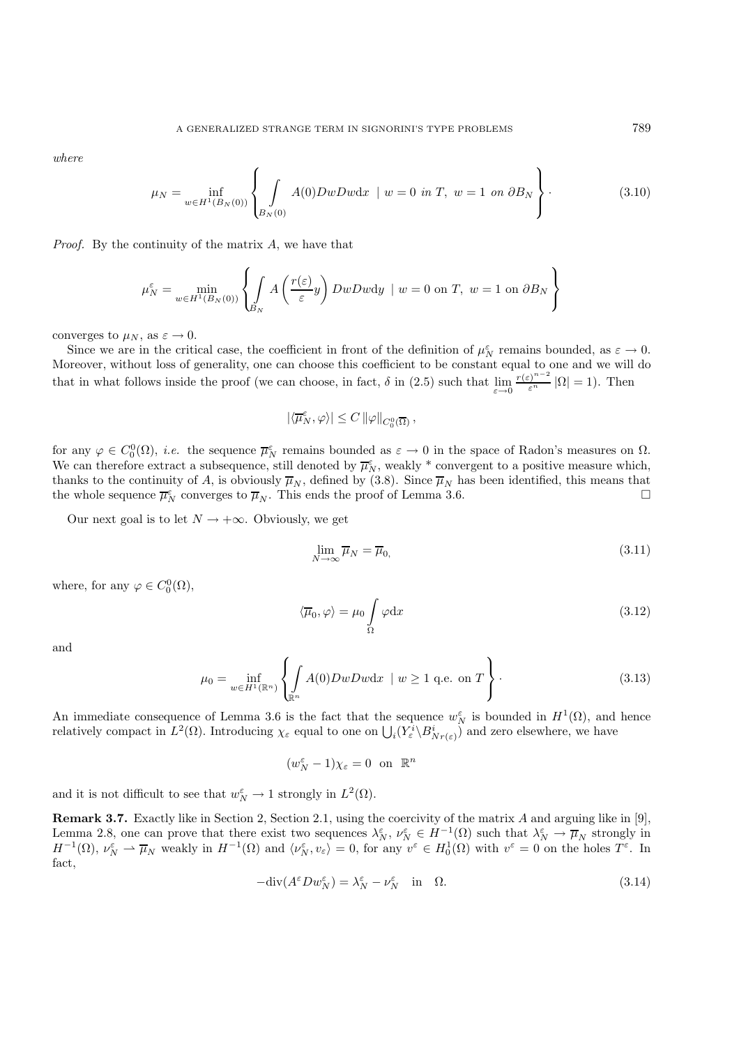*where*

$$\mu_N = \inf_{w \in H^1(B_N(0))} \left\{ \int_{B_N(0)} A(0) Dw Dw \mathrm{d}x \ \mid \ w = 0 \ \textit{in } T, \ w = 1 \ \textit{on } \partial B_N \right\} \cdot \tag{3.10}$$

*Proof.* By the continuity of the matrix $A$, we have that

$$\mu_N^\varepsilon = \min_{w \in H^1(B_N(0))} \left\{ \int_{B_N} A\left(\frac{r(\varepsilon)}{\varepsilon} y\right) Dw Dw \mathrm{d}y \ \mid \ w = 0 \text{ on } T, \ w = 1 \text{ on } \partial B_N \right\}$$

converges to $\mu_N$, as $\varepsilon \to 0$.

Since we are in the critical case, the coefficient in front of the definition of $\mu_N^\varepsilon$ remains bounded, as $\varepsilon \to 0$. Moreover, without loss of generality, one can choose this coefficient to be constant equal to one and we will do that in what follows inside the proof (we can choose, in fact, $\delta$ in (2.5) such that $\lim\limits_{\varepsilon \to 0} \frac{r(\varepsilon)^{n-2}}{\varepsilon^n} |\Omega| = 1$). Then

$$|\langle \overline{\mu}_N^\varepsilon, \varphi \rangle| \leq C \, \|\varphi\|_{C_0^0(\overline{\Omega})} \, ,$$

for any $\varphi \in C_0^0(\Omega)$, *i.e.* the sequence $\overline{\mu}_N^\varepsilon$ remains bounded as $\varepsilon \to 0$ in the space of Radon's measures on $\Omega$. We can therefore extract a subsequence, still denoted by $\overline{\mu}_N^\varepsilon$, weakly * convergent to a positive measure which, thanks to the continuity of $A$, is obviously $\overline{\mu}_N$, defined by (3.8). Since $\overline{\mu}_N$ has been identified, this means that the whole sequence $\overline{\mu}_N^\varepsilon$ converges to $\overline{\mu}_N$. This ends the proof of Lemma 3.6. $\square$

Our next goal is to let $N \to +\infty$. Obviously, we get

$$\lim_{N \to \infty} \overline{\mu}_N = \overline{\mu}_0, \tag{3.11}$$

where, for any $\varphi \in C_0^0(\Omega)$,

$$\langle \overline{\mu}_0, \varphi \rangle = \mu_0 \int_\Omega \varphi \mathrm{d}x \tag{3.12}$$

and

$$\mu_0 = \inf_{w \in H^1(\mathbb{R}^n)} \left\{ \int_{\mathbb{R}^n} A(0) Dw Dw \mathrm{d}x \ \mid \ w \geq 1 \text{ q.e. on } T \right\} \cdot \tag{3.13}$$

An immediate consequence of Lemma 3.6 is the fact that the sequence $w_N^\varepsilon$ is bounded in $H^1(\Omega)$, and hence relatively compact in $L^2(\Omega)$. Introducing $\chi_\varepsilon$ equal to one on $\bigcup_i (Y_\varepsilon^i \backslash B_{Nr(\varepsilon)}^i)$ and zero elsewhere, we have

$$(w_N^\varepsilon - 1)\chi_\varepsilon = 0 \ \text{ on } \ \mathbb{R}^n$$

and it is not difficult to see that $w_N^\varepsilon \to 1$ strongly in $L^2(\Omega)$.

**Remark 3.7.** Exactly like in Section 2, Section 2.1, using the coercivity of the matrix $A$ and arguing like in [9], Lemma 2.8, one can prove that there exist two sequences $\lambda_N^\varepsilon$, $\nu_N^\varepsilon \in H^{-1}(\Omega)$ such that $\lambda_N^\varepsilon \to \overline{\mu}_N$ strongly in $H^{-1}(\Omega)$, $\nu_N^\varepsilon \rightharpoonup \overline{\mu}_N$ weakly in $H^{-1}(\Omega)$ and $\langle \nu_N^\varepsilon, v_\varepsilon \rangle = 0$, for any $v^\varepsilon \in H_0^1(\Omega)$ with $v^\varepsilon = 0$ on the holes $T^\varepsilon$. In fact,

$$-\mathrm{div}(A^\varepsilon D w_N^\varepsilon) = \lambda_N^\varepsilon - \nu_N^\varepsilon \quad \text{in} \quad \Omega. \tag{3.14}$$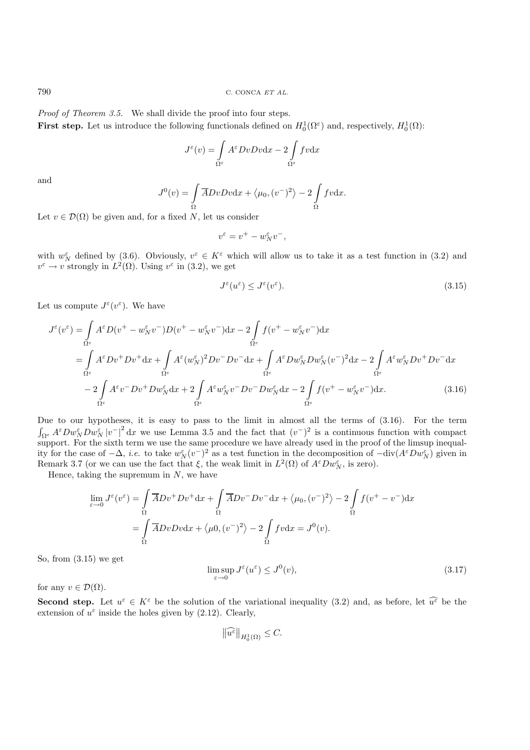*Proof of Theorem 3.5.* We shall divide the proof into four steps.

**First step.** Let us introduce the following functionals defined on $H_0^1(\Omega^\varepsilon)$ and, respectively, $H_0^1(\Omega)$:

$$J^\varepsilon(v) = \int_{\Omega^\varepsilon} A^\varepsilon Dv Dv \mathrm{d}x - 2\int_{\Omega^\varepsilon} fv \mathrm{d}x$$

and

$$J^0(v) = \int_\Omega \overline{A} Dv Dv \mathrm{d}x + \left\langle \mu_0, (v^-)^2 \right\rangle - 2\int_\Omega fv \mathrm{d}x.$$

Let $v \in \mathcal{D}(\Omega)$ be given and, for a fixed $N$, let us consider

$$v^\varepsilon = v^+ - w_N^\varepsilon v^-,$$

with $w_N^\varepsilon$ defined by (3.6). Obviously, $v^\varepsilon \in K^\varepsilon$ which will allow us to take it as a test function in (3.2) and $v^\varepsilon \to v$ strongly in $L^2(\Omega)$. Using $v^\varepsilon$ in (3.2), we get

$$J^\varepsilon(u^\varepsilon) \leq J^\varepsilon(v^\varepsilon). \tag{3.15}$$

Let us compute $J^\varepsilon(v^\varepsilon)$. We have

$$\begin{aligned}
J^\varepsilon(v^\varepsilon) &= \int_{\Omega^\varepsilon} A^\varepsilon D(v^+ - w_N^\varepsilon v^-) D(v^+ - w_N^\varepsilon v^-) \mathrm{d}x - 2\int_{\Omega^\varepsilon} f(v^+ - w_N^\varepsilon v^-) \mathrm{d}x \\
&= \int_{\Omega^\varepsilon} A^\varepsilon Dv^+ Dv^+ \mathrm{d}x + \int_{\Omega^\varepsilon} A^\varepsilon (w_N^\varepsilon)^2 Dv^- Dv^- \mathrm{d}x + \int_{\Omega^\varepsilon} A^\varepsilon Dw_N^\varepsilon Dw_N^\varepsilon (v^-)^2 \mathrm{d}x - 2\int_{\Omega^\varepsilon} A^\varepsilon w_N^\varepsilon Dv^+ Dv^- \mathrm{d}x \\
&\quad - 2\int_{\Omega^\varepsilon} A^\varepsilon v^- Dv^+ Dw_N^\varepsilon \mathrm{d}x + 2\int_{\Omega^\varepsilon} A^\varepsilon w_N^\varepsilon v^- Dv^- Dw_N^\varepsilon \mathrm{d}x - 2\int_{\Omega^\varepsilon} f(v^+ - w_N^\varepsilon v^-) \mathrm{d}x.
\end{aligned} \tag{3.16}$$

Due to our hypotheses, it is easy to pass to the limit in almost all the terms of (3.16). For the term $\int_{\Omega^\varepsilon} A^\varepsilon Dw_N^\varepsilon Dw_N^\varepsilon \left|v^-\right|^2 \mathrm{d}x$ we use Lemma 3.5 and the fact that $(v^-)^2$ is a continuous function with compact support. For the sixth term we use the same procedure we have already used in the proof of the limsup inequality for the case of $-\Delta$, *i.e.* to take $w_N^\varepsilon (v^-)^2$ as a test function in the decomposition of $-\mathrm{div}(A^\varepsilon Dw_N^\varepsilon)$ given in Remark 3.7 (or we can use the fact that $\xi$, the weak limit in $L^2(\Omega)$ of $A^\varepsilon Dw_N^\varepsilon$, is zero).

Hence, taking the supremum in $N$, we have

$$\begin{aligned}
\lim_{\varepsilon \to 0} J^\varepsilon(v^\varepsilon) &= \int_\Omega \overline{A} Dv^+ Dv^+ \mathrm{d}x + \int_\Omega \overline{A} Dv^- Dv^- \mathrm{d}x + \left\langle \mu_0, (v^-)^2 \right\rangle - 2\int_\Omega f(v^+ - v^-) \mathrm{d}x \\
&= \int_\Omega \overline{A} Dv Dv \mathrm{d}x + \left\langle \mu 0, (v^-)^2 \right\rangle - 2\int_\Omega fv \mathrm{d}x = J^0(v).
\end{aligned}$$

So, from (3.15) we get

$$\limsup_{\varepsilon \to 0} J^\varepsilon(u^\varepsilon) \leq J^0(v), \tag{3.17}$$

for any $v \in \mathcal{D}(\Omega)$.

**Second step.** Let $u^\varepsilon \in K^\varepsilon$ be the solution of the variational inequality (3.2) and, as before, let $\widehat{u^\varepsilon}$ be the extension of $u^\varepsilon$ inside the holes given by (2.12). Clearly,

$$\left\|\widehat{u^\varepsilon}\right\|_{H_0^1(\Omega)} \leq C.$$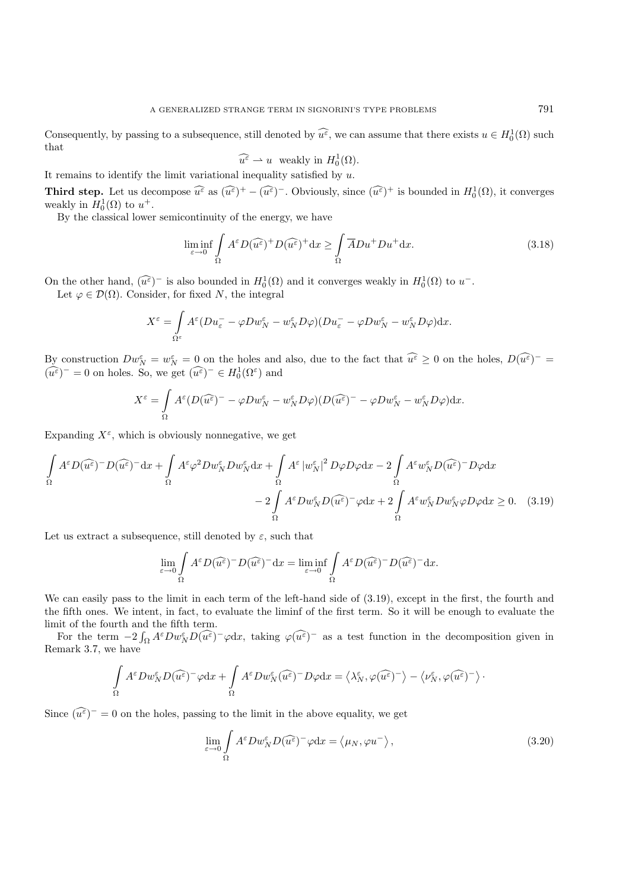Consequently, by passing to a subsequence, still denoted by $\widehat{u^\varepsilon}$, we can assume that there exists $u \in H_0^1(\Omega)$ such that

$$\widehat{u^\varepsilon} \rightharpoonup u \ \text{ weakly in } H_0^1(\Omega).$$

It remains to identify the limit variational inequality satisfied by $u$.

**Third step.** Let us decompose $\widehat{u^\varepsilon}$ as $(\widehat{u^\varepsilon})^+ - (\widehat{u^\varepsilon})^-$. Obviously, since $(\widehat{u^\varepsilon})^+$ is bounded in $H_0^1(\Omega)$, it converges weakly in $H_0^1(\Omega)$ to $u^+$.

By the classical lower semicontinuity of the energy, we have

$$\liminf_{\varepsilon\to 0} \int_\Omega A^\varepsilon D(\widehat{u^\varepsilon})^+ D(\widehat{u^\varepsilon})^+ \mathrm{d}x \geq \int_\Omega \overline{A} Du^+ Du^+ \mathrm{d}x. \tag{3.18}$$

On the other hand, $(\widehat{u^\varepsilon})^-$ is also bounded in $H_0^1(\Omega)$ and it converges weakly in $H_0^1(\Omega)$ to $u^-$.

Let $\varphi \in \mathcal{D}(\Omega)$. Consider, for fixed $N$, the integral

$$X^\varepsilon = \int_{\Omega^\varepsilon} A^\varepsilon (Du_\varepsilon^- - \varphi Dw_N^\varepsilon - w_N^\varepsilon D\varphi)(Du_\varepsilon^- - \varphi Dw_N^\varepsilon - w_N^\varepsilon D\varphi)\mathrm{d}x.$$

By construction $Dw_N^\varepsilon = w_N^\varepsilon = 0$ on the holes and also, due to the fact that $\widehat{u^\varepsilon} \geq 0$ on the holes, $D(\widehat{u^\varepsilon})^- = (\widehat{u^\varepsilon})^- = 0$ on holes. So, we get $(\widehat{u^\varepsilon})^- \in H_0^1(\Omega^\varepsilon)$ and

$$X^\varepsilon = \int_\Omega A^\varepsilon (D(\widehat{u^\varepsilon})^- - \varphi Dw_N^\varepsilon - w_N^\varepsilon D\varphi)(D(\widehat{u^\varepsilon})^- - \varphi Dw_N^\varepsilon - w_N^\varepsilon D\varphi)\mathrm{d}x.$$

Expanding $X^\varepsilon$, which is obviously nonnegative, we get

$$\begin{aligned}\int_\Omega A^\varepsilon D(\widehat{u^\varepsilon})^- D(\widehat{u^\varepsilon})^- \mathrm{d}x + \int_\Omega A^\varepsilon \varphi^2 Dw_N^\varepsilon Dw_N^\varepsilon \mathrm{d}x + \int_\Omega A^\varepsilon \left|w_N^\varepsilon\right|^2 D\varphi D\varphi \mathrm{d}x - 2\int_\Omega A^\varepsilon w_N^\varepsilon D(\widehat{u^\varepsilon})^- D\varphi \mathrm{d}x \\ - 2\int_\Omega A^\varepsilon Dw_N^\varepsilon D(\widehat{u^\varepsilon})^- \varphi \mathrm{d}x + 2\int_\Omega A^\varepsilon w_N^\varepsilon Dw_N^\varepsilon \varphi D\varphi \mathrm{d}x \geq 0. \end{aligned}\tag{3.19}$$

Let us extract a subsequence, still denoted by $\varepsilon$, such that

$$\lim_{\varepsilon\to 0} \int_\Omega A^\varepsilon D(\widehat{u^\varepsilon})^- D(\widehat{u^\varepsilon})^- \mathrm{d}x = \liminf_{\varepsilon\to 0} \int_\Omega A^\varepsilon D(\widehat{u^\varepsilon})^- D(\widehat{u^\varepsilon})^- \mathrm{d}x.$$

We can easily pass to the limit in each term of the left-hand side of (3.19), except in the first, the fourth and the fifth ones. We intent, in fact, to evaluate the liminf of the first term. So it will be enough to evaluate the limit of the fourth and the fifth term.

For the term $-2\int_\Omega A^\varepsilon Dw_N^\varepsilon D(\widehat{u^\varepsilon})^- \varphi \mathrm{d}x$, taking $\varphi(\widehat{u^\varepsilon})^-$ as a test function in the decomposition given in Remark 3.7, we have

$$\int_\Omega A^\varepsilon Dw_N^\varepsilon D(\widehat{u^\varepsilon})^- \varphi \mathrm{d}x + \int_\Omega A^\varepsilon Dw_N^\varepsilon (\widehat{u^\varepsilon})^- D\varphi \mathrm{d}x = \left\langle \lambda_N^\varepsilon, \varphi(\widehat{u^\varepsilon})^- \right\rangle - \left\langle \nu_N^\varepsilon, \varphi(\widehat{u^\varepsilon})^- \right\rangle \cdot$$

Since $(\widehat{u^\varepsilon})^- = 0$ on the holes, passing to the limit in the above equality, we get

$$\lim_{\varepsilon\to 0} \int_\Omega A^\varepsilon Dw_N^\varepsilon D(\widehat{u^\varepsilon})^- \varphi \mathrm{d}x = \left\langle \mu_N, \varphi u^- \right\rangle, \tag{3.20}$$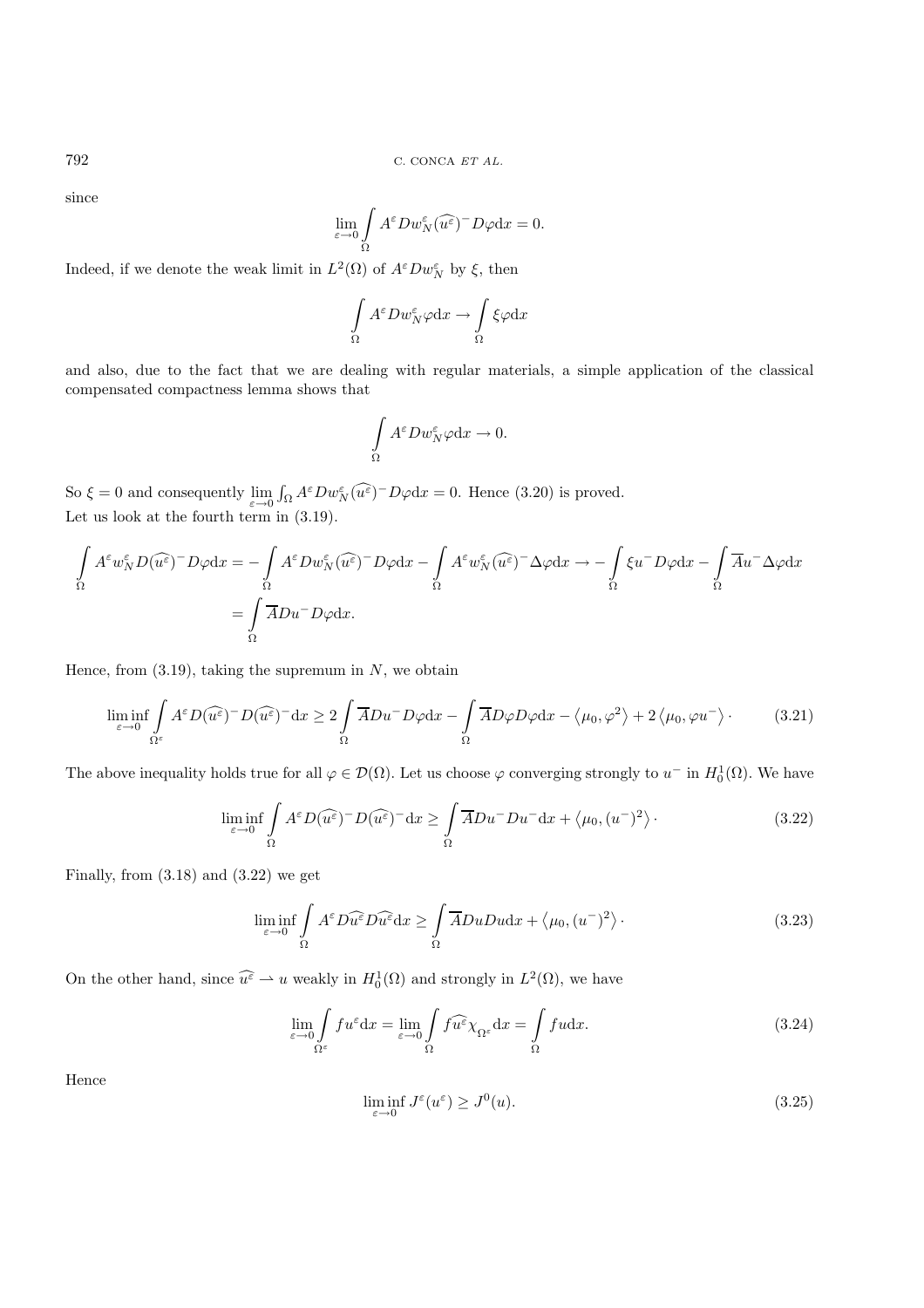since

$$\lim_{\varepsilon \to 0} \int_{\Omega} A^{\varepsilon} D w_N^{\varepsilon} (\widehat{u^{\varepsilon}})^{-} D\varphi \mathrm{d}x = 0.$$

Indeed, if we denote the weak limit in $L^2(\Omega)$ of $A^{\varepsilon} D w_N^{\varepsilon}$ by $\xi$, then

$$\int_{\Omega} A^{\varepsilon} D w_N^{\varepsilon} \varphi \mathrm{d}x \to \int_{\Omega} \xi \varphi \mathrm{d}x$$

and also, due to the fact that we are dealing with regular materials, a simple application of the classical compensated compactness lemma shows that

$$\int_{\Omega} A^{\varepsilon} D w_N^{\varepsilon} \varphi \mathrm{d}x \to 0.$$

So $\xi = 0$ and consequently $\lim_{\varepsilon \to 0} \int_{\Omega} A^{\varepsilon} D w_N^{\varepsilon} (\widehat{u^{\varepsilon}})^{-} D\varphi \mathrm{d}x = 0$. Hence (3.20) is proved.
Let us look at the fourth term in (3.19).

$$\begin{aligned}
\int_{\Omega} A^{\varepsilon} w_N^{\varepsilon} D(\widehat{u^{\varepsilon}})^{-} D\varphi \mathrm{d}x &= -\int_{\Omega} A^{\varepsilon} D w_N^{\varepsilon} (\widehat{u^{\varepsilon}})^{-} D\varphi \mathrm{d}x - \int_{\Omega} A^{\varepsilon} w_N^{\varepsilon} (\widehat{u^{\varepsilon}})^{-} \Delta\varphi \mathrm{d}x \to -\int_{\Omega} \xi u^{-} D\varphi \mathrm{d}x - \int_{\Omega} \overline{A} u^{-} \Delta\varphi \mathrm{d}x \\
&= \int_{\Omega} \overline{A} D u^{-} D\varphi \mathrm{d}x.
\end{aligned}$$

Hence, from (3.19), taking the supremum in $N$, we obtain

$$\liminf_{\varepsilon \to 0} \int_{\Omega^{\varepsilon}} A^{\varepsilon} D(\widehat{u^{\varepsilon}})^{-} D(\widehat{u^{\varepsilon}})^{-} \mathrm{d}x \geq 2 \int_{\Omega} \overline{A} D u^{-} D\varphi \mathrm{d}x - \int_{\Omega} \overline{A} D\varphi D\varphi \mathrm{d}x - \left\langle \mu_0, \varphi^2 \right\rangle + 2 \left\langle \mu_0, \varphi u^{-} \right\rangle \cdot \tag{3.21}$$

The above inequality holds true for all $\varphi \in \mathcal{D}(\Omega)$. Let us choose $\varphi$ converging strongly to $u^{-}$ in $H_0^1(\Omega)$. We have

$$\liminf_{\varepsilon \to 0} \int_{\Omega} A^{\varepsilon} D(\widehat{u^{\varepsilon}})^{-} D(\widehat{u^{\varepsilon}})^{-} \mathrm{d}x \geq \int_{\Omega} \overline{A} D u^{-} D u^{-} \mathrm{d}x + \left\langle \mu_0, (u^{-})^2 \right\rangle \cdot \tag{3.22}$$

Finally, from (3.18) and (3.22) we get

$$\liminf_{\varepsilon \to 0} \int_{\Omega} A^{\varepsilon} D\widehat{u^{\varepsilon}} D\widehat{u^{\varepsilon}} \mathrm{d}x \geq \int_{\Omega} \overline{A} D u D u \mathrm{d}x + \left\langle \mu_0, (u^{-})^2 \right\rangle \cdot \tag{3.23}$$

On the other hand, since $\widehat{u^{\varepsilon}} \rightharpoonup u$ weakly in $H_0^1(\Omega)$ and strongly in $L^2(\Omega)$, we have

$$\lim_{\varepsilon \to 0} \int_{\Omega^{\varepsilon}} f u^{\varepsilon} \mathrm{d}x = \lim_{\varepsilon \to 0} \int_{\Omega} f \widehat{u^{\varepsilon}} \chi_{\Omega^{\varepsilon}} \mathrm{d}x = \int_{\Omega} f u \mathrm{d}x. \tag{3.24}$$

Hence

$$\liminf_{\varepsilon \to 0} J^{\varepsilon}(u^{\varepsilon}) \geq J^0(u). \tag{3.25}$$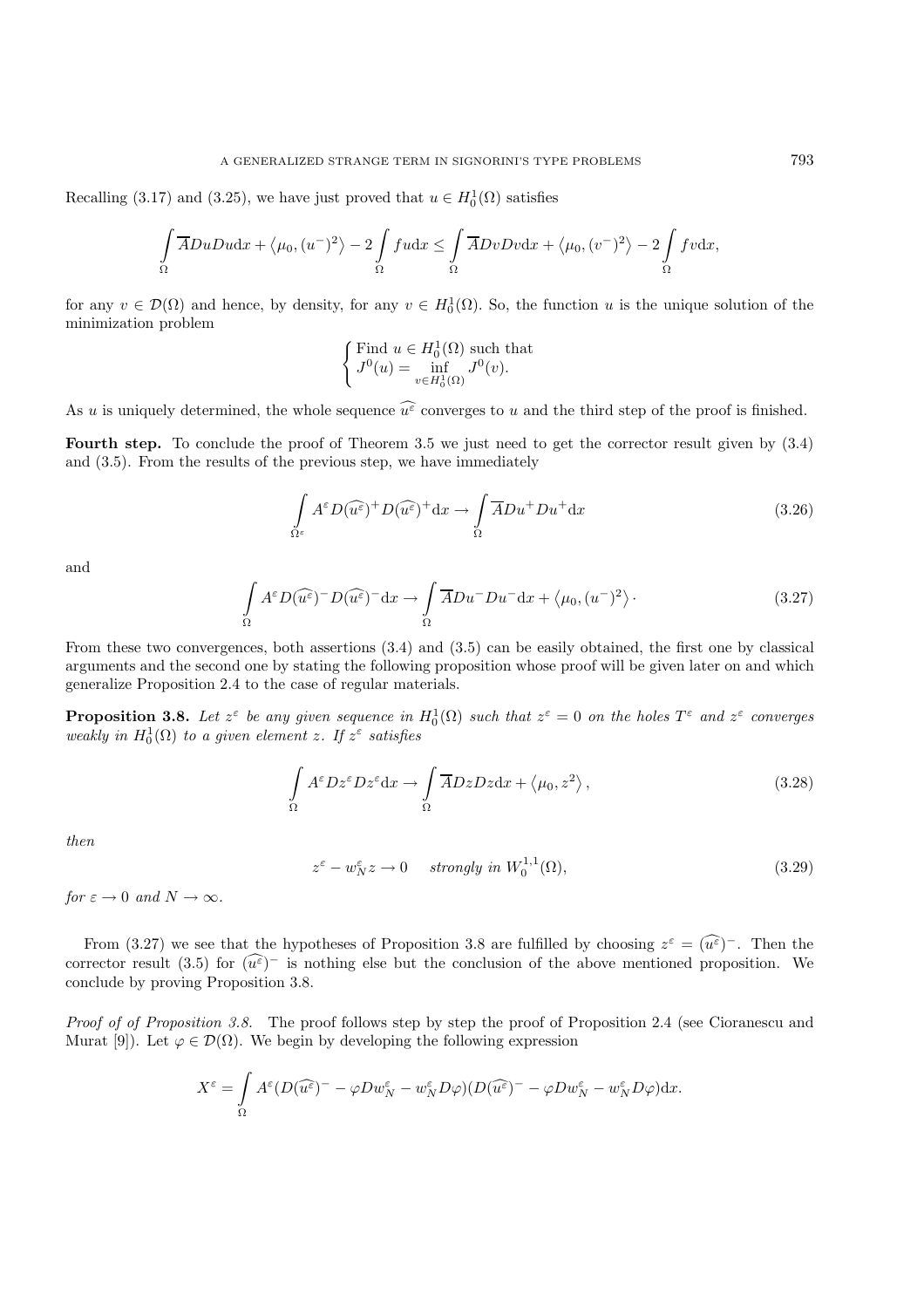Recalling (3.17) and (3.25), we have just proved that $u \in H_0^1(\Omega)$ satisfies

$$\int_\Omega \overline{A} Du Du \mathrm{d}x + \langle \mu_0, (u^-)^2 \rangle - 2 \int_\Omega f u \mathrm{d}x \leq \int_\Omega \overline{A} Dv Dv \mathrm{d}x + \langle \mu_0, (v^-)^2 \rangle - 2 \int_\Omega f v \mathrm{d}x,$$

for any $v \in \mathcal{D}(\Omega)$ and hence, by density, for any $v \in H_0^1(\Omega)$. So, the function $u$ is the unique solution of the minimization problem

$$\begin{cases} \text{Find } u \in H_0^1(\Omega) \text{ such that} \\ J^0(u) = \inf\limits_{v \in H_0^1(\Omega)} J^0(v). \end{cases}$$

As $u$ is uniquely determined, the whole sequence $\widehat{u^\varepsilon}$ converges to $u$ and the third step of the proof is finished.

**Fourth step.** To conclude the proof of Theorem 3.5 we just need to get the corrector result given by (3.4) and (3.5). From the results of the previous step, we have immediately

$$\int_{\Omega^\varepsilon} A^\varepsilon D(\widehat{u^\varepsilon})^+ D(\widehat{u^\varepsilon})^+ \mathrm{d}x \to \int_\Omega \overline{A} Du^+ Du^+ \mathrm{d}x \tag{3.26}$$

and

$$\int_\Omega A^\varepsilon D(\widehat{u^\varepsilon})^- D(\widehat{u^\varepsilon})^- \mathrm{d}x \to \int_\Omega \overline{A} Du^- Du^- \mathrm{d}x + \langle \mu_0, (u^-)^2 \rangle \cdot \tag{3.27}$$

From these two convergences, both assertions (3.4) and (3.5) can be easily obtained, the first one by classical arguments and the second one by stating the following proposition whose proof will be given later on and which generalize Proposition 2.4 to the case of regular materials.

**Proposition 3.8.** *Let $z^\varepsilon$ be any given sequence in $H_0^1(\Omega)$ such that $z^\varepsilon = 0$ on the holes $T^\varepsilon$ and $z^\varepsilon$ converges weakly in $H_0^1(\Omega)$ to a given element $z$. If $z^\varepsilon$ satisfies*

$$\int_\Omega A^\varepsilon Dz^\varepsilon Dz^\varepsilon \mathrm{d}x \to \int_\Omega \overline{A} Dz Dz \mathrm{d}x + \langle \mu_0, z^2 \rangle, \tag{3.28}$$

*then*

$$z^\varepsilon - w_N^\varepsilon z \to 0 \quad \text{strongly in } W_0^{1,1}(\Omega), \tag{3.29}$$

*for $\varepsilon \to 0$ and $N \to \infty$.*

From (3.27) we see that the hypotheses of Proposition 3.8 are fulfilled by choosing $z^\varepsilon = (\widehat{u^\varepsilon})^-$. Then the corrector result (3.5) for $(\widehat{u^\varepsilon})^-$ is nothing else but the conclusion of the above mentioned proposition. We conclude by proving Proposition 3.8.

*Proof of of Proposition 3.8.* The proof follows step by step the proof of Proposition 2.4 (see Cioranescu and Murat [9]). Let $\varphi \in \mathcal{D}(\Omega)$. We begin by developing the following expression

$$X^\varepsilon = \int_\Omega A^\varepsilon (D(\widehat{u^\varepsilon})^- - \varphi Dw_N^\varepsilon - w_N^\varepsilon D\varphi)(D(\widehat{u^\varepsilon})^- - \varphi Dw_N^\varepsilon - w_N^\varepsilon D\varphi) \mathrm{d}x.$$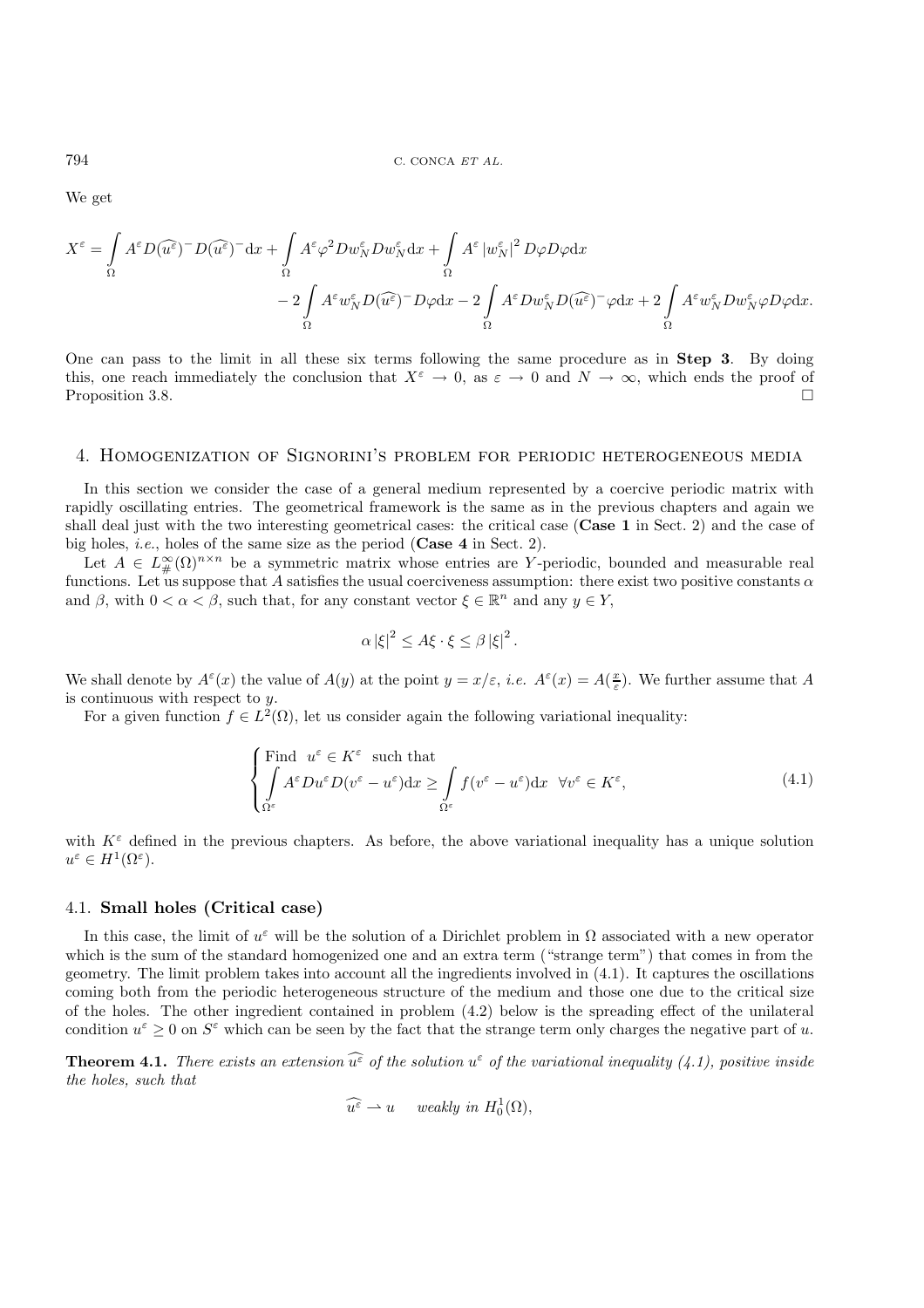We get

$$X^\varepsilon = \int_\Omega A^\varepsilon D(\widehat{u^\varepsilon})^- D(\widehat{u^\varepsilon})^- \mathrm{d}x + \int_\Omega A^\varepsilon \varphi^2 Dw_N^\varepsilon Dw_N^\varepsilon \mathrm{d}x + \int_\Omega A^\varepsilon \left|w_N^\varepsilon\right|^2 D\varphi D\varphi \mathrm{d}x$$
$$- 2\int_\Omega A^\varepsilon w_N^\varepsilon D(\widehat{u^\varepsilon})^- D\varphi \mathrm{d}x - 2\int_\Omega A^\varepsilon Dw_N^\varepsilon D(\widehat{u^\varepsilon})^- \varphi \mathrm{d}x + 2\int_\Omega A^\varepsilon w_N^\varepsilon Dw_N^\varepsilon \varphi D\varphi \mathrm{d}x.$$

One can pass to the limit in all these six terms following the same procedure as in **Step 3**. By doing this, one reach immediately the conclusion that $X^\varepsilon \to 0$, as $\varepsilon \to 0$ and $N \to \infty$, which ends the proof of Proposition 3.8. □

## 4. Homogenization of Signorini's problem for periodic heterogeneous media

In this section we consider the case of a general medium represented by a coercive periodic matrix with rapidly oscillating entries. The geometrical framework is the same as in the previous chapters and again we shall deal just with the two interesting geometrical cases: the critical case (**Case 1** in Sect. 2) and the case of big holes, *i.e.*, holes of the same size as the period (**Case 4** in Sect. 2).

Let $A \in L^\infty_\#(\Omega)^{n\times n}$ be a symmetric matrix whose entries are $Y$-periodic, bounded and measurable real functions. Let us suppose that $A$ satisfies the usual coerciveness assumption: there exist two positive constants $\alpha$ and $\beta$, with $0 < \alpha < \beta$, such that, for any constant vector $\xi \in \mathbb{R}^n$ and any $y \in Y$,

$$\alpha \left|\xi\right|^2 \leq A\xi \cdot \xi \leq \beta \left|\xi\right|^2.$$

We shall denote by $A^\varepsilon(x)$ the value of $A(y)$ at the point $y = x/\varepsilon$, *i.e.* $A^\varepsilon(x) = A(\frac{x}{\varepsilon})$. We further assume that $A$ is continuous with respect to $y$.

For a given function $f \in L^2(\Omega)$, let us consider again the following variational inequality:

$$\begin{cases} \text{Find } \ u^\varepsilon \in K^\varepsilon \ \text{ such that} \\ \displaystyle\int_{\Omega^\varepsilon} A^\varepsilon Du^\varepsilon D(v^\varepsilon - u^\varepsilon)\mathrm{d}x \geq \int_{\Omega^\varepsilon} f(v^\varepsilon - u^\varepsilon)\mathrm{d}x \quad \forall v^\varepsilon \in K^\varepsilon, \end{cases} \tag{4.1}$$

with $K^\varepsilon$ defined in the previous chapters. As before, the above variational inequality has a unique solution $u^\varepsilon \in H^1(\Omega^\varepsilon)$.

### 4.1. Small holes (Critical case)

In this case, the limit of $u^\varepsilon$ will be the solution of a Dirichlet problem in $\Omega$ associated with a new operator which is the sum of the standard homogenized one and an extra term ("strange term") that comes in from the geometry. The limit problem takes into account all the ingredients involved in (4.1). It captures the oscillations coming both from the periodic heterogeneous structure of the medium and those one due to the critical size of the holes. The other ingredient contained in problem (4.2) below is the spreading effect of the unilateral condition $u^\varepsilon \geq 0$ on $S^\varepsilon$ which can be seen by the fact that the strange term only charges the negative part of $u$.

**Theorem 4.1.** *There exists an extension $\widehat{u^\varepsilon}$ of the solution $u^\varepsilon$ of the variational inequality (4.1), positive inside the holes, such that*

$$\widehat{u^\varepsilon} \rightharpoonup u \quad \textit{weakly in } H^1_0(\Omega),$$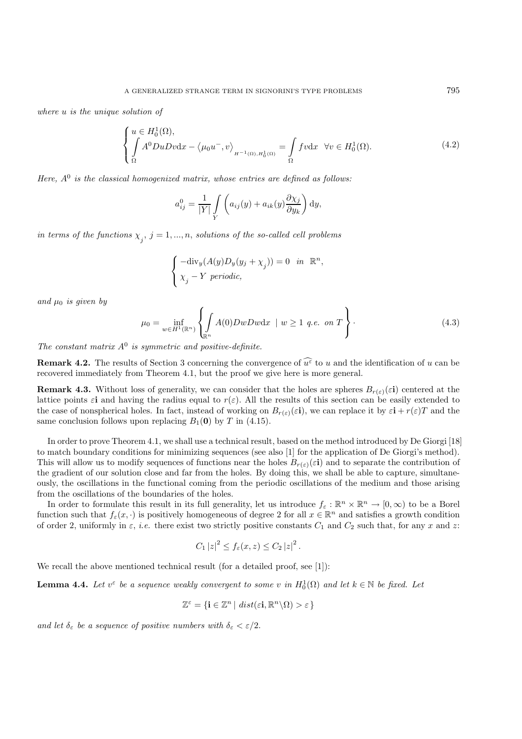*where $u$ is the unique solution of*

$$
\begin{cases} u \in H_0^1(\Omega), \\ \displaystyle\int\limits_\Omega A^0 Du Dv \mathrm{d}x - \left\langle \mu_0 u^-, v \right\rangle_{H^{-1}(\Omega), H_0^1(\Omega)} = \int\limits_\Omega f v \mathrm{d}x \quad \forall v \in H_0^1(\Omega). \end{cases} \tag{4.2}
$$

*Here, $A^0$ is the classical homogenized matrix, whose entries are defined as follows:*

$$
a_{ij}^0 = \frac{1}{|Y|} \int\limits_Y \left( a_{ij}(y) + a_{ik}(y) \frac{\partial \chi_j}{\partial y_k} \right) \mathrm{d}y,
$$

*in terms of the functions $\chi_j$, $j = 1, ..., n$, solutions of the so-called cell problems*

$$
\begin{cases} -\mathrm{div}_y (A(y) D_y (y_j + \chi_j)) = 0 \quad \text{in } \mathbb{R}^n, \\ \chi_j - Y \text{ periodic,} \end{cases}
$$

*and $\mu_0$ is given by*

$$
\mu_0 = \inf_{w \in H^1(\mathbb{R}^n)} \left\{ \int\limits_{\mathbb{R}^n} A(0) Dw Dw \mathrm{d}x \;\mid\; w \geq 1 \text{ q.e. on } T \right\}. \tag{4.3}
$$

*The constant matrix $A^0$ is symmetric and positive-definite.*

**Remark 4.2.** The results of Section 3 concerning the convergence of $\widehat{u^\varepsilon}$ to $u$ and the identification of $u$ can be recovered immediately from Theorem 4.1, but the proof we give here is more general.

**Remark 4.3.** Without loss of generality, we can consider that the holes are spheres $B_{r(\varepsilon)}(\varepsilon \mathbf{i})$ centered at the lattice points $\varepsilon \mathbf{i}$ and having the radius equal to $r(\varepsilon)$. All the results of this section can be easily extended to the case of nonspherical holes. In fact, instead of working on $B_{r(\varepsilon)}(\varepsilon \mathbf{i})$, we can replace it by $\varepsilon \mathbf{i} + r(\varepsilon) T$ and the same conclusion follows upon replacing $B_1(\mathbf{0})$ by $T$ in (4.15).

In order to prove Theorem 4.1, we shall use a technical result, based on the method introduced by De Giorgi [18] to match boundary conditions for minimizing sequences (see also [1] for the application of De Giorgi's method). This will allow us to modify sequences of functions near the holes $B_{r(\varepsilon)}(\varepsilon \mathbf{i})$ and to separate the contribution of the gradient of our solution close and far from the holes. By doing this, we shall be able to capture, simultaneously, the oscillations in the functional coming from the periodic oscillations of the medium and those arising from the oscillations of the boundaries of the holes.

In order to formulate this result in its full generality, let us introduce $f_\varepsilon : \mathbb{R}^n \times \mathbb{R}^n \to [0, \infty)$ to be a Borel function such that $f_\varepsilon(x, \cdot)$ is positively homogeneous of degree 2 for all $x \in \mathbb{R}^n$ and satisfies a growth condition of order 2, uniformly in $\varepsilon$, *i.e.* there exist two strictly positive constants $C_1$ and $C_2$ such that, for any $x$ and $z$:

$$
C_1 |z|^2 \leq f_\varepsilon(x, z) \leq C_2 |z|^2.
$$

We recall the above mentioned technical result (for a detailed proof, see [1]):

**Lemma 4.4.** *Let $v^\varepsilon$ be a sequence weakly convergent to some $v$ in $H_0^1(\Omega)$ and let $k \in \mathbb{N}$ be fixed. Let*

$$
\mathbb{Z}^\varepsilon = \{ \mathbf{i} \in \mathbb{Z}^n \mid \mathit{dist}(\varepsilon \mathbf{i}, \mathbb{R}^n \backslash \Omega) > \varepsilon \}
$$

*and let $\delta_\varepsilon$ be a sequence of positive numbers with $\delta_\varepsilon < \varepsilon/2$.*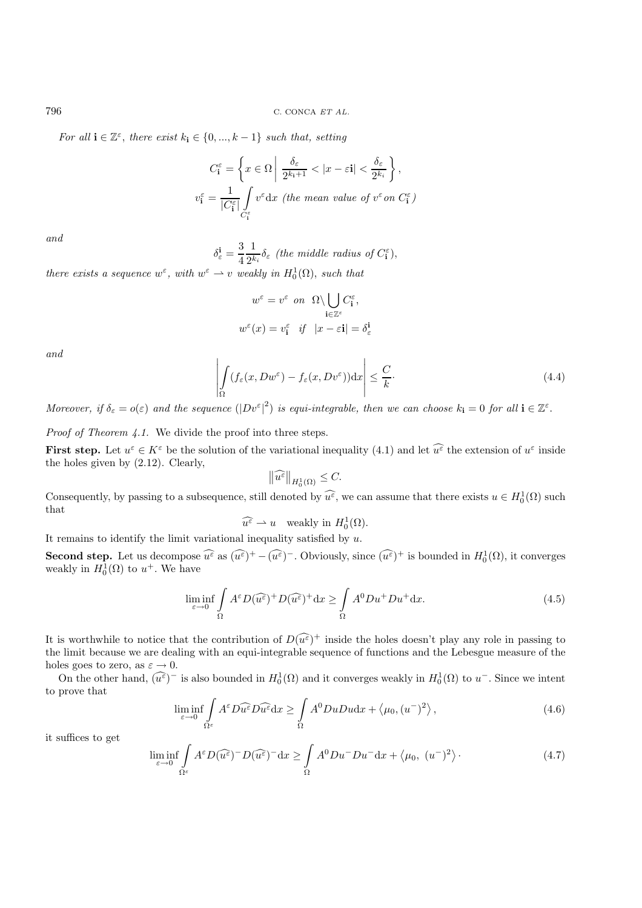*For all* $\mathbf{i} \in \mathbb{Z}^\varepsilon$*, there exist* $k_{\mathbf{i}} \in \{0, ..., k-1\}$ *such that, setting*

$$C^\varepsilon_{\mathbf{i}} = \left\{ x \in \Omega \,\middle|\, \frac{\delta_\varepsilon}{2^{k_{\mathbf{i}}+1}} < |x - \varepsilon \mathbf{i}| < \frac{\delta_\varepsilon}{2^{k_{\mathbf{i}}}} \right\},$$

$$v^\varepsilon_{\mathbf{i}} = \frac{1}{|C^\varepsilon_{\mathbf{i}}|} \int_{C^\varepsilon_{\mathbf{i}}} v^\varepsilon \mathrm{d}x \ \text{(the mean value of } v^\varepsilon \text{ on } C^\varepsilon_{\mathbf{i}}\text{)}$$

*and*

$$\delta^{\mathbf{i}}_\varepsilon = \frac{3}{4} \frac{1}{2^{k_{\mathbf{i}}}} \delta_\varepsilon \ \text{(the middle radius of } C^\varepsilon_{\mathbf{i}}\text{)},$$

*there exists a sequence* $w^\varepsilon$*, with* $w^\varepsilon \rightharpoonup v$ *weakly in* $H^1_0(\Omega)$*, such that*

$$w^\varepsilon = v^\varepsilon \ \text{ on } \ \Omega \backslash \bigcup_{\mathbf{i} \in \mathbb{Z}^\varepsilon} C^\varepsilon_{\mathbf{i}},$$

$$w^\varepsilon(x) = v^\varepsilon_{\mathbf{i}} \quad \text{if} \quad |x - \varepsilon \mathbf{i}| = \delta^{\mathbf{i}}_\varepsilon$$

*and*

$$\left| \int_\Omega (f_\varepsilon(x, Dw^\varepsilon) - f_\varepsilon(x, Dv^\varepsilon)) \mathrm{d}x \right| \leq \frac{C}{k} \cdot \tag{4.4}$$

*Moreover, if* $\delta_\varepsilon = o(\varepsilon)$ *and the sequence* $(|Dv^\varepsilon|^2)$ *is equi-integrable, then we can choose* $k_{\mathbf{i}} = 0$ *for all* $\mathbf{i} \in \mathbb{Z}^\varepsilon$*.*

*Proof of Theorem 4.1.* We divide the proof into three steps.

**First step.** Let $u^\varepsilon \in K^\varepsilon$ be the solution of the variational inequality (4.1) and let $\widehat{u^\varepsilon}$ the extension of $u^\varepsilon$ inside the holes given by (2.12). Clearly,

$$\left\| \widehat{u^\varepsilon} \right\|_{H^1_0(\Omega)} \leq C.$$

Consequently, by passing to a subsequence, still denoted by $\widehat{u^\varepsilon}$, we can assume that there exists $u \in H^1_0(\Omega)$ such that

$$\widehat{u^\varepsilon} \rightharpoonup u \quad \text{weakly in } H^1_0(\Omega).$$

It remains to identify the limit variational inequality satisfied by $u$.

**Second step.** Let us decompose $\widehat{u^\varepsilon}$ as $(\widehat{u^\varepsilon})^+ - (\widehat{u^\varepsilon})^-$. Obviously, since $(\widehat{u^\varepsilon})^+$ is bounded in $H^1_0(\Omega)$, it converges weakly in $H^1_0(\Omega)$ to $u^+$. We have

$$\liminf_{\varepsilon \to 0} \int_\Omega A^\varepsilon D(\widehat{u^\varepsilon})^+ D(\widehat{u^\varepsilon})^+ \mathrm{d}x \geq \int_\Omega A^0 Du^+ Du^+ \mathrm{d}x. \tag{4.5}$$

It is worthwhile to notice that the contribution of $D(\widehat{u^\varepsilon})^+$ inside the holes doesn't play any role in passing to the limit because we are dealing with an equi-integrable sequence of functions and the Lebesgue measure of the holes goes to zero, as $\varepsilon \to 0$.

On the other hand, $(\widehat{u^\varepsilon})^-$ is also bounded in $H^1_0(\Omega)$ and it converges weakly in $H^1_0(\Omega)$ to $u^-$. Since we intent to prove that

$$\liminf_{\varepsilon \to 0} \int_{\Omega^\varepsilon} A^\varepsilon D\widehat{u^\varepsilon} D\widehat{u^\varepsilon} \mathrm{d}x \geq \int_\Omega A^0 Du Du \mathrm{d}x + \left\langle \mu_0, (u^-)^2 \right\rangle, \tag{4.6}$$

it suffices to get

$$\liminf_{\varepsilon \to 0} \int_{\Omega^\varepsilon} A^\varepsilon D(\widehat{u^\varepsilon})^- D(\widehat{u^\varepsilon})^- \mathrm{d}x \geq \int_\Omega A^0 Du^- Du^- \mathrm{d}x + \left\langle \mu_0, \ (u^-)^2 \right\rangle \cdot \tag{4.7}$$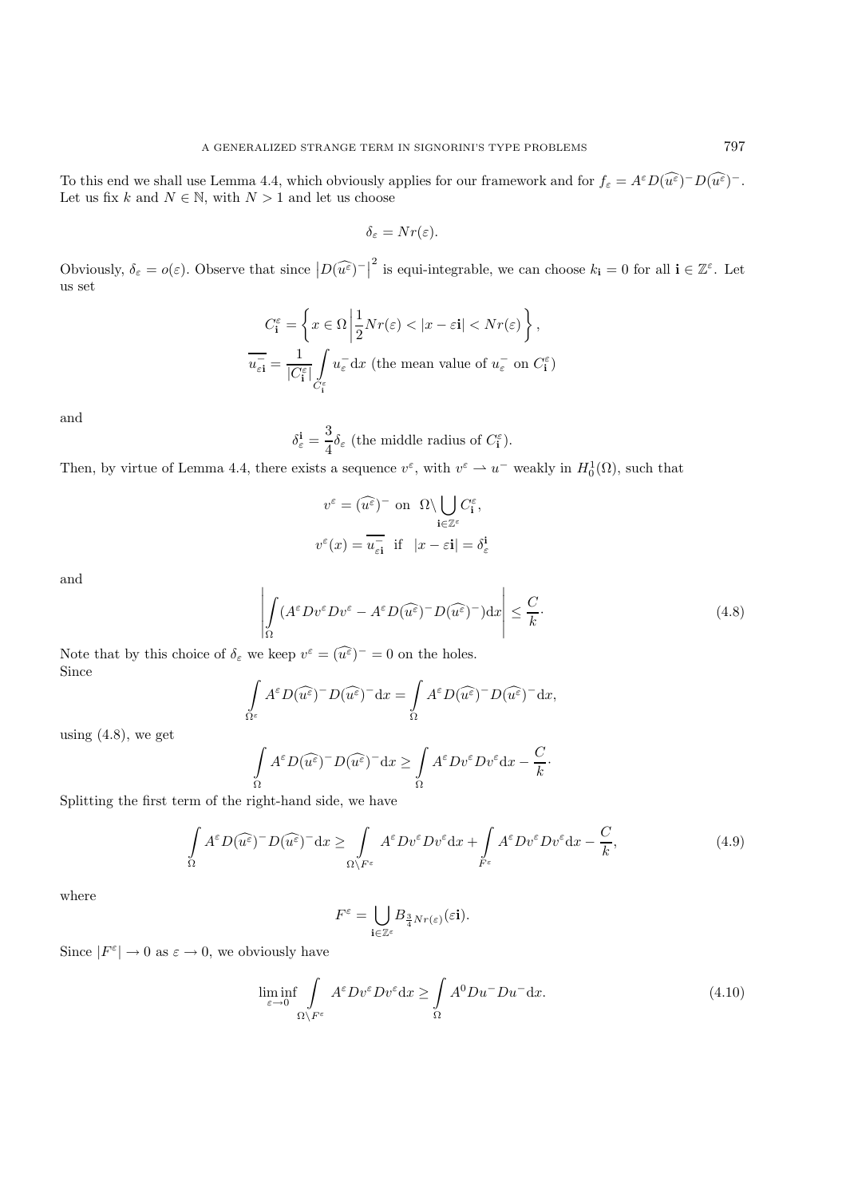To this end we shall use Lemma 4.4, which obviously applies for our framework and for $f_\varepsilon = A^\varepsilon D(\widehat{u^\varepsilon})^- D(\widehat{u^\varepsilon})^-$. Let us fix $k$ and $N \in \mathbb{N}$, with $N > 1$ and let us choose

$$\delta_\varepsilon = Nr(\varepsilon).$$

Obviously, $\delta_\varepsilon = o(\varepsilon)$. Observe that since $\left|D(\widehat{u^\varepsilon})^-\right|^2$ is equi-integrable, we can choose $k_{\mathbf{i}} = 0$ for all $\mathbf{i} \in \mathbb{Z}^\varepsilon$. Let us set

$$C^\varepsilon_{\mathbf{i}} = \left\{ x \in \Omega \left| \frac{1}{2} Nr(\varepsilon) < |x - \varepsilon \mathbf{i}| < Nr(\varepsilon) \right. \right\},$$

$$\overline{u^-_{\varepsilon \mathbf{i}}} = \frac{1}{|C^\varepsilon_{\mathbf{i}}|} \int_{C^\varepsilon_{\mathbf{i}}} u^-_\varepsilon \mathrm{d}x \text{ (the mean value of } u^-_\varepsilon \text{ on } C^\varepsilon_{\mathbf{i}})$$

and

$$\delta^{\mathbf{i}}_\varepsilon = \frac{3}{4} \delta_\varepsilon \text{ (the middle radius of } C^\varepsilon_{\mathbf{i}}).$$

Then, by virtue of Lemma 4.4, there exists a sequence $v^\varepsilon$, with $v^\varepsilon \rightharpoonup u^-$ weakly in $H^1_0(\Omega)$, such that

$$v^\varepsilon = (\widehat{u^\varepsilon})^- \text{ on } \Omega \backslash \bigcup_{\mathbf{i} \in \mathbb{Z}^\varepsilon} C^\varepsilon_{\mathbf{i}},$$

$$v^\varepsilon(x) = \overline{u^-_{\varepsilon \mathbf{i}}} \text{ if } |x - \varepsilon \mathbf{i}| = \delta^{\mathbf{i}}_\varepsilon$$

and

$$\left| \int_\Omega (A^\varepsilon D v^\varepsilon D v^\varepsilon - A^\varepsilon D(\widehat{u^\varepsilon})^- D(\widehat{u^\varepsilon})^-) \mathrm{d}x \right| \leq \frac{C}{k} \cdot \tag{4.8}$$

Note that by this choice of $\delta_\varepsilon$ we keep $v^\varepsilon = (\widehat{u^\varepsilon})^- = 0$ on the holes.
Since

$$\int_{\Omega^\varepsilon} A^\varepsilon D(\widehat{u^\varepsilon})^- D(\widehat{u^\varepsilon})^- \mathrm{d}x = \int_\Omega A^\varepsilon D(\widehat{u^\varepsilon})^- D(\widehat{u^\varepsilon})^- \mathrm{d}x,$$

using (4.8), we get

$$\int_\Omega A^\varepsilon D(\widehat{u^\varepsilon})^- D(\widehat{u^\varepsilon})^- \mathrm{d}x \geq \int_\Omega A^\varepsilon D v^\varepsilon D v^\varepsilon \mathrm{d}x - \frac{C}{k} \cdot$$

Splitting the first term of the right-hand side, we have

$$\int_\Omega A^\varepsilon D(\widehat{u^\varepsilon})^- D(\widehat{u^\varepsilon})^- \mathrm{d}x \geq \int_{\Omega \backslash F^\varepsilon} A^\varepsilon D v^\varepsilon D v^\varepsilon \mathrm{d}x + \int_{F^\varepsilon} A^\varepsilon D v^\varepsilon D v^\varepsilon \mathrm{d}x - \frac{C}{k}, \tag{4.9}$$

where

$$F^\varepsilon = \bigcup_{\mathbf{i} \in \mathbb{Z}^\varepsilon} B_{\frac{3}{4} Nr(\varepsilon)}(\varepsilon \mathbf{i}).$$

Since $|F^\varepsilon| \to 0$ as $\varepsilon \to 0$, we obviously have

$$\liminf_{\varepsilon \to 0} \int_{\Omega \backslash F^\varepsilon} A^\varepsilon D v^\varepsilon D v^\varepsilon \mathrm{d}x \geq \int_\Omega A^0 D u^- D u^- \mathrm{d}x. \tag{4.10}$$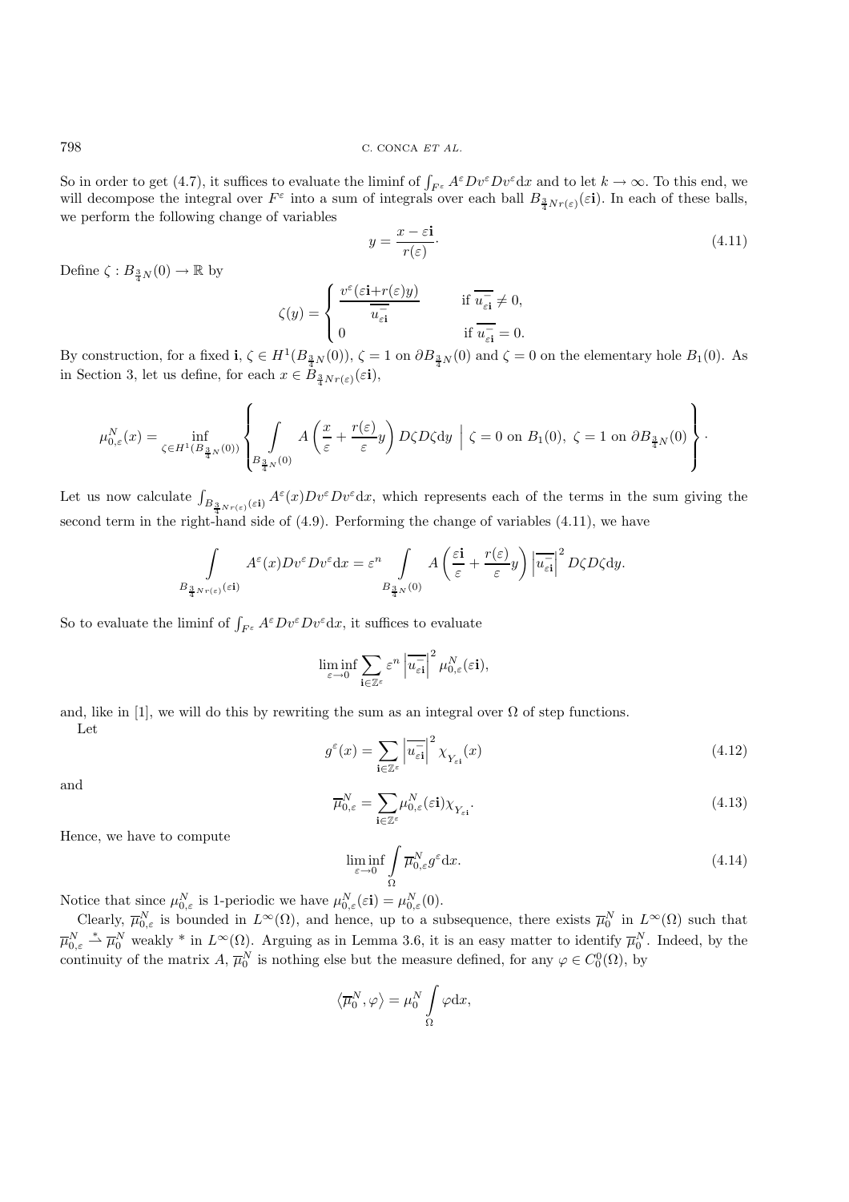So in order to get (4.7), it suffices to evaluate the liminf of $\int_{F^\varepsilon} A^\varepsilon Dv^\varepsilon Dv^\varepsilon \mathrm{d}x$ and to let $k \to \infty$. To this end, we will decompose the integral over $F^\varepsilon$ into a sum of integrals over each ball $B_{\frac{3}{4}Nr(\varepsilon)}(\varepsilon\mathbf{i})$. In each of these balls, we perform the following change of variables

$$y = \frac{x - \varepsilon\mathbf{i}}{r(\varepsilon)} \cdot \tag{4.11}$$

Define $\zeta : B_{\frac{3}{4}N}(0) \to \mathbb{R}$ by

$$\zeta(y) = \begin{cases} \dfrac{v^\varepsilon(\varepsilon\mathbf{i}+r(\varepsilon)y)}{\overline{u^-_{\varepsilon\mathbf{i}}}} & \text{if } \overline{u^-_{\varepsilon\mathbf{i}}} \neq 0, \\ 0 & \text{if } \overline{u^-_{\varepsilon\mathbf{i}}} = 0. \end{cases}$$

By construction, for a fixed $\mathbf{i}$, $\zeta \in H^1(B_{\frac{3}{4}N}(0))$, $\zeta = 1$ on $\partial B_{\frac{3}{4}N}(0)$ and $\zeta = 0$ on the elementary hole $B_1(0)$. As in Section 3, let us define, for each $x \in B_{\frac{3}{4}Nr(\varepsilon)}(\varepsilon\mathbf{i})$,

$$\mu^N_{0,\varepsilon}(x) = \inf_{\zeta \in H^1(B_{\frac{3}{4}N}(0))} \left\{ \int_{B_{\frac{3}{4}N}(0)} A\left(\frac{x}{\varepsilon} + \frac{r(\varepsilon)}{\varepsilon}y\right) D\zeta D\zeta \mathrm{d}y \;\middle|\; \zeta = 0 \text{ on } B_1(0),\ \zeta = 1 \text{ on } \partial B_{\frac{3}{4}N}(0) \right\}.$$

Let us now calculate $\int_{B_{\frac{3}{4}Nr(\varepsilon)}(\varepsilon\mathbf{i})} A^\varepsilon(x) Dv^\varepsilon Dv^\varepsilon \mathrm{d}x$, which represents each of the terms in the sum giving the second term in the right-hand side of (4.9). Performing the change of variables (4.11), we have

$$\int_{B_{\frac{3}{4}Nr(\varepsilon)}(\varepsilon\mathbf{i})} A^\varepsilon(x) Dv^\varepsilon Dv^\varepsilon \mathrm{d}x = \varepsilon^n \int_{B_{\frac{3}{4}N}(0)} A\left(\frac{\varepsilon\mathbf{i}}{\varepsilon} + \frac{r(\varepsilon)}{\varepsilon}y\right) \left|\overline{u^-_{\varepsilon\mathbf{i}}}\right|^2 D\zeta D\zeta \mathrm{d}y.$$

So to evaluate the liminf of $\int_{F^\varepsilon} A^\varepsilon Dv^\varepsilon Dv^\varepsilon \mathrm{d}x$, it suffices to evaluate

$$\liminf_{\varepsilon \to 0} \sum_{\mathbf{i} \in \mathbb{Z}^\varepsilon} \varepsilon^n \left|\overline{u^-_{\varepsilon\mathbf{i}}}\right|^2 \mu^N_{0,\varepsilon}(\varepsilon\mathbf{i}),$$

and, like in [1], we will do this by rewriting the sum as an integral over $\Omega$ of step functions.

Let

$$g^\varepsilon(x) = \sum_{\mathbf{i} \in \mathbb{Z}^\varepsilon} \left|\overline{u^-_{\varepsilon\mathbf{i}}}\right|^2 \chi_{Y_{\varepsilon\mathbf{i}}}(x) \tag{4.12}$$

and

$$\overline{\mu}^N_{0,\varepsilon} = \sum_{\mathbf{i} \in \mathbb{Z}^\varepsilon} \mu^N_{0,\varepsilon}(\varepsilon\mathbf{i}) \chi_{Y_{\varepsilon\mathbf{i}}}. \tag{4.13}$$

Hence, we have to compute

$$\liminf_{\varepsilon \to 0} \int_\Omega \overline{\mu}^N_{0,\varepsilon} g^\varepsilon \mathrm{d}x. \tag{4.14}$$

Notice that since $\mu^N_{0,\varepsilon}$ is 1-periodic we have $\mu^N_{0,\varepsilon}(\varepsilon\mathbf{i}) = \mu^N_{0,\varepsilon}(0)$.

Clearly, $\overline{\mu}^N_{0,\varepsilon}$ is bounded in $L^\infty(\Omega)$, and hence, up to a subsequence, there exists $\overline{\mu}^N_0$ in $L^\infty(\Omega)$ such that $\overline{\mu}^N_{0,\varepsilon} \overset{*}{\rightharpoonup} \overline{\mu}^N_0$ weakly * in $L^\infty(\Omega)$. Arguing as in Lemma 3.6, it is an easy matter to identify $\overline{\mu}^N_0$. Indeed, by the continuity of the matrix $A$, $\overline{\mu}^N_0$ is nothing else but the measure defined, for any $\varphi \in C^0_0(\Omega)$, by

$$\langle \overline{\mu}^N_0, \varphi \rangle = \mu^N_0 \int_\Omega \varphi \mathrm{d}x,$$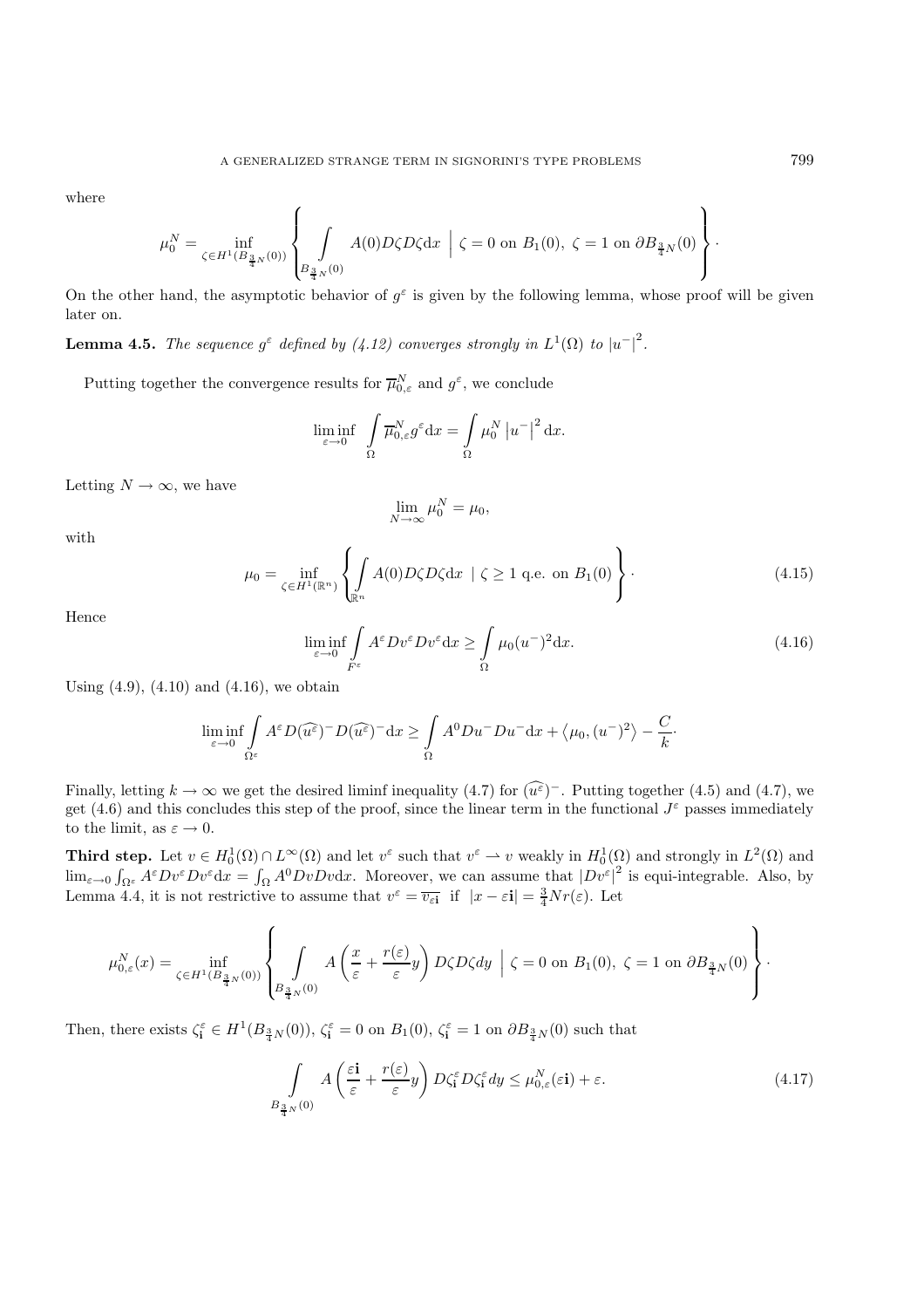where

$$
\mu_0^N = \inf_{\zeta \in H^1(B_{\frac{3}{4}N}(0))} \left\{ \int_{B_{\frac{3}{4}N}(0)} A(0) D\zeta D\zeta \mathrm{d}x \;\Big|\; \zeta = 0 \text{ on } B_1(0),\ \zeta = 1 \text{ on } \partial B_{\frac{3}{4}N}(0) \right\}.
$$

On the other hand, the asymptotic behavior of $g^\varepsilon$ is given by the following lemma, whose proof will be given later on.

**Lemma 4.5.** *The sequence $g^\varepsilon$ defined by (4.12) converges strongly in $L^1(\Omega)$ to $|u^-|^2$.*

Putting together the convergence results for $\overline{\mu}^N_{0,\varepsilon}$ and $g^\varepsilon$, we conclude

$$
\liminf_{\varepsilon \to 0} \int_\Omega \overline{\mu}^N_{0,\varepsilon} g^\varepsilon \mathrm{d}x = \int_\Omega \mu_0^N \left| u^- \right|^2 \mathrm{d}x.
$$

Letting $N \to \infty$, we have

$$
\lim_{N \to \infty} \mu_0^N = \mu_0,
$$

with

$$
\mu_0 = \inf_{\zeta \in H^1(\mathbb{R}^n)} \left\{ \int_{\mathbb{R}^n} A(0) D\zeta D\zeta \mathrm{d}x \;\mid\; \zeta \geq 1 \text{ q.e. on } B_1(0) \right\}. \tag{4.15}
$$

Hence

$$
\liminf_{\varepsilon \to 0} \int_{F^\varepsilon} A^\varepsilon D v^\varepsilon D v^\varepsilon \mathrm{d}x \geq \int_\Omega \mu_0 (u^-)^2 \mathrm{d}x. \tag{4.16}
$$

Using (4.9), (4.10) and (4.16), we obtain

$$
\liminf_{\varepsilon \to 0} \int_{\Omega^\varepsilon} A^\varepsilon D(\widehat{u^\varepsilon})^- D(\widehat{u^\varepsilon})^- \mathrm{d}x \geq \int_\Omega A^0 D u^- D u^- \mathrm{d}x + \left\langle \mu_0, (u^-)^2 \right\rangle - \frac{C}{k} \cdot
$$

Finally, letting $k \to \infty$ we get the desired liminf inequality (4.7) for $(\widehat{u^\varepsilon})^-$. Putting together (4.5) and (4.7), we get (4.6) and this concludes this step of the proof, since the linear term in the functional $J^\varepsilon$ passes immediately to the limit, as $\varepsilon \to 0$.

**Third step.** Let $v \in H_0^1(\Omega) \cap L^\infty(\Omega)$ and let $v^\varepsilon$ such that $v^\varepsilon \rightharpoonup v$ weakly in $H_0^1(\Omega)$ and strongly in $L^2(\Omega)$ and $\lim_{\varepsilon \to 0} \int_{\Omega^\varepsilon} A^\varepsilon D v^\varepsilon D v^\varepsilon \mathrm{d}x = \int_\Omega A^0 D v D v \mathrm{d}x$. Moreover, we can assume that $|D v^\varepsilon|^2$ is equi-integrable. Also, by Lemma 4.4, it is not restrictive to assume that $v^\varepsilon = \overline{v_{\varepsilon \mathbf{i}}}$ if $|x - \varepsilon \mathbf{i}| = \frac{3}{4} N r(\varepsilon)$. Let

$$
\mu^N_{0,\varepsilon}(x) = \inf_{\zeta \in H^1(B_{\frac{3}{4}N}(0))} \left\{ \int_{B_{\frac{3}{4}N}(0)} A\left( \frac{x}{\varepsilon} + \frac{r(\varepsilon)}{\varepsilon} y \right) D\zeta D\zeta dy \;\Big|\; \zeta = 0 \text{ on } B_1(0),\ \zeta = 1 \text{ on } \partial B_{\frac{3}{4}N}(0) \right\}.
$$

Then, there exists $\zeta_{\mathbf{i}}^\varepsilon \in H^1(B_{\frac{3}{4}N}(0))$, $\zeta_{\mathbf{i}}^\varepsilon = 0$ on $B_1(0)$, $\zeta_{\mathbf{i}}^\varepsilon = 1$ on $\partial B_{\frac{3}{4}N}(0)$ such that

$$
\int_{B_{\frac{3}{4}N}(0)} A\left( \frac{\varepsilon \mathbf{i}}{\varepsilon} + \frac{r(\varepsilon)}{\varepsilon} y \right) D\zeta_{\mathbf{i}}^\varepsilon D\zeta_{\mathbf{i}}^\varepsilon dy \leq \mu^N_{0,\varepsilon}(\varepsilon \mathbf{i}) + \varepsilon. \tag{4.17}
$$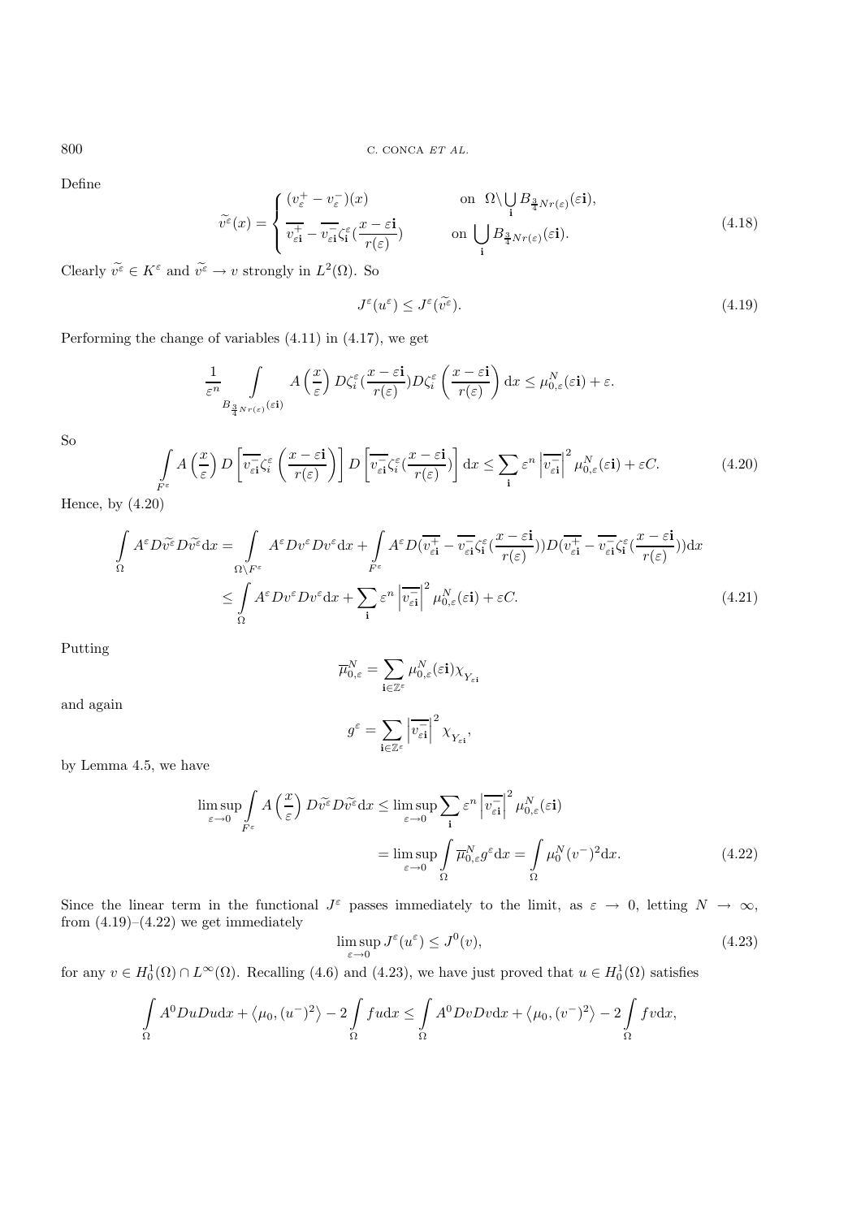Define

$$
\widetilde{v^\varepsilon}(x) = \begin{cases} (v_\varepsilon^+ - v_\varepsilon^-)(x) & \text{on } \Omega \backslash \bigcup\limits_{\mathbf{i}} B_{\frac{3}{4}Nr(\varepsilon)}(\varepsilon \mathbf{i}), \\ \overline{v_{\varepsilon \mathbf{i}}^+} - \overline{v_{\varepsilon \mathbf{i}}^-} \zeta_{\mathbf{i}}^\varepsilon (\frac{x - \varepsilon \mathbf{i}}{r(\varepsilon)}) & \text{on } \bigcup\limits_{\mathbf{i}} B_{\frac{3}{4}Nr(\varepsilon)}(\varepsilon \mathbf{i}). \end{cases} \tag{4.18}
$$

Clearly $\widetilde{v^\varepsilon} \in K^\varepsilon$ and $\widetilde{v^\varepsilon} \to v$ strongly in $L^2(\Omega)$. So

$$
J^\varepsilon(u^\varepsilon) \leq J^\varepsilon(\widetilde{v^\varepsilon}). \tag{4.19}
$$

Performing the change of variables (4.11) in (4.17), we get

$$
\frac{1}{\varepsilon^n} \int\limits_{B_{\frac{3}{4}Nr(\varepsilon)}(\varepsilon \mathbf{i})} A\left(\frac{x}{\varepsilon}\right) D\zeta_i^\varepsilon (\frac{x - \varepsilon \mathbf{i}}{r(\varepsilon)}) D\zeta_i^\varepsilon \left(\frac{x - \varepsilon \mathbf{i}}{r(\varepsilon)}\right) \mathrm{d}x \leq \mu_{0,\varepsilon}^N(\varepsilon \mathbf{i}) + \varepsilon.
$$

So

$$
\int\limits_{F^\varepsilon} A\left(\frac{x}{\varepsilon}\right) D\left[\overline{v_{\varepsilon \mathbf{i}}^-}\zeta_i^\varepsilon \left(\frac{x - \varepsilon \mathbf{i}}{r(\varepsilon)}\right)\right] D\left[\overline{v_{\varepsilon \mathbf{i}}^-}\zeta_i^\varepsilon (\frac{x - \varepsilon \mathbf{i}}{r(\varepsilon)})\right] \mathrm{d}x \leq \sum_{\mathbf{i}} \varepsilon^n \left|\overline{v_{\varepsilon \mathbf{i}}^-}\right|^2 \mu_{0,\varepsilon}^N(\varepsilon \mathbf{i}) + \varepsilon C. \tag{4.20}
$$

Hence, by (4.20)

$$
\begin{aligned}
\int\limits_\Omega A^\varepsilon D\widetilde{v^\varepsilon} D\widetilde{v^\varepsilon} \mathrm{d}x &= \int\limits_{\Omega \backslash F^\varepsilon} A^\varepsilon Dv^\varepsilon Dv^\varepsilon \mathrm{d}x + \int\limits_{F^\varepsilon} A^\varepsilon D(\overline{v_{\varepsilon \mathbf{i}}^+} - \overline{v_{\varepsilon \mathbf{i}}^-}\zeta_{\mathbf{i}}^\varepsilon (\frac{x - \varepsilon \mathbf{i}}{r(\varepsilon)})) D(\overline{v_{\varepsilon \mathbf{i}}^+} - \overline{v_{\varepsilon \mathbf{i}}^-}\zeta_{\mathbf{i}}^\varepsilon (\frac{x - \varepsilon \mathbf{i}}{r(\varepsilon)})) \mathrm{d}x \\
&\leq \int\limits_\Omega A^\varepsilon Dv^\varepsilon Dv^\varepsilon \mathrm{d}x + \sum_{\mathbf{i}} \varepsilon^n \left|\overline{v_{\varepsilon \mathbf{i}}^-}\right|^2 \mu_{0,\varepsilon}^N(\varepsilon \mathbf{i}) + \varepsilon C.
\end{aligned} \tag{4.21}
$$

Putting

$$
\overline{\mu}_{0,\varepsilon}^N = \sum_{\mathbf{i} \in \mathbb{Z}^\varepsilon} \mu_{0,\varepsilon}^N(\varepsilon \mathbf{i}) \chi_{Y_{\varepsilon \mathbf{i}}}
$$

and again

$$
g^\varepsilon = \sum_{\mathbf{i} \in \mathbb{Z}^\varepsilon} \left|\overline{v_{\varepsilon \mathbf{i}}^-}\right|^2 \chi_{Y_{\varepsilon \mathbf{i}}},
$$

by Lemma 4.5, we have

$$
\begin{aligned}
\limsup_{\varepsilon \to 0} \int\limits_{F^\varepsilon} A\left(\frac{x}{\varepsilon}\right) D\widetilde{v^\varepsilon} D\widetilde{v^\varepsilon} \mathrm{d}x &\leq \limsup_{\varepsilon \to 0} \sum_{\mathbf{i}} \varepsilon^n \left|\overline{v_{\varepsilon \mathbf{i}}^-}\right|^2 \mu_{0,\varepsilon}^N(\varepsilon \mathbf{i}) \\
&= \limsup_{\varepsilon \to 0} \int\limits_\Omega \overline{\mu}_{0,\varepsilon}^N g^\varepsilon \mathrm{d}x = \int\limits_\Omega \mu_0^N (v^-)^2 \mathrm{d}x.
\end{aligned} \tag{4.22}
$$

Since the linear term in the functional $J^\varepsilon$ passes immediately to the limit, as $\varepsilon \to 0$, letting $N \to \infty$, from (4.19)–(4.22) we get immediately

$$
\limsup_{\varepsilon \to 0} J^\varepsilon(u^\varepsilon) \leq J^0(v), \tag{4.23}
$$

for any $v \in H_0^1(\Omega) \cap L^\infty(\Omega)$. Recalling (4.6) and (4.23), we have just proved that $u \in H_0^1(\Omega)$ satisfies

$$
\int\limits_\Omega A^0 Du Du \mathrm{d}x + \left\langle \mu_0, (u^-)^2 \right\rangle - 2\int\limits_\Omega fu \mathrm{d}x \leq \int\limits_\Omega A^0 Dv Dv \mathrm{d}x + \left\langle \mu_0, (v^-)^2 \right\rangle - 2\int\limits_\Omega fv \mathrm{d}x,
$$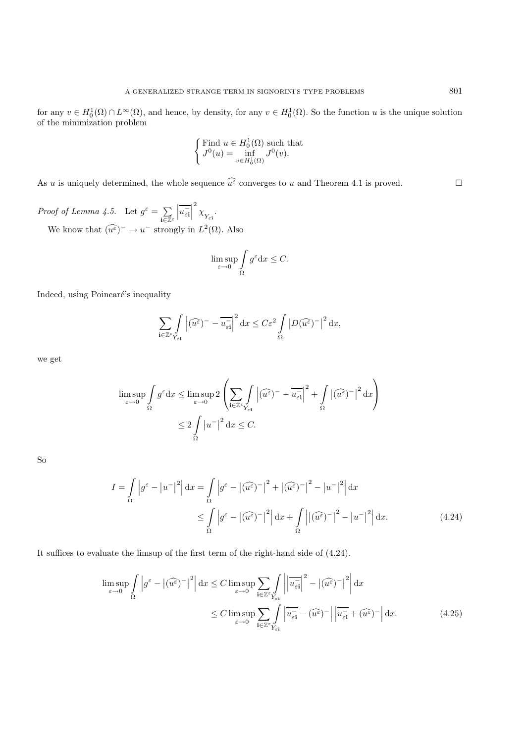for any $v \in H_0^1(\Omega) \cap L^\infty(\Omega)$, and hence, by density, for any $v \in H_0^1(\Omega)$. So the function $u$ is the unique solution of the minimization problem

$$
\begin{cases}
\text{Find } u \in H_0^1(\Omega) \text{ such that} \\
J^0(u) = \inf\limits_{v \in H_0^1(\Omega)} J^0(v).
\end{cases}
$$

As $u$ is uniquely determined, the whole sequence $\widehat{u^\varepsilon}$ converges to $u$ and Theorem 4.1 is proved. $\square$

*Proof of Lemma 4.5.* Let $g^\varepsilon = \sum\limits_{\mathbf{i} \in \mathbb{Z}^\varepsilon} \left| \overline{u_{\varepsilon \mathbf{i}}^-} \right|^2 \chi_{Y_{\varepsilon \mathbf{i}}}$.

We know that $(\widehat{u^\varepsilon})^- \to u^-$ strongly in $L^2(\Omega)$. Also

$$
\limsup_{\varepsilon \to 0} \int\limits_\Omega g^\varepsilon \mathrm{d}x \leq C.
$$

Indeed, using Poincaré's inequality

$$
\sum_{\mathbf{i} \in \mathbb{Z}^\varepsilon} \int\limits_{Y_{\varepsilon \mathbf{i}}} \left| (\widehat{u^\varepsilon})^- - \overline{u_{\varepsilon \mathbf{i}}^-} \right|^2 \mathrm{d}x \leq C \varepsilon^2 \int\limits_\Omega \left| D (\widehat{u^\varepsilon})^- \right|^2 \mathrm{d}x,
$$

we get

$$
\begin{aligned}
\limsup_{\varepsilon \to 0} \int\limits_\Omega g^\varepsilon \mathrm{d}x &\leq \limsup_{\varepsilon \to 0} 2 \left( \sum_{\mathbf{i} \in \mathbb{Z}^\varepsilon} \int\limits_{Y_{\varepsilon \mathbf{i}}} \left| (\widehat{u^\varepsilon})^- - \overline{u_{\varepsilon \mathbf{i}}^-} \right|^2 + \int\limits_\Omega \left| (\widehat{u^\varepsilon})^- \right|^2 \mathrm{d}x \right) \\
&\leq 2 \int\limits_\Omega \left| u^- \right|^2 \mathrm{d}x \leq C.
\end{aligned}
$$

So

$$
\begin{aligned}
I = \int\limits_\Omega \left| g^\varepsilon - \left| u^- \right|^2 \right| \mathrm{d}x &= \int\limits_\Omega \left| g^\varepsilon - \left| (\widehat{u^\varepsilon})^- \right|^2 + \left| (\widehat{u^\varepsilon})^- \right|^2 - \left| u^- \right|^2 \right| \mathrm{d}x \\
&\leq \int\limits_\Omega \left| g^\varepsilon - \left| (\widehat{u^\varepsilon})^- \right|^2 \right| \mathrm{d}x + \int\limits_\Omega \left| \left| (\widehat{u^\varepsilon})^- \right|^2 - \left| u^- \right|^2 \right| \mathrm{d}x. \qquad (4.24)
\end{aligned}
$$

It suffices to evaluate the limsup of the first term of the right-hand side of (4.24).

$$
\begin{aligned}
\limsup_{\varepsilon \to 0} \int\limits_\Omega \left| g^\varepsilon - \left| (\widehat{u^\varepsilon})^- \right|^2 \right| \mathrm{d}x &\leq C \limsup_{\varepsilon \to 0} \sum_{\mathbf{i} \in \mathbb{Z}^\varepsilon} \int\limits_{Y_{\varepsilon \mathbf{i}}} \left| \left| \overline{u_{\varepsilon \mathbf{i}}^-} \right|^2 - \left| (\widehat{u^\varepsilon})^- \right|^2 \right| \mathrm{d}x \\
&\leq C \limsup_{\varepsilon \to 0} \sum_{\mathbf{i} \in \mathbb{Z}^\varepsilon} \int\limits_{Y_{\varepsilon \mathbf{i}}} \left| \overline{u_{\varepsilon \mathbf{i}}^-} - (\widehat{u^\varepsilon})^- \right| \left| \overline{u_{\varepsilon \mathbf{i}}^-} + (\widehat{u^\varepsilon})^- \right| \mathrm{d}x. \qquad (4.25)
\end{aligned}
$$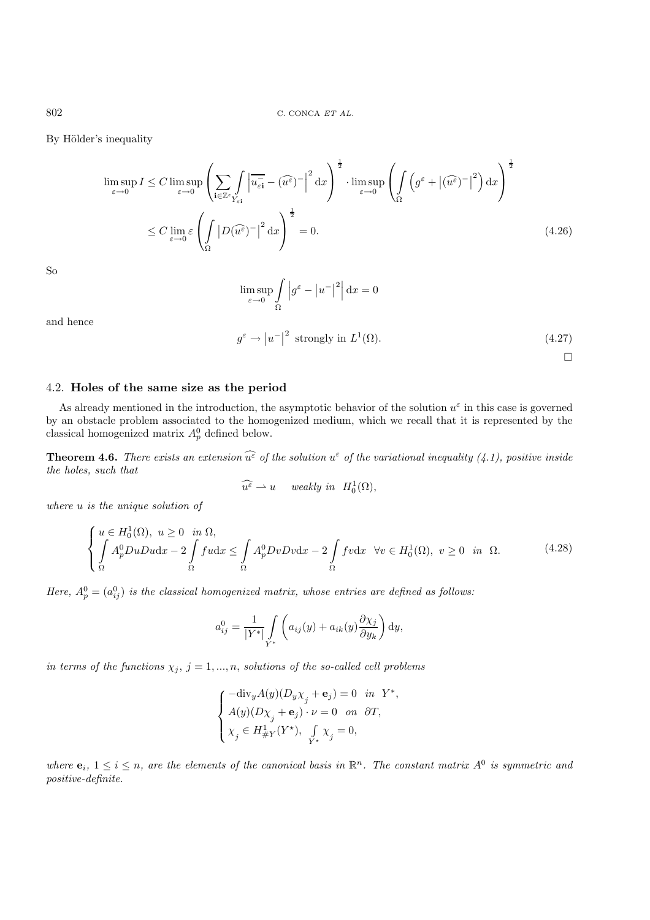By Hölder's inequality

$$
\begin{aligned}
\limsup_{\varepsilon\to 0} I &\leq C \limsup_{\varepsilon\to 0} \left( \sum_{\mathbf{i}\in\mathbb{Z}^\varepsilon} \int_{Y_{\varepsilon\mathbf{i}}} \left| \overline{u_{\varepsilon\mathbf{i}}^-} - (\widehat{u^\varepsilon})^- \right|^2 \mathrm{d}x \right)^{\frac{1}{2}} \cdot \limsup_{\varepsilon\to 0} \left( \int_\Omega \left( g^\varepsilon + \left|(\widehat{u^\varepsilon})^-\right|^2 \right) \mathrm{d}x \right)^{\frac{1}{2}} \\
&\leq C \lim_{\varepsilon\to 0} \varepsilon \left( \int_\Omega \left| D(\widehat{u^\varepsilon})^- \right|^2 \mathrm{d}x \right)^{\frac{1}{2}} = 0. \qquad (4.26)
\end{aligned}
$$

So

$$
\limsup_{\varepsilon\to 0} \int_\Omega \left| g^\varepsilon - \left|u^-\right|^2 \right| \mathrm{d}x = 0
$$

and hence

$$
g^\varepsilon \to \left|u^-\right|^2 \text{ strongly in } L^1(\Omega). \qquad (4.27)
$$

□

### 4.2. **Holes of the same size as the period**

As already mentioned in the introduction, the asymptotic behavior of the solution $u^\varepsilon$ in this case is governed by an obstacle problem associated to the homogenized medium, which we recall that it is represented by the classical homogenized matrix $A_p^0$ defined below.

**Theorem 4.6.** *There exists an extension $\widehat{u^\varepsilon}$ of the solution $u^\varepsilon$ of the variational inequality (4.1), positive inside the holes, such that*

$$
\widehat{u^\varepsilon} \rightharpoonup u \quad \text{weakly in } H_0^1(\Omega),
$$

*where $u$ is the unique solution of*

$$
\begin{cases}
u \in H_0^1(\Omega), \; u \geq 0 \quad \text{in } \Omega, \\
\displaystyle\int_\Omega A_p^0 Du Du \mathrm{d}x - 2\int_\Omega fu \mathrm{d}x \leq \int_\Omega A_p^0 Dv Dv \mathrm{d}x - 2\int_\Omega fv \mathrm{d}x \quad \forall v \in H_0^1(\Omega), \; v \geq 0 \quad \text{in } \Omega.
\end{cases} \qquad (4.28)
$$

*Here, $A_p^0 = (a_{ij}^0)$ is the classical homogenized matrix, whose entries are defined as follows:*

$$
a_{ij}^0 = \frac{1}{|Y^*|} \int_{Y^*} \left( a_{ij}(y) + a_{ik}(y) \frac{\partial \chi_j}{\partial y_k} \right) \mathrm{d}y,
$$

*in terms of the functions $\chi_j$, $j = 1, ..., n$, solutions of the so-called cell problems*

$$
\begin{cases}
-\mathrm{div}_y A(y)(D_y \chi_j + \mathbf{e}_j) = 0 \quad \text{in } Y^*, \\
A(y)(D\chi_j + \mathbf{e}_j) \cdot \nu = 0 \quad \text{on } \partial T, \\
\chi_j \in H_{\#Y}^1(Y^\star), \; \displaystyle\int_{Y^\star} \chi_j = 0,
\end{cases}
$$

*where $\mathbf{e}_i$, $1 \leq i \leq n$, are the elements of the canonical basis in $\mathbb{R}^n$. The constant matrix $A^0$ is symmetric and positive-definite.*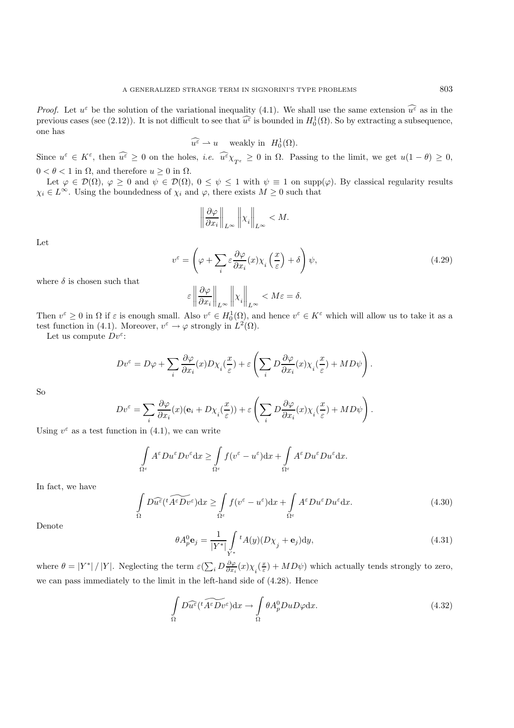*Proof.* Let $u^\varepsilon$ be the solution of the variational inequality (4.1). We shall use the same extension $\widehat{u^\varepsilon}$ as in the previous cases (see (2.12)). It is not difficult to see that $\widehat{u^\varepsilon}$ is bounded in $H_0^1(\Omega)$. So by extracting a subsequence, one has

$$\widehat{u^\varepsilon} \rightharpoonup u \quad \text{weakly in } H_0^1(\Omega).$$

Since $u^\varepsilon \in K^\varepsilon$, then $\widehat{u^\varepsilon} \geq 0$ on the holes, *i.e.* $\widehat{u^\varepsilon}\chi_{T^\varepsilon} \geq 0$ in $\Omega$. Passing to the limit, we get $u(1-\theta) \geq 0$, $0 < \theta < 1$ in $\Omega$, and therefore $u \geq 0$ in $\Omega$.

Let $\varphi \in \mathcal{D}(\Omega)$, $\varphi \geq 0$ and $\psi \in \mathcal{D}(\Omega)$, $0 \leq \psi \leq 1$ with $\psi \equiv 1$ on $\mathrm{supp}(\varphi)$. By classical regularity results $\chi_i \in L^\infty$. Using the boundedness of $\chi_i$ and $\varphi$, there exists $M \geq 0$ such that

$$\left\| \frac{\partial \varphi}{\partial x_i} \right\|_{L^\infty} \left\| \chi_i \right\|_{L^\infty} < M.$$

Let

$$v^\varepsilon = \left( \varphi + \sum_i \varepsilon \frac{\partial \varphi}{\partial x_i}(x) \chi_i\left(\frac{x}{\varepsilon}\right) + \delta \right) \psi, \tag{4.29}$$

where $\delta$ is chosen such that

$$\varepsilon \left\| \frac{\partial \varphi}{\partial x_i} \right\|_{L^\infty} \left\| \chi_i \right\|_{L^\infty} < M\varepsilon = \delta.$$

Then $v^\varepsilon \geq 0$ in $\Omega$ if $\varepsilon$ is enough small. Also $v^\varepsilon \in H_0^1(\Omega)$, and hence $v^\varepsilon \in K^\varepsilon$ which will allow us to take it as a test function in (4.1). Moreover, $v^\varepsilon \to \varphi$ strongly in $L^2(\Omega)$.

Let us compute $Dv^\varepsilon$:

$$Dv^\varepsilon = D\varphi + \sum_i \frac{\partial \varphi}{\partial x_i}(x) D\chi_i(\frac{x}{\varepsilon}) + \varepsilon \left( \sum_i D\frac{\partial \varphi}{\partial x_i}(x)\chi_i(\frac{x}{\varepsilon}) + MD\psi \right).$$

So

$$Dv^\varepsilon = \sum_i \frac{\partial \varphi}{\partial x_i}(x)(\mathbf{e}_i + D\chi_i(\frac{x}{\varepsilon})) + \varepsilon \left( \sum_i D\frac{\partial \varphi}{\partial x_i}(x)\chi_i(\frac{x}{\varepsilon}) + MD\psi \right).$$

Using $v^\varepsilon$ as a test function in (4.1), we can write

$$\int_{\Omega^\varepsilon} A^\varepsilon Du^\varepsilon Dv^\varepsilon \mathrm{d}x \geq \int_{\Omega^\varepsilon} f(v^\varepsilon - u^\varepsilon)\mathrm{d}x + \int_{\Omega^\varepsilon} A^\varepsilon Du^\varepsilon Du^\varepsilon \mathrm{d}x.$$

In fact, we have

$$\int_{\Omega} D\widehat{u^\varepsilon}(\widetilde{{}^tA^\varepsilon Dv^\varepsilon})\mathrm{d}x \geq \int_{\Omega^\varepsilon} f(v^\varepsilon - u^\varepsilon)\mathrm{d}x + \int_{\Omega^\varepsilon} A^\varepsilon Du^\varepsilon Du^\varepsilon \mathrm{d}x. \tag{4.30}$$

Denote

$$\theta A_p^0 \mathbf{e}_j = \frac{1}{|Y^*|} \int_{Y^*} {}^tA(y)(D\chi_j + \mathbf{e}_j)\mathrm{d}y, \tag{4.31}$$

where $\theta = |Y^*| / |Y|$. Neglecting the term $\varepsilon(\sum_i D\frac{\partial \varphi}{\partial x_i}(x)\chi_i(\frac{x}{\varepsilon}) + MD\psi)$ which actually tends strongly to zero, we can pass immediately to the limit in the left-hand side of (4.28). Hence

$$\int_{\Omega} D\widehat{u^\varepsilon}(\widetilde{{}^tA^\varepsilon Dv^\varepsilon})\mathrm{d}x \to \int_{\Omega} \theta A_p^0 Du D\varphi \mathrm{d}x. \tag{4.32}$$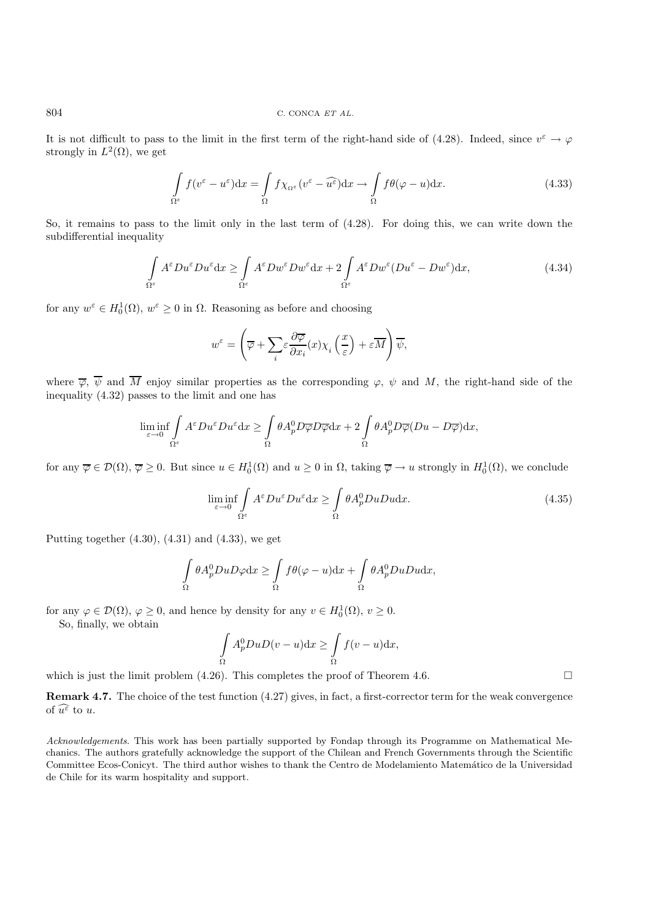It is not difficult to pass to the limit in the first term of the right-hand side of (4.28). Indeed, since $v^\varepsilon \to \varphi$ strongly in $L^2(\Omega)$, we get

$$\int_{\Omega^\varepsilon} f(v^\varepsilon - u^\varepsilon)\mathrm{d}x = \int_{\Omega} f\chi_{\Omega^\varepsilon}(v^\varepsilon - \widehat{u^\varepsilon})\mathrm{d}x \to \int_{\Omega} f\theta(\varphi - u)\mathrm{d}x. \tag{4.33}$$

So, it remains to pass to the limit only in the last term of (4.28). For doing this, we can write down the subdifferential inequality

$$\int_{\Omega^\varepsilon} A^\varepsilon Du^\varepsilon Du^\varepsilon \mathrm{d}x \geq \int_{\Omega^\varepsilon} A^\varepsilon Dw^\varepsilon Dw^\varepsilon \mathrm{d}x + 2\int_{\Omega^\varepsilon} A^\varepsilon Dw^\varepsilon (Du^\varepsilon - Dw^\varepsilon)\mathrm{d}x, \tag{4.34}$$

for any $w^\varepsilon \in H_0^1(\Omega)$, $w^\varepsilon \geq 0$ in $\Omega$. Reasoning as before and choosing

$$w^\varepsilon = \left(\overline{\varphi} + \sum_i \varepsilon \frac{\partial \overline{\varphi}}{\partial x_i}(x)\chi_i\left(\frac{x}{\varepsilon}\right) + \varepsilon \overline{M}\right)\overline{\psi},$$

where $\overline{\varphi}$, $\overline{\psi}$ and $\overline{M}$ enjoy similar properties as the corresponding $\varphi$, $\psi$ and $M$, the right-hand side of the inequality (4.32) passes to the limit and one has

$$\liminf_{\varepsilon\to 0} \int_{\Omega^\varepsilon} A^\varepsilon Du^\varepsilon Du^\varepsilon \mathrm{d}x \geq \int_{\Omega} \theta A_p^0 D\overline{\varphi} D\overline{\varphi}\mathrm{d}x + 2\int_{\Omega} \theta A_p^0 D\overline{\varphi}(Du - D\overline{\varphi})\mathrm{d}x,$$

for any $\overline{\varphi} \in \mathcal{D}(\Omega)$, $\overline{\varphi} \geq 0$. But since $u \in H_0^1(\Omega)$ and $u \geq 0$ in $\Omega$, taking $\overline{\varphi} \to u$ strongly in $H_0^1(\Omega)$, we conclude

$$\liminf_{\varepsilon\to 0} \int_{\Omega^\varepsilon} A^\varepsilon Du^\varepsilon Du^\varepsilon \mathrm{d}x \geq \int_{\Omega} \theta A_p^0 Du Du \mathrm{d}x. \tag{4.35}$$

Putting together (4.30), (4.31) and (4.33), we get

$$\int_{\Omega} \theta A_p^0 Du D\varphi \mathrm{d}x \geq \int_{\Omega} f\theta(\varphi - u)\mathrm{d}x + \int_{\Omega} \theta A_p^0 Du Du \mathrm{d}x,$$

for any $\varphi \in \mathcal{D}(\Omega)$, $\varphi \geq 0$, and hence by density for any $v \in H_0^1(\Omega)$, $v \geq 0$.

So, finally, we obtain

$$\int_{\Omega} A_p^0 Du D(v - u)\mathrm{d}x \geq \int_{\Omega} f(v - u)\mathrm{d}x,$$

which is just the limit problem (4.26). This completes the proof of Theorem 4.6. □

**Remark 4.7.** The choice of the test function (4.27) gives, in fact, a first-corrector term for the weak convergence of $\widehat{u^\varepsilon}$ to $u$.

*Acknowledgements*. This work has been partially supported by Fondap through its Programme on Mathematical Mechanics. The authors gratefully acknowledge the support of the Chilean and French Governments through the Scientific Committee Ecos-Conicyt. The third author wishes to thank the Centro de Modelamiento Matemático de la Universidad de Chile for its warm hospitality and support.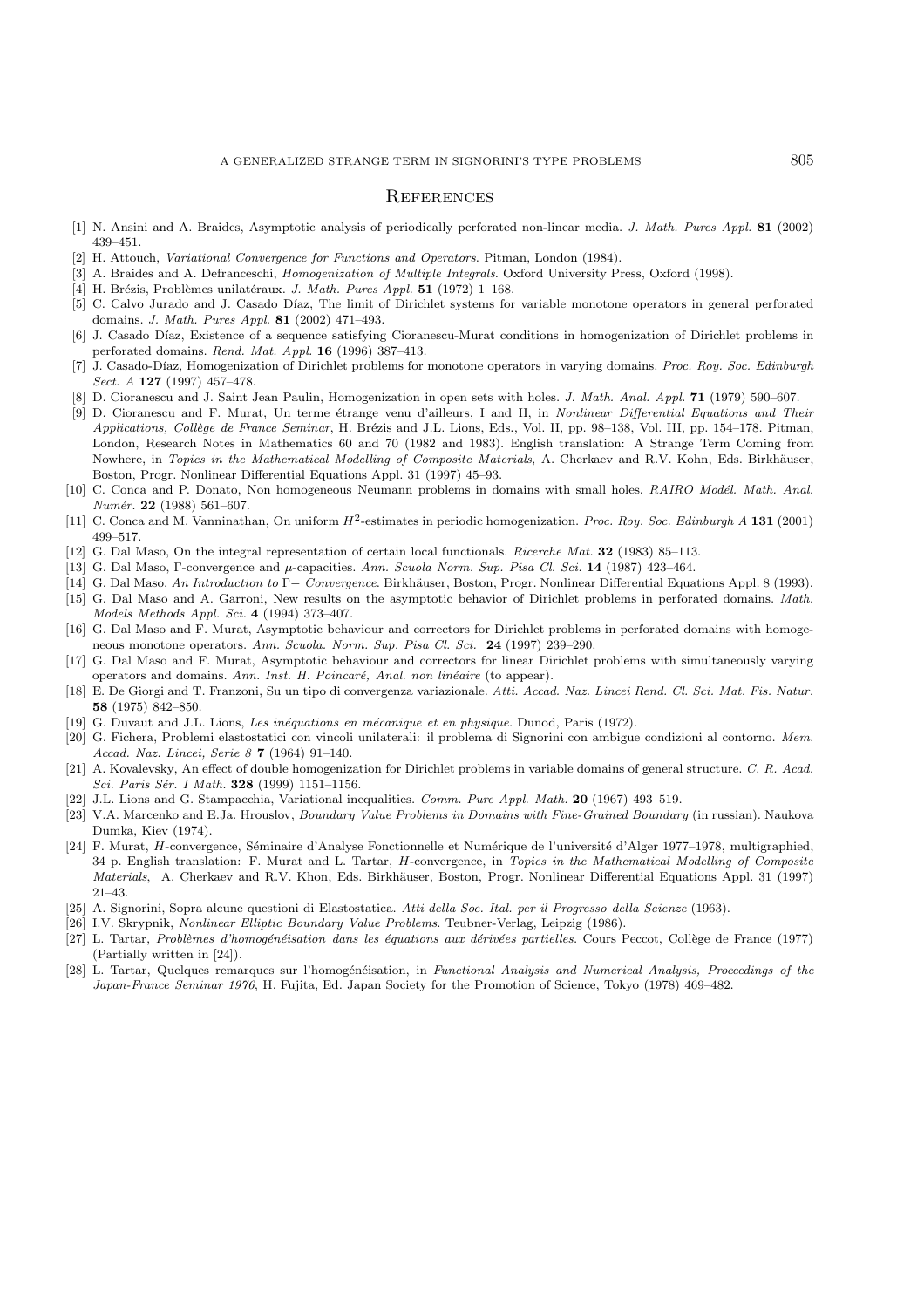# References

[1] N. Ansini and A. Braides, Asymptotic analysis of periodically perforated non-linear media. *J. Math. Pures Appl.* **81** (2002) 439–451.

[2] H. Attouch, *Variational Convergence for Functions and Operators*. Pitman, London (1984).

[3] A. Braides and A. Defranceschi, *Homogenization of Multiple Integrals*. Oxford University Press, Oxford (1998).

[4] H. Brézis, Problèmes unilatéraux. *J. Math. Pures Appl.* **51** (1972) 1–168.

[5] C. Calvo Jurado and J. Casado Díaz, The limit of Dirichlet systems for variable monotone operators in general perforated domains. *J. Math. Pures Appl.* **81** (2002) 471–493.

[6] J. Casado Díaz, Existence of a sequence satisfying Cioranescu-Murat conditions in homogenization of Dirichlet problems in perforated domains. *Rend. Mat. Appl.* **16** (1996) 387–413.

[7] J. Casado-Díaz, Homogenization of Dirichlet problems for monotone operators in varying domains. *Proc. Roy. Soc. Edinburgh Sect. A* **127** (1997) 457–478.

[8] D. Cioranescu and J. Saint Jean Paulin, Homogenization in open sets with holes. *J. Math. Anal. Appl.* **71** (1979) 590–607.

[9] D. Cioranescu and F. Murat, Un terme étrange venu d'ailleurs, I and II, in *Nonlinear Differential Equations and Their Applications, Collège de France Seminar*, H. Brézis and J.L. Lions, Eds., Vol. II, pp. 98–138, Vol. III, pp. 154–178. Pitman, London, Research Notes in Mathematics 60 and 70 (1982 and 1983). English translation: A Strange Term Coming from Nowhere, in *Topics in the Mathematical Modelling of Composite Materials*, A. Cherkaev and R.V. Kohn, Eds. Birkhäuser, Boston, Progr. Nonlinear Differential Equations Appl. 31 (1997) 45–93.

[10] C. Conca and P. Donato, Non homogeneous Neumann problems in domains with small holes. *RAIRO Modél. Math. Anal. Numér.* **22** (1988) 561–607.

[11] C. Conca and M. Vanninathan, On uniform $H^2$-estimates in periodic homogenization. *Proc. Roy. Soc. Edinburgh A* **131** (2001) 499–517.

[12] G. Dal Maso, On the integral representation of certain local functionals. *Ricerche Mat.* **32** (1983) 85–113.

[13] G. Dal Maso, Γ-convergence and $\mu$-capacities. *Ann. Scuola Norm. Sup. Pisa Cl. Sci.* **14** (1987) 423–464.

[14] G. Dal Maso, *An Introduction to Γ− Convergence*. Birkhäuser, Boston, Progr. Nonlinear Differential Equations Appl. 8 (1993).

[15] G. Dal Maso and A. Garroni, New results on the asymptotic behavior of Dirichlet problems in perforated domains. *Math. Models Methods Appl. Sci.* **4** (1994) 373–407.

[16] G. Dal Maso and F. Murat, Asymptotic behaviour and correctors for Dirichlet problems in perforated domains with homogeneous monotone operators. *Ann. Scuola. Norm. Sup. Pisa Cl. Sci.* **24** (1997) 239–290.

[17] G. Dal Maso and F. Murat, Asymptotic behaviour and correctors for linear Dirichlet problems with simultaneously varying operators and domains. *Ann. Inst. H. Poincaré, Anal. non linéaire* (to appear).

[18] E. De Giorgi and T. Franzoni, Su un tipo di convergenza variazionale. *Atti. Accad. Naz. Lincei Rend. Cl. Sci. Mat. Fis. Natur.* **58** (1975) 842–850.

[19] G. Duvaut and J.L. Lions, *Les inéquations en mécanique et en physique*. Dunod, Paris (1972).

[20] G. Fichera, Problemi elastostatici con vincoli unilaterali: il problema di Signorini con ambigue condizioni al contorno. *Mem. Accad. Naz. Lincei, Serie 8* **7** (1964) 91–140.

[21] A. Kovalevsky, An effect of double homogenization for Dirichlet problems in variable domains of general structure. *C. R. Acad. Sci. Paris Sér. I Math.* **328** (1999) 1151–1156.

[22] J.L. Lions and G. Stampacchia, Variational inequalities. *Comm. Pure Appl. Math.* **20** (1967) 493–519.

[23] V.A. Marcenko and E.Ja. Hrouslov, *Boundary Value Problems in Domains with Fine-Grained Boundary* (in russian). Naukova Dumka, Kiev (1974).

[24] F. Murat, $H$-convergence, Séminaire d'Analyse Fonctionnelle et Numérique de l'université d'Alger 1977–1978, multigraphied, 34 p. English translation: F. Murat and L. Tartar, $H$-convergence, in *Topics in the Mathematical Modelling of Composite Materials*, A. Cherkaev and R.V. Khon, Eds. Birkhäuser, Boston, Progr. Nonlinear Differential Equations Appl. 31 (1997) 21–43.

[25] A. Signorini, Sopra alcune questioni di Elastostatica. *Atti della Soc. Ital. per il Progresso della Scienze* (1963).

[26] I.V. Skrypnik, *Nonlinear Elliptic Boundary Value Problems*. Teubner-Verlag, Leipzig (1986).

[27] L. Tartar, *Problèmes d'homogénéisation dans les équations aux dérivées partielles*. Cours Peccot, Collège de France (1977) (Partially written in [24]).

[28] L. Tartar, Quelques remarques sur l'homogénéisation, in *Functional Analysis and Numerical Analysis, Proceedings of the Japan-France Seminar 1976*, H. Fujita, Ed. Japan Society for the Promotion of Science, Tokyo (1978) 469–482.